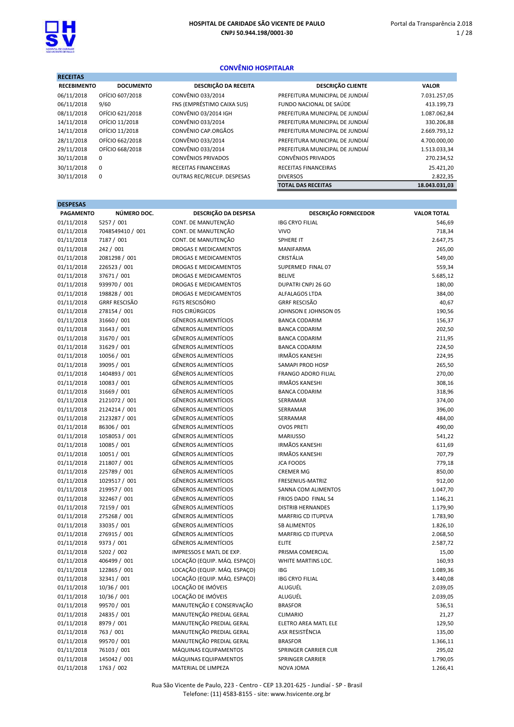HOSPITAL DE CARIDADE SÃO VICENTE DE PAULO
CNPJ 50.944.198/0001-30

## CONVÊNIO HOSPITALAR

### RECEITAS

| RECEBIMENTO | DOCUMENTO | DESCRIÇÃO DA RECEITA | DESCRIÇÃO CLIENTE | VALOR |
|---|---|---|---|---|
| 06/11/2018 | OFÍCIO 607/2018 | CONVÊNIO 033/2014 | PREFEITURA MUNICIPAL DE JUNDIAÍ | 7.031.257,05 |
| 06/11/2018 | 9/60 | FNS (EMPRÉSTIMO CAIXA SUS) | FUNDO NACIONAL DE SAÚDE | 413.199,73 |
| 08/11/2018 | OFÍCIO 621/2018 | CONVÊNIO 03/2014 IGH | PREFEITURA MUNICIPAL DE JUNDIAÍ | 1.087.062,84 |
| 14/11/2018 | OFÍCIO 11/2018 | CONVÊNIO 033/2014 | PREFEITURA MUNICIPAL DE JUNDIAÍ | 330.206,88 |
| 14/11/2018 | OFÍCIO 11/2018 | CONVÊNIO CAP.ORGÃOS | PREFEITURA MUNICIPAL DE JUNDIAÍ | 2.669.793,12 |
| 28/11/2018 | OFÍCIO 662/2018 | CONVÊNIO 033/2014 | PREFEITURA MUNICIPAL DE JUNDIAÍ | 4.700.000,00 |
| 29/11/2018 | OFÍCIO 668/2018 | CONVÊNIO 033/2014 | PREFEITURA MUNICIPAL DE JUNDIAÍ | 1.513.033,34 |
| 30/11/2018 | 0 | CONVÊNIOS PRIVADOS | CONVÊNIOS PRIVADOS | 270.234,52 |
| 30/11/2018 | 0 | RECEITAS FINANCEIRAS | RECEITAS FINANCEIRAS | 25.421,20 |
| 30/11/2018 | 0 | OUTRAS REC/RECUP. DESPESAS | DIVERSOS | 2.822,35 |
| | | | **TOTAL DAS RECEITAS** | **18.043.031,03** |

### DESPESAS

| PAGAMENTO | NÚMERO DOC. | DESCRIÇÃO DA DESPESA | DESCRIÇÃO FORNECEDOR | VALOR TOTAL |
|---|---|---|---|---|
| 01/11/2018 | 5257 / 001 | CONT. DE MANUTENÇÃO | IBG CRYO FILIAL | 546,69 |
| 01/11/2018 | 7048549410 / 001 | CONT. DE MANUTENÇÃO | VIVO | 718,34 |
| 01/11/2018 | 7187 / 001 | CONT. DE MANUTENÇÃO | SPHERE IT | 2.647,75 |
| 01/11/2018 | 242 / 001 | DROGAS E MEDICAMENTOS | MANIFARMA | 265,00 |
| 01/11/2018 | 2081298 / 001 | DROGAS E MEDICAMENTOS | CRISTÁLIA | 549,00 |
| 01/11/2018 | 226523 / 001 | DROGAS E MEDICAMENTOS | SUPERMED FINAL 07 | 559,34 |
| 01/11/2018 | 37671 / 001 | DROGAS E MEDICAMENTOS | BELIVE | 5.685,12 |
| 01/11/2018 | 939970 / 001 | DROGAS E MEDICAMENTOS | DUPATRI CNPJ 26 GO | 180,00 |
| 01/11/2018 | 198828 / 001 | DROGAS E MEDICAMENTOS | ALFALAGOS LTDA | 384,00 |
| 01/11/2018 | GRRF RESCISÃO | FGTS RESCISÓRIO | GRRF RESCISÃO | 40,67 |
| 01/11/2018 | 278154 / 001 | FIOS CIRÚRGICOS | JOHNSON E JOHNSON 05 | 190,56 |
| 01/11/2018 | 31660 / 001 | GÊNEROS ALIMENTÍCIOS | BANCA CODARIM | 156,37 |
| 01/11/2018 | 31643 / 001 | GÊNEROS ALIMENTÍCIOS | BANCA CODARIM | 202,50 |
| 01/11/2018 | 31670 / 001 | GÊNEROS ALIMENTÍCIOS | BANCA CODARIM | 211,95 |
| 01/11/2018 | 31629 / 001 | GÊNEROS ALIMENTÍCIOS | BANCA CODARIM | 224,50 |
| 01/11/2018 | 10056 / 001 | GÊNEROS ALIMENTÍCIOS | IRMÃOS KANESHI | 224,95 |
| 01/11/2018 | 39095 / 001 | GÊNEROS ALIMENTÍCIOS | SAMAPI PROD HOSP | 265,50 |
| 01/11/2018 | 1404893 / 001 | GÊNEROS ALIMENTÍCIOS | FRANGO ADORO FILIAL | 270,00 |
| 01/11/2018 | 10083 / 001 | GÊNEROS ALIMENTÍCIOS | IRMÃOS KANESHI | 308,16 |
| 01/11/2018 | 31669 / 001 | GÊNEROS ALIMENTÍCIOS | BANCA CODARIM | 318,96 |
| 01/11/2018 | 2121072 / 001 | GÊNEROS ALIMENTÍCIOS | SERRAMAR | 374,00 |
| 01/11/2018 | 2124214 / 001 | GÊNEROS ALIMENTÍCIOS | SERRAMAR | 396,00 |
| 01/11/2018 | 2123287 / 001 | GÊNEROS ALIMENTÍCIOS | SERRAMAR | 484,00 |
| 01/11/2018 | 86306 / 001 | GÊNEROS ALIMENTÍCIOS | OVOS PRETI | 490,00 |
| 01/11/2018 | 1058053 / 001 | GÊNEROS ALIMENTÍCIOS | MARIUSSO | 541,22 |
| 01/11/2018 | 10085 / 001 | GÊNEROS ALIMENTÍCIOS | IRMÃOS KANESHI | 611,69 |
| 01/11/2018 | 10051 / 001 | GÊNEROS ALIMENTÍCIOS | IRMÃOS KANESHI | 707,79 |
| 01/11/2018 | 211807 / 001 | GÊNEROS ALIMENTÍCIOS | JCA FOODS | 779,18 |
| 01/11/2018 | 225789 / 001 | GÊNEROS ALIMENTÍCIOS | CREMER MG | 850,00 |
| 01/11/2018 | 1029517 / 001 | GÊNEROS ALIMENTÍCIOS | FRESENIUS-MATRIZ | 912,00 |
| 01/11/2018 | 219957 / 001 | GÊNEROS ALIMENTÍCIOS | SANNA COM ALIMENTOS | 1.047,70 |
| 01/11/2018 | 322467 / 001 | GÊNEROS ALIMENTÍCIOS | FRIOS DADO FINAL 54 | 1.146,21 |
| 01/11/2018 | 72159 / 001 | GÊNEROS ALIMENTÍCIOS | DISTRIB HERNANDES | 1.179,90 |
| 01/11/2018 | 275268 / 001 | GÊNEROS ALIMENTÍCIOS | MARFRIG CD ITUPEVA | 1.783,90 |
| 01/11/2018 | 33035 / 001 | GÊNEROS ALIMENTÍCIOS | SB ALIMENTOS | 1.826,10 |
| 01/11/2018 | 276915 / 001 | GÊNEROS ALIMENTÍCIOS | MARFRIG CD ITUPEVA | 2.068,50 |
| 01/11/2018 | 9373 / 001 | GÊNEROS ALIMENTÍCIOS | ELITE | 2.587,72 |
| 01/11/2018 | 5202 / 002 | IMPRESSOS E MATL DE EXP. | PRISMA COMERCIAL | 15,00 |
| 01/11/2018 | 406499 / 001 | LOCAÇÃO (EQUIP. MÁQ. ESPAÇO) | WHITE MARTINS LOC. | 160,93 |
| 01/11/2018 | 122865 / 001 | LOCAÇÃO (EQUIP. MÁQ. ESPAÇO) | IBG | 1.089,36 |
| 01/11/2018 | 32341 / 001 | LOCAÇÃO (EQUIP. MÁQ. ESPAÇO) | IBG CRYO FILIAL | 3.440,08 |
| 01/11/2018 | 10/36 / 001 | LOCAÇÃO DE IMÓVEIS | ALUGUÉL | 2.039,05 |
| 01/11/2018 | 10/36 / 001 | LOCAÇÃO DE IMÓVEIS | ALUGUÉL | 2.039,05 |
| 01/11/2018 | 99570 / 001 | MANUTENÇÃO E CONSERVAÇÃO | BRASFOR | 536,51 |
| 01/11/2018 | 24835 / 001 | MANUTENÇÃO PREDIAL GERAL | CLIMARIO | 21,27 |
| 01/11/2018 | 8979 / 001 | MANUTENÇÃO PREDIAL GERAL | ELETRO AREA MATL ELE | 129,50 |
| 01/11/2018 | 763 / 001 | MANUTENÇÃO PREDIAL GERAL | ASX RESISTÊNCIA | 135,00 |
| 01/11/2018 | 99570 / 001 | MANUTENÇÃO PREDIAL GERAL | BRASFOR | 1.366,11 |
| 01/11/2018 | 76103 / 001 | MÁQUINAS EQUIPAMENTOS | SPRINGER CARRIER CUR | 295,02 |
| 01/11/2018 | 145042 / 001 | MÁQUINAS EQUIPAMENTOS | SPRINGER CARRIER | 1.790,05 |
| 01/11/2018 | 1763 / 002 | MATERIAL DE LIMPEZA | NOVA JOMA | 1.266,41 |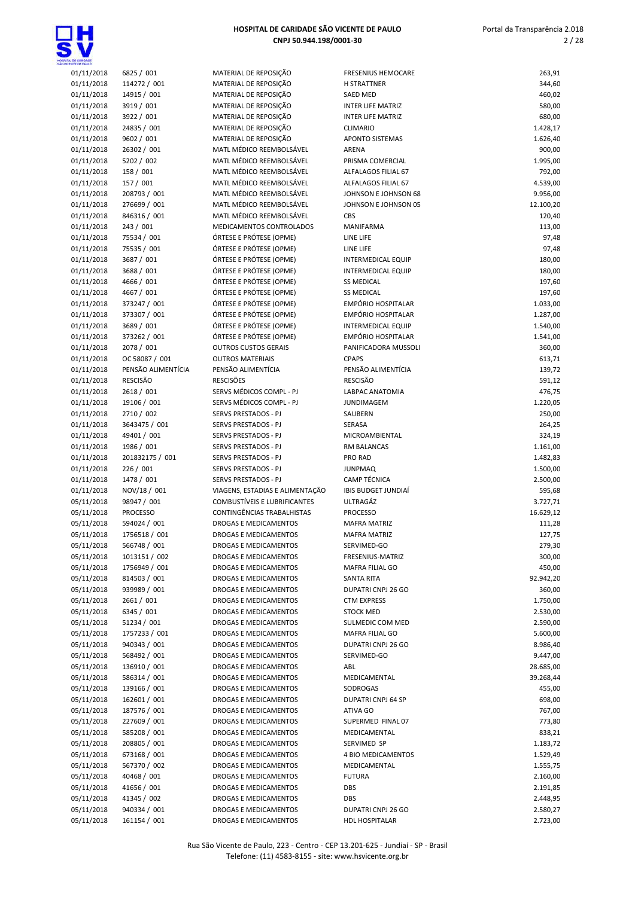| | | | | |
|---|---|---|---|---|
| 01/11/2018 | 6825 / 001 | MATERIAL DE REPOSIÇÃO | FRESENIUS HEMOCARE | 263,91 |
| 01/11/2018 | 114272 / 001 | MATERIAL DE REPOSIÇÃO | H STRATTNER | 344,60 |
| 01/11/2018 | 14915 / 001 | MATERIAL DE REPOSIÇÃO | SAED MED | 460,02 |
| 01/11/2018 | 3919 / 001 | MATERIAL DE REPOSIÇÃO | INTER LIFE MATRIZ | 580,00 |
| 01/11/2018 | 3922 / 001 | MATERIAL DE REPOSIÇÃO | INTER LIFE MATRIZ | 680,00 |
| 01/11/2018 | 24835 / 001 | MATERIAL DE REPOSIÇÃO | CLIMARIO | 1.428,17 |
| 01/11/2018 | 9602 / 001 | MATERIAL DE REPOSIÇÃO | APONTO SISTEMAS | 1.626,40 |
| 01/11/2018 | 26302 / 001 | MATL MÉDICO REEMBOLSÁVEL | ARENA | 900,00 |
| 01/11/2018 | 5202 / 002 | MATL MÉDICO REEMBOLSÁVEL | PRISMA COMERCIAL | 1.995,00 |
| 01/11/2018 | 158 / 001 | MATL MÉDICO REEMBOLSÁVEL | ALFALAGOS FILIAL 67 | 792,00 |
| 01/11/2018 | 157 / 001 | MATL MÉDICO REEMBOLSÁVEL | ALFALAGOS FILIAL 67 | 4.539,00 |
| 01/11/2018 | 208793 / 001 | MATL MÉDICO REEMBOLSÁVEL | JOHNSON E JOHNSON 68 | 9.956,00 |
| 01/11/2018 | 276699 / 001 | MATL MÉDICO REEMBOLSÁVEL | JOHNSON E JOHNSON 05 | 12.100,20 |
| 01/11/2018 | 846316 / 001 | MATL MÉDICO REEMBOLSÁVEL | CBS | 120,40 |
| 01/11/2018 | 243 / 001 | MEDICAMENTOS CONTROLADOS | MANIFARMA | 113,00 |
| 01/11/2018 | 75534 / 001 | ÓRTESE E PRÓTESE (OPME) | LINE LIFE | 97,48 |
| 01/11/2018 | 75535 / 001 | ÓRTESE E PRÓTESE (OPME) | LINE LIFE | 97,48 |
| 01/11/2018 | 3687 / 001 | ÓRTESE E PRÓTESE (OPME) | INTERMEDICAL EQUIP | 180,00 |
| 01/11/2018 | 3688 / 001 | ÓRTESE E PRÓTESE (OPME) | INTERMEDICAL EQUIP | 180,00 |
| 01/11/2018 | 4666 / 001 | ÓRTESE E PRÓTESE (OPME) | SS MEDICAL | 197,60 |
| 01/11/2018 | 4667 / 001 | ÓRTESE E PRÓTESE (OPME) | SS MEDICAL | 197,60 |
| 01/11/2018 | 373247 / 001 | ÓRTESE E PRÓTESE (OPME) | EMPÓRIO HOSPITALAR | 1.033,00 |
| 01/11/2018 | 373307 / 001 | ÓRTESE E PRÓTESE (OPME) | EMPÓRIO HOSPITALAR | 1.287,00 |
| 01/11/2018 | 3689 / 001 | ÓRTESE E PRÓTESE (OPME) | INTERMEDICAL EQUIP | 1.540,00 |
| 01/11/2018 | 373262 / 001 | ÓRTESE E PRÓTESE (OPME) | EMPÓRIO HOSPITALAR | 1.541,00 |
| 01/11/2018 | 2078 / 001 | OUTROS CUSTOS GERAIS | PANIFICADORA MUSSOLI | 360,00 |
| 01/11/2018 | OC 58087 / 001 | OUTROS MATERIAIS | CPAPS | 613,71 |
| 01/11/2018 | PENSÃO ALIMENTÍCIA | PENSÃO ALIMENTÍCIA | PENSÃO ALIMENTÍCIA | 139,72 |
| 01/11/2018 | RESCISÃO | RESCISÕES | RESCISÃO | 591,12 |
| 01/11/2018 | 2618 / 001 | SERVS MÉDICOS COMPL - PJ | LABPAC ANATOMIA | 476,75 |
| 01/11/2018 | 19106 / 001 | SERVS MÉDICOS COMPL - PJ | JUNDIMAGEM | 1.220,05 |
| 01/11/2018 | 2710 / 002 | SERVS PRESTADOS - PJ | SAUBERN | 250,00 |
| 01/11/2018 | 3643475 / 001 | SERVS PRESTADOS - PJ | SERASA | 264,25 |
| 01/11/2018 | 49401 / 001 | SERVS PRESTADOS - PJ | MICROAMBIENTAL | 324,19 |
| 01/11/2018 | 1986 / 001 | SERVS PRESTADOS - PJ | RM BALANCAS | 1.161,00 |
| 01/11/2018 | 201832175 / 001 | SERVS PRESTADOS - PJ | PRO RAD | 1.482,83 |
| 01/11/2018 | 226 / 001 | SERVS PRESTADOS - PJ | JUNPMAQ | 1.500,00 |
| 01/11/2018 | 1478 / 001 | SERVS PRESTADOS - PJ | CAMP TÉCNICA | 2.500,00 |
| 01/11/2018 | NOV/18 / 001 | VIAGENS, ESTADIAS E ALIMENTAÇÃO | IBIS BUDGET JUNDIAÍ | 595,68 |
| 05/11/2018 | 98947 / 001 | COMBUSTÍVEIS E LUBRIFICANTES | ULTRAGÁZ | 3.727,71 |
| 05/11/2018 | PROCESSO | CONTINGÊNCIAS TRABALHISTAS | PROCESSO | 16.629,12 |
| 05/11/2018 | 594024 / 001 | DROGAS E MEDICAMENTOS | MAFRA MATRIZ | 111,28 |
| 05/11/2018 | 1756518 / 001 | DROGAS E MEDICAMENTOS | MAFRA MATRIZ | 127,75 |
| 05/11/2018 | 566748 / 001 | DROGAS E MEDICAMENTOS | SERVIMED-GO | 279,30 |
| 05/11/2018 | 1013151 / 002 | DROGAS E MEDICAMENTOS | FRESENIUS-MATRIZ | 300,00 |
| 05/11/2018 | 1756949 / 001 | DROGAS E MEDICAMENTOS | MAFRA FILIAL GO | 450,00 |
| 05/11/2018 | 814503 / 001 | DROGAS E MEDICAMENTOS | SANTA RITA | 92.942,20 |
| 05/11/2018 | 939989 / 001 | DROGAS E MEDICAMENTOS | DUPATRI CNPJ 26 GO | 360,00 |
| 05/11/2018 | 2661 / 001 | DROGAS E MEDICAMENTOS | CTM EXPRESS | 1.750,00 |
| 05/11/2018 | 6345 / 001 | DROGAS E MEDICAMENTOS | STOCK MED | 2.530,00 |
| 05/11/2018 | 51234 / 001 | DROGAS E MEDICAMENTOS | SULMEDIC COM MED | 2.590,00 |
| 05/11/2018 | 1757233 / 001 | DROGAS E MEDICAMENTOS | MAFRA FILIAL GO | 5.600,00 |
| 05/11/2018 | 940343 / 001 | DROGAS E MEDICAMENTOS | DUPATRI CNPJ 26 GO | 8.986,40 |
| 05/11/2018 | 568492 / 001 | DROGAS E MEDICAMENTOS | SERVIMED-GO | 9.447,00 |
| 05/11/2018 | 136910 / 001 | DROGAS E MEDICAMENTOS | ABL | 28.685,00 |
| 05/11/2018 | 586314 / 001 | DROGAS E MEDICAMENTOS | MEDICAMENTAL | 39.268,44 |
| 05/11/2018 | 139166 / 001 | DROGAS E MEDICAMENTOS | SODROGAS | 455,00 |
| 05/11/2018 | 162601 / 001 | DROGAS E MEDICAMENTOS | DUPATRI CNPJ 64 SP | 698,00 |
| 05/11/2018 | 187576 / 001 | DROGAS E MEDICAMENTOS | ATIVA GO | 767,00 |
| 05/11/2018 | 227609 / 001 | DROGAS E MEDICAMENTOS | SUPERMED FINAL 07 | 773,80 |
| 05/11/2018 | 585208 / 001 | DROGAS E MEDICAMENTOS | MEDICAMENTAL | 838,21 |
| 05/11/2018 | 208805 / 001 | DROGAS E MEDICAMENTOS | SERVIMED SP | 1.183,72 |
| 05/11/2018 | 673168 / 001 | DROGAS E MEDICAMENTOS | 4 BIO MEDICAMENTOS | 1.529,49 |
| 05/11/2018 | 567370 / 002 | DROGAS E MEDICAMENTOS | MEDICAMENTAL | 1.555,75 |
| 05/11/2018 | 40468 / 001 | DROGAS E MEDICAMENTOS | FUTURA | 2.160,00 |
| 05/11/2018 | 41656 / 001 | DROGAS E MEDICAMENTOS | DBS | 2.191,85 |
| 05/11/2018 | 41345 / 002 | DROGAS E MEDICAMENTOS | DBS | 2.448,95 |
| 05/11/2018 | 940334 / 001 | DROGAS E MEDICAMENTOS | DUPATRI CNPJ 26 GO | 2.580,27 |
| 05/11/2018 | 161154 / 001 | DROGAS E MEDICAMENTOS | HDL HOSPITALAR | 2.723,00 |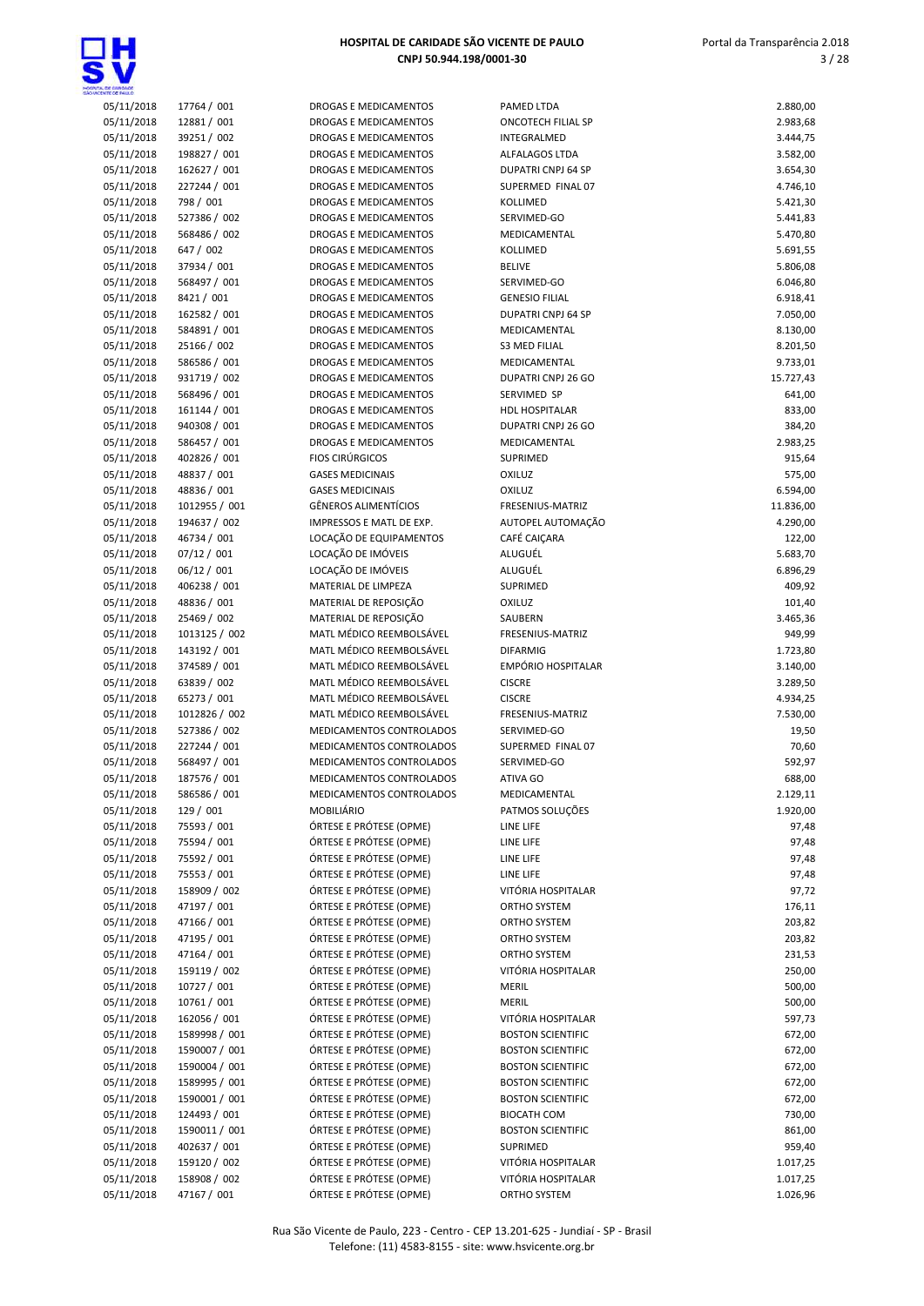| | | | | |
|---|---|---|---|---|
| 05/11/2018 | 17764 / 001 | DROGAS E MEDICAMENTOS | PAMED LTDA | 2.880,00 |
| 05/11/2018 | 12881 / 001 | DROGAS E MEDICAMENTOS | ONCOTECH FILIAL SP | 2.983,68 |
| 05/11/2018 | 39251 / 002 | DROGAS E MEDICAMENTOS | INTEGRALMED | 3.444,75 |
| 05/11/2018 | 198827 / 001 | DROGAS E MEDICAMENTOS | ALFALAGOS LTDA | 3.582,00 |
| 05/11/2018 | 162627 / 001 | DROGAS E MEDICAMENTOS | DUPATRI CNPJ 64 SP | 3.654,30 |
| 05/11/2018 | 227244 / 001 | DROGAS E MEDICAMENTOS | SUPERMED FINAL 07 | 4.746,10 |
| 05/11/2018 | 798 / 001 | DROGAS E MEDICAMENTOS | KOLLIMED | 5.421,30 |
| 05/11/2018 | 527386 / 002 | DROGAS E MEDICAMENTOS | SERVIMED-GO | 5.441,83 |
| 05/11/2018 | 568486 / 002 | DROGAS E MEDICAMENTOS | MEDICAMENTAL | 5.470,80 |
| 05/11/2018 | 647 / 002 | DROGAS E MEDICAMENTOS | KOLLIMED | 5.691,55 |
| 05/11/2018 | 37934 / 001 | DROGAS E MEDICAMENTOS | BELIVE | 5.806,08 |
| 05/11/2018 | 568497 / 001 | DROGAS E MEDICAMENTOS | SERVIMED-GO | 6.046,80 |
| 05/11/2018 | 8421 / 001 | DROGAS E MEDICAMENTOS | GENESIO FILIAL | 6.918,41 |
| 05/11/2018 | 162582 / 001 | DROGAS E MEDICAMENTOS | DUPATRI CNPJ 64 SP | 7.050,00 |
| 05/11/2018 | 584891 / 001 | DROGAS E MEDICAMENTOS | MEDICAMENTAL | 8.130,00 |
| 05/11/2018 | 25166 / 002 | DROGAS E MEDICAMENTOS | S3 MED FILIAL | 8.201,50 |
| 05/11/2018 | 586586 / 001 | DROGAS E MEDICAMENTOS | MEDICAMENTAL | 9.733,01 |
| 05/11/2018 | 931719 / 002 | DROGAS E MEDICAMENTOS | DUPATRI CNPJ 26 GO | 15.727,43 |
| 05/11/2018 | 568496 / 001 | DROGAS E MEDICAMENTOS | SERVIMED SP | 641,00 |
| 05/11/2018 | 161144 / 001 | DROGAS E MEDICAMENTOS | HDL HOSPITALAR | 833,00 |
| 05/11/2018 | 940308 / 001 | DROGAS E MEDICAMENTOS | DUPATRI CNPJ 26 GO | 384,20 |
| 05/11/2018 | 586457 / 001 | DROGAS E MEDICAMENTOS | MEDICAMENTAL | 2.983,25 |
| 05/11/2018 | 402826 / 001 | FIOS CIRÚRGICOS | SUPRIMED | 915,64 |
| 05/11/2018 | 48837 / 001 | GASES MEDICINAIS | OXILUZ | 575,00 |
| 05/11/2018 | 48836 / 001 | GASES MEDICINAIS | OXILUZ | 6.594,00 |
| 05/11/2018 | 1012955 / 001 | GÊNEROS ALIMENTÍCIOS | FRESENIUS-MATRIZ | 11.836,00 |
| 05/11/2018 | 194637 / 002 | IMPRESSOS E MATL DE EXP. | AUTOPEL AUTOMAÇÃO | 4.290,00 |
| 05/11/2018 | 46734 / 001 | LOCAÇÃO DE EQUIPAMENTOS | CAFÉ CAIÇARA | 122,00 |
| 05/11/2018 | 07/12 / 001 | LOCAÇÃO DE IMÓVEIS | ALUGUÉL | 5.683,70 |
| 05/11/2018 | 06/12 / 001 | LOCAÇÃO DE IMÓVEIS | ALUGUÉL | 6.896,29 |
| 05/11/2018 | 406238 / 001 | MATERIAL DE LIMPEZA | SUPRIMED | 409,92 |
| 05/11/2018 | 48836 / 001 | MATERIAL DE REPOSIÇÃO | OXILUZ | 101,40 |
| 05/11/2018 | 25469 / 002 | MATERIAL DE REPOSIÇÃO | SAUBERN | 3.465,36 |
| 05/11/2018 | 1013125 / 002 | MATL MÉDICO REEMBOLSÁVEL | FRESENIUS-MATRIZ | 949,99 |
| 05/11/2018 | 143192 / 001 | MATL MÉDICO REEMBOLSÁVEL | DIFARMIG | 1.723,80 |
| 05/11/2018 | 374589 / 001 | MATL MÉDICO REEMBOLSÁVEL | EMPÓRIO HOSPITALAR | 3.140,00 |
| 05/11/2018 | 63839 / 002 | MATL MÉDICO REEMBOLSÁVEL | CISCRE | 3.289,50 |
| 05/11/2018 | 65273 / 001 | MATL MÉDICO REEMBOLSÁVEL | CISCRE | 4.934,25 |
| 05/11/2018 | 1012826 / 002 | MATL MÉDICO REEMBOLSÁVEL | FRESENIUS-MATRIZ | 7.530,00 |
| 05/11/2018 | 527386 / 002 | MEDICAMENTOS CONTROLADOS | SERVIMED-GO | 19,50 |
| 05/11/2018 | 227244 / 001 | MEDICAMENTOS CONTROLADOS | SUPERMED FINAL 07 | 70,60 |
| 05/11/2018 | 568497 / 001 | MEDICAMENTOS CONTROLADOS | SERVIMED-GO | 592,97 |
| 05/11/2018 | 187576 / 001 | MEDICAMENTOS CONTROLADOS | ATIVA GO | 688,00 |
| 05/11/2018 | 586586 / 001 | MEDICAMENTOS CONTROLADOS | MEDICAMENTAL | 2.129,11 |
| 05/11/2018 | 129 / 001 | MOBILIÁRIO | PATMOS SOLUÇÕES | 1.920,00 |
| 05/11/2018 | 75593 / 001 | ÓRTESE E PRÓTESE (OPME) | LINE LIFE | 97,48 |
| 05/11/2018 | 75594 / 001 | ÓRTESE E PRÓTESE (OPME) | LINE LIFE | 97,48 |
| 05/11/2018 | 75592 / 001 | ÓRTESE E PRÓTESE (OPME) | LINE LIFE | 97,48 |
| 05/11/2018 | 75553 / 001 | ÓRTESE E PRÓTESE (OPME) | LINE LIFE | 97,48 |
| 05/11/2018 | 158909 / 002 | ÓRTESE E PRÓTESE (OPME) | VITÓRIA HOSPITALAR | 97,72 |
| 05/11/2018 | 47197 / 001 | ÓRTESE E PRÓTESE (OPME) | ORTHO SYSTEM | 176,11 |
| 05/11/2018 | 47166 / 001 | ÓRTESE E PRÓTESE (OPME) | ORTHO SYSTEM | 203,82 |
| 05/11/2018 | 47195 / 001 | ÓRTESE E PRÓTESE (OPME) | ORTHO SYSTEM | 203,82 |
| 05/11/2018 | 47164 / 001 | ÓRTESE E PRÓTESE (OPME) | ORTHO SYSTEM | 231,53 |
| 05/11/2018 | 159119 / 002 | ÓRTESE E PRÓTESE (OPME) | VITÓRIA HOSPITALAR | 250,00 |
| 05/11/2018 | 10727 / 001 | ÓRTESE E PRÓTESE (OPME) | MERIL | 500,00 |
| 05/11/2018 | 10761 / 001 | ÓRTESE E PRÓTESE (OPME) | MERIL | 500,00 |
| 05/11/2018 | 162056 / 001 | ÓRTESE E PRÓTESE (OPME) | VITÓRIA HOSPITALAR | 597,73 |
| 05/11/2018 | 1589998 / 001 | ÓRTESE E PRÓTESE (OPME) | BOSTON SCIENTIFIC | 672,00 |
| 05/11/2018 | 1590007 / 001 | ÓRTESE E PRÓTESE (OPME) | BOSTON SCIENTIFIC | 672,00 |
| 05/11/2018 | 1590004 / 001 | ÓRTESE E PRÓTESE (OPME) | BOSTON SCIENTIFIC | 672,00 |
| 05/11/2018 | 1589995 / 001 | ÓRTESE E PRÓTESE (OPME) | BOSTON SCIENTIFIC | 672,00 |
| 05/11/2018 | 1590001 / 001 | ÓRTESE E PRÓTESE (OPME) | BOSTON SCIENTIFIC | 672,00 |
| 05/11/2018 | 124493 / 001 | ÓRTESE E PRÓTESE (OPME) | BIOCATH COM | 730,00 |
| 05/11/2018 | 1590011 / 001 | ÓRTESE E PRÓTESE (OPME) | BOSTON SCIENTIFIC | 861,00 |
| 05/11/2018 | 402637 / 001 | ÓRTESE E PRÓTESE (OPME) | SUPRIMED | 959,40 |
| 05/11/2018 | 159120 / 002 | ÓRTESE E PRÓTESE (OPME) | VITÓRIA HOSPITALAR | 1.017,25 |
| 05/11/2018 | 158908 / 002 | ÓRTESE E PRÓTESE (OPME) | VITÓRIA HOSPITALAR | 1.017,25 |
| 05/11/2018 | 47167 / 001 | ÓRTESE E PRÓTESE (OPME) | ORTHO SYSTEM | 1.026,96 |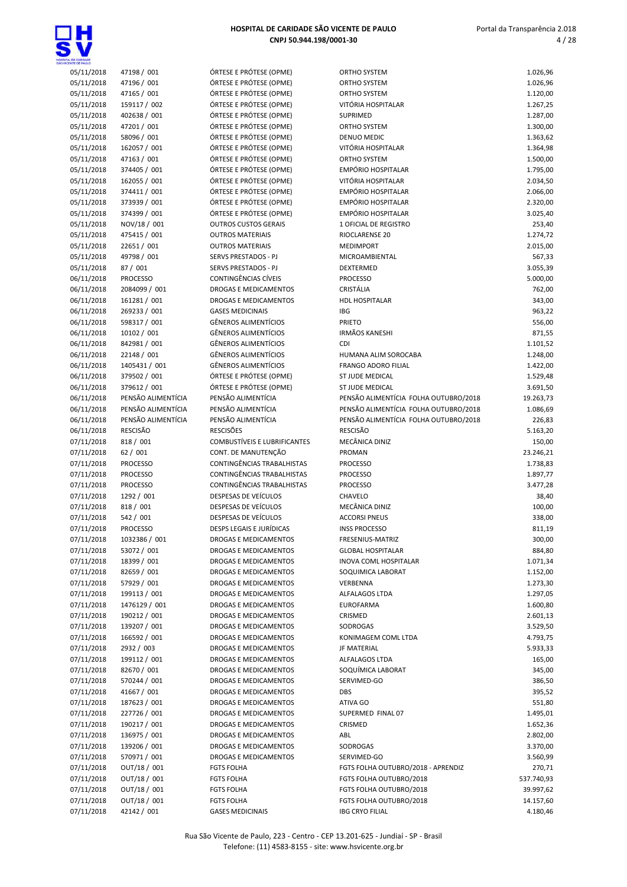| | | | | |
|---|---|---|---|---|
| 05/11/2018 | 47198 / 001 | ÓRTESE E PRÓTESE (OPME) | ORTHO SYSTEM | 1.026,96 |
| 05/11/2018 | 47196 / 001 | ÓRTESE E PRÓTESE (OPME) | ORTHO SYSTEM | 1.026,96 |
| 05/11/2018 | 47165 / 001 | ÓRTESE E PRÓTESE (OPME) | ORTHO SYSTEM | 1.120,00 |
| 05/11/2018 | 159117 / 002 | ÓRTESE E PRÓTESE (OPME) | VITÓRIA HOSPITALAR | 1.267,25 |
| 05/11/2018 | 402638 / 001 | ÓRTESE E PRÓTESE (OPME) | SUPRIMED | 1.287,00 |
| 05/11/2018 | 47201 / 001 | ÓRTESE E PRÓTESE (OPME) | ORTHO SYSTEM | 1.300,00 |
| 05/11/2018 | 58096 / 001 | ÓRTESE E PRÓTESE (OPME) | DENUO MEDIC | 1.363,62 |
| 05/11/2018 | 162057 / 001 | ÓRTESE E PRÓTESE (OPME) | VITÓRIA HOSPITALAR | 1.364,98 |
| 05/11/2018 | 47163 / 001 | ÓRTESE E PRÓTESE (OPME) | ORTHO SYSTEM | 1.500,00 |
| 05/11/2018 | 374405 / 001 | ÓRTESE E PRÓTESE (OPME) | EMPÓRIO HOSPITALAR | 1.795,00 |
| 05/11/2018 | 162055 / 001 | ÓRTESE E PRÓTESE (OPME) | VITÓRIA HOSPITALAR | 2.034,50 |
| 05/11/2018 | 374411 / 001 | ÓRTESE E PRÓTESE (OPME) | EMPÓRIO HOSPITALAR | 2.066,00 |
| 05/11/2018 | 373939 / 001 | ÓRTESE E PRÓTESE (OPME) | EMPÓRIO HOSPITALAR | 2.320,00 |
| 05/11/2018 | 374399 / 001 | ÓRTESE E PRÓTESE (OPME) | EMPÓRIO HOSPITALAR | 3.025,40 |
| 05/11/2018 | NOV/18 / 001 | OUTROS CUSTOS GERAIS | 1 OFICIAL DE REGISTRO | 253,40 |
| 05/11/2018 | 475415 / 001 | OUTROS MATERIAIS | RIOCLARENSE 20 | 1.274,72 |
| 05/11/2018 | 22651 / 001 | OUTROS MATERIAIS | MEDIMPORT | 2.015,00 |
| 05/11/2018 | 49798 / 001 | SERVS PRESTADOS - PJ | MICROAMBIENTAL | 567,33 |
| 05/11/2018 | 87 / 001 | SERVS PRESTADOS - PJ | DEXTERMED | 3.055,39 |
| 06/11/2018 | PROCESSO | CONTINGÊNCIAS CÍVEIS | PROCESSO | 5.000,00 |
| 06/11/2018 | 2084099 / 001 | DROGAS E MEDICAMENTOS | CRISTÁLIA | 762,00 |
| 06/11/2018 | 161281 / 001 | DROGAS E MEDICAMENTOS | HDL HOSPITALAR | 343,00 |
| 06/11/2018 | 269233 / 001 | GASES MEDICINAIS | IBG | 963,22 |
| 06/11/2018 | 598317 / 001 | GÊNEROS ALIMENTÍCIOS | PRIETO | 556,00 |
| 06/11/2018 | 10102 / 001 | GÊNEROS ALIMENTÍCIOS | IRMÃOS KANESHI | 871,55 |
| 06/11/2018 | 842981 / 001 | GÊNEROS ALIMENTÍCIOS | CDI | 1.101,52 |
| 06/11/2018 | 22148 / 001 | GÊNEROS ALIMENTÍCIOS | HUMANA ALIM SOROCABA | 1.248,00 |
| 06/11/2018 | 1405431 / 001 | GÊNEROS ALIMENTÍCIOS | FRANGO ADORO FILIAL | 1.422,00 |
| 06/11/2018 | 379502 / 001 | ÓRTESE E PRÓTESE (OPME) | ST JUDE MEDICAL | 1.529,48 |
| 06/11/2018 | 379612 / 001 | ÓRTESE E PRÓTESE (OPME) | ST JUDE MEDICAL | 3.691,50 |
| 06/11/2018 | PENSÃO ALIMENTÍCIA | PENSÃO ALIMENTÍCIA | PENSÃO ALIMENTÍCIA FOLHA OUTUBRO/2018 | 19.263,73 |
| 06/11/2018 | PENSÃO ALIMENTÍCIA | PENSÃO ALIMENTÍCIA | PENSÃO ALIMENTÍCIA FOLHA OUTUBRO/2018 | 1.086,69 |
| 06/11/2018 | PENSÃO ALIMENTÍCIA | PENSÃO ALIMENTÍCIA | PENSÃO ALIMENTÍCIA FOLHA OUTUBRO/2018 | 226,83 |
| 06/11/2018 | RESCISÃO | RESCISÕES | RESCISÃO | 5.163,20 |
| 07/11/2018 | 818 / 001 | COMBUSTÍVEIS E LUBRIFICANTES | MECÂNICA DINIZ | 150,00 |
| 07/11/2018 | 62 / 001 | CONT. DE MANUTENÇÃO | PROMAN | 23.246,21 |
| 07/11/2018 | PROCESSO | CONTINGÊNCIAS TRABALHISTAS | PROCESSO | 1.738,83 |
| 07/11/2018 | PROCESSO | CONTINGÊNCIAS TRABALHISTAS | PROCESSO | 1.897,77 |
| 07/11/2018 | PROCESSO | CONTINGÊNCIAS TRABALHISTAS | PROCESSO | 3.477,28 |
| 07/11/2018 | 1292 / 001 | DESPESAS DE VEÍCULOS | CHAVELO | 38,40 |
| 07/11/2018 | 818 / 001 | DESPESAS DE VEÍCULOS | MECÂNICA DINIZ | 100,00 |
| 07/11/2018 | 542 / 001 | DESPESAS DE VEÍCULOS | ACCORSI PNEUS | 338,00 |
| 07/11/2018 | PROCESSO | DESPS LEGAIS E JURÍDICAS | INSS PROCESSO | 811,19 |
| 07/11/2018 | 1032386 / 001 | DROGAS E MEDICAMENTOS | FRESENIUS-MATRIZ | 300,00 |
| 07/11/2018 | 53072 / 001 | DROGAS E MEDICAMENTOS | GLOBAL HOSPITALAR | 884,80 |
| 07/11/2018 | 18399 / 001 | DROGAS E MEDICAMENTOS | INOVA COML HOSPITALAR | 1.071,34 |
| 07/11/2018 | 82659 / 001 | DROGAS E MEDICAMENTOS | SOQUIMICA LABORAT | 1.152,00 |
| 07/11/2018 | 57929 / 001 | DROGAS E MEDICAMENTOS | VERBENNA | 1.273,30 |
| 07/11/2018 | 199113 / 001 | DROGAS E MEDICAMENTOS | ALFALAGOS LTDA | 1.297,05 |
| 07/11/2018 | 1476129 / 001 | DROGAS E MEDICAMENTOS | EUROFARMA | 1.600,80 |
| 07/11/2018 | 190212 / 001 | DROGAS E MEDICAMENTOS | CRISMED | 2.601,13 |
| 07/11/2018 | 139207 / 001 | DROGAS E MEDICAMENTOS | SODROGAS | 3.529,50 |
| 07/11/2018 | 166592 / 001 | DROGAS E MEDICAMENTOS | KONIMAGEM COML LTDA | 4.793,75 |
| 07/11/2018 | 2932 / 003 | DROGAS E MEDICAMENTOS | JF MATERIAL | 5.933,33 |
| 07/11/2018 | 199112 / 001 | DROGAS E MEDICAMENTOS | ALFALAGOS LTDA | 165,00 |
| 07/11/2018 | 82670 / 001 | DROGAS E MEDICAMENTOS | SOQUÍMICA LABORAT | 345,00 |
| 07/11/2018 | 570244 / 001 | DROGAS E MEDICAMENTOS | SERVIMED-GO | 386,50 |
| 07/11/2018 | 41667 / 001 | DROGAS E MEDICAMENTOS | DBS | 395,52 |
| 07/11/2018 | 187623 / 001 | DROGAS E MEDICAMENTOS | ATIVA GO | 551,80 |
| 07/11/2018 | 227726 / 001 | DROGAS E MEDICAMENTOS | SUPERMED FINAL 07 | 1.495,01 |
| 07/11/2018 | 190217 / 001 | DROGAS E MEDICAMENTOS | CRISMED | 1.652,36 |
| 07/11/2018 | 136975 / 001 | DROGAS E MEDICAMENTOS | ABL | 2.802,00 |
| 07/11/2018 | 139206 / 001 | DROGAS E MEDICAMENTOS | SODROGAS | 3.370,00 |
| 07/11/2018 | 570971 / 001 | DROGAS E MEDICAMENTOS | SERVIMED-GO | 3.560,99 |
| 07/11/2018 | OUT/18 / 001 | FGTS FOLHA | FGTS FOLHA OUTUBRO/2018 - APRENDIZ | 270,71 |
| 07/11/2018 | OUT/18 / 001 | FGTS FOLHA | FGTS FOLHA OUTUBRO/2018 | 537.740,93 |
| 07/11/2018 | OUT/18 / 001 | FGTS FOLHA | FGTS FOLHA OUTUBRO/2018 | 39.997,62 |
| 07/11/2018 | OUT/18 / 001 | FGTS FOLHA | FGTS FOLHA OUTUBRO/2018 | 14.157,60 |
| 07/11/2018 | 42142 / 001 | GASES MEDICINAIS | IBG CRYO FILIAL | 4.180,46 |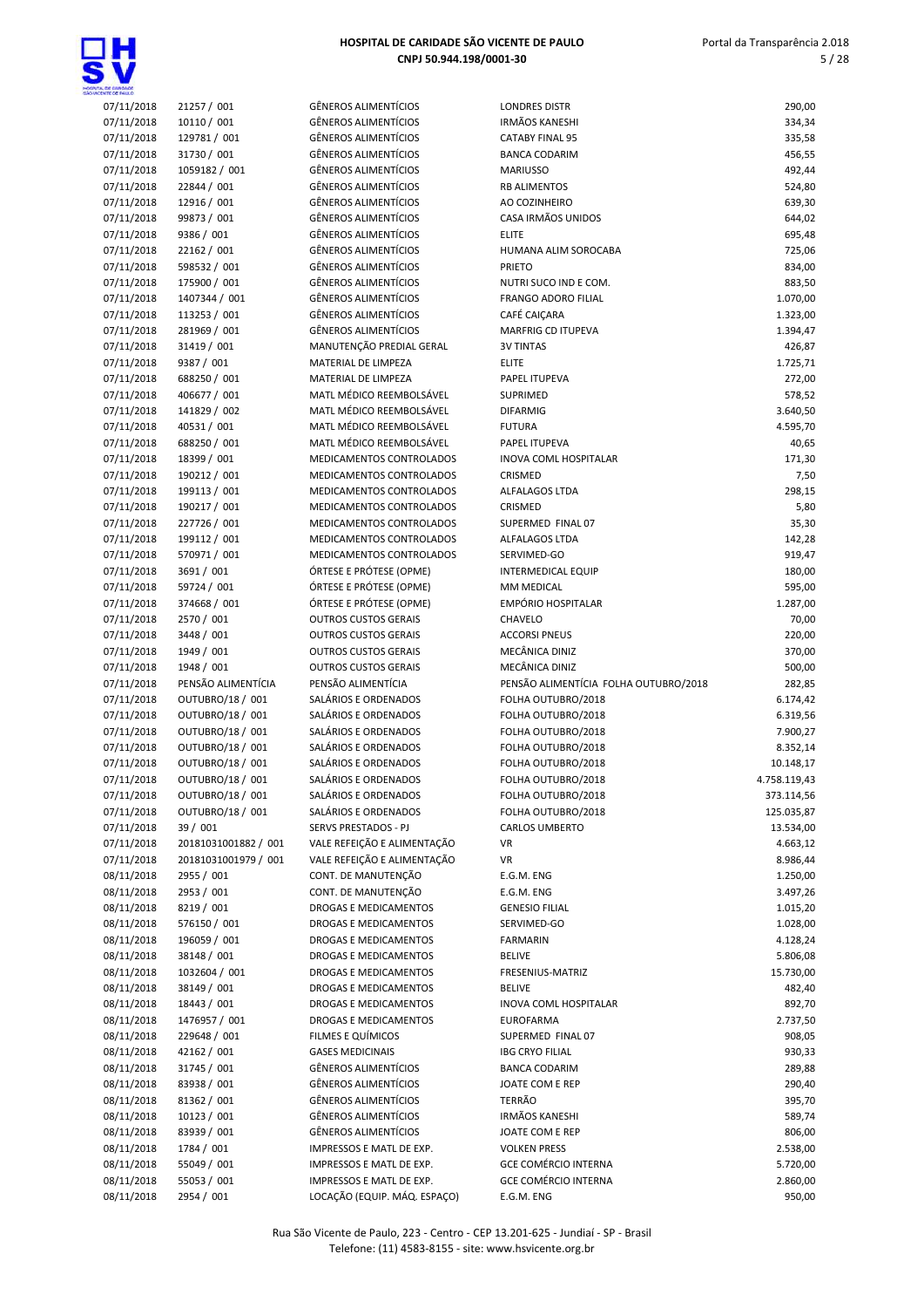| | | | | |
|---|---|---|---|---|
| 07/11/2018 | 21257 / 001 | GÊNEROS ALIMENTÍCIOS | LONDRES DISTR | 290,00 |
| 07/11/2018 | 10110 / 001 | GÊNEROS ALIMENTÍCIOS | IRMÃOS KANESHI | 334,34 |
| 07/11/2018 | 129781 / 001 | GÊNEROS ALIMENTÍCIOS | CATABY FINAL 95 | 335,58 |
| 07/11/2018 | 31730 / 001 | GÊNEROS ALIMENTÍCIOS | BANCA CODARIM | 456,55 |
| 07/11/2018 | 1059182 / 001 | GÊNEROS ALIMENTÍCIOS | MARIUSSO | 492,44 |
| 07/11/2018 | 22844 / 001 | GÊNEROS ALIMENTÍCIOS | RB ALIMENTOS | 524,80 |
| 07/11/2018 | 12916 / 001 | GÊNEROS ALIMENTÍCIOS | AO COZINHEIRO | 639,30 |
| 07/11/2018 | 99873 / 001 | GÊNEROS ALIMENTÍCIOS | CASA IRMÃOS UNIDOS | 644,02 |
| 07/11/2018 | 9386 / 001 | GÊNEROS ALIMENTÍCIOS | ELITE | 695,48 |
| 07/11/2018 | 22162 / 001 | GÊNEROS ALIMENTÍCIOS | HUMANA ALIM SOROCABA | 725,06 |
| 07/11/2018 | 598532 / 001 | GÊNEROS ALIMENTÍCIOS | PRIETO | 834,00 |
| 07/11/2018 | 175900 / 001 | GÊNEROS ALIMENTÍCIOS | NUTRI SUCO IND E COM. | 883,50 |
| 07/11/2018 | 1407344 / 001 | GÊNEROS ALIMENTÍCIOS | FRANGO ADORO FILIAL | 1.070,00 |
| 07/11/2018 | 113253 / 001 | GÊNEROS ALIMENTÍCIOS | CAFÉ CAIÇARA | 1.323,00 |
| 07/11/2018 | 281969 / 001 | GÊNEROS ALIMENTÍCIOS | MARFRIG CD ITUPEVA | 1.394,47 |
| 07/11/2018 | 31419 / 001 | MANUTENÇÃO PREDIAL GERAL | 3V TINTAS | 426,87 |
| 07/11/2018 | 9387 / 001 | MATERIAL DE LIMPEZA | ELITE | 1.725,71 |
| 07/11/2018 | 688250 / 001 | MATERIAL DE LIMPEZA | PAPEL ITUPEVA | 272,00 |
| 07/11/2018 | 406677 / 001 | MATL MÉDICO REEMBOLSÁVEL | SUPRIMED | 578,52 |
| 07/11/2018 | 141829 / 002 | MATL MÉDICO REEMBOLSÁVEL | DIFARMIG | 3.640,50 |
| 07/11/2018 | 40531 / 001 | MATL MÉDICO REEMBOLSÁVEL | FUTURA | 4.595,70 |
| 07/11/2018 | 688250 / 001 | MATL MÉDICO REEMBOLSÁVEL | PAPEL ITUPEVA | 40,65 |
| 07/11/2018 | 18399 / 001 | MEDICAMENTOS CONTROLADOS | INOVA COML HOSPITALAR | 171,30 |
| 07/11/2018 | 190212 / 001 | MEDICAMENTOS CONTROLADOS | CRISMED | 7,50 |
| 07/11/2018 | 199113 / 001 | MEDICAMENTOS CONTROLADOS | ALFALAGOS LTDA | 298,15 |
| 07/11/2018 | 190217 / 001 | MEDICAMENTOS CONTROLADOS | CRISMED | 5,80 |
| 07/11/2018 | 227726 / 001 | MEDICAMENTOS CONTROLADOS | SUPERMED FINAL 07 | 35,30 |
| 07/11/2018 | 199112 / 001 | MEDICAMENTOS CONTROLADOS | ALFALAGOS LTDA | 142,28 |
| 07/11/2018 | 570971 / 001 | MEDICAMENTOS CONTROLADOS | SERVIMED-GO | 919,47 |
| 07/11/2018 | 3691 / 001 | ÓRTESE E PRÓTESE (OPME) | INTERMEDICAL EQUIP | 180,00 |
| 07/11/2018 | 59724 / 001 | ÓRTESE E PRÓTESE (OPME) | MM MEDICAL | 595,00 |
| 07/11/2018 | 374668 / 001 | ÓRTESE E PRÓTESE (OPME) | EMPÓRIO HOSPITALAR | 1.287,00 |
| 07/11/2018 | 2570 / 001 | OUTROS CUSTOS GERAIS | CHAVELO | 70,00 |
| 07/11/2018 | 3448 / 001 | OUTROS CUSTOS GERAIS | ACCORSI PNEUS | 220,00 |
| 07/11/2018 | 1949 / 001 | OUTROS CUSTOS GERAIS | MECÂNICA DINIZ | 370,00 |
| 07/11/2018 | 1948 / 001 | OUTROS CUSTOS GERAIS | MECÂNICA DINIZ | 500,00 |
| 07/11/2018 | PENSÃO ALIMENTÍCIA | PENSÃO ALIMENTÍCIA | PENSÃO ALIMENTÍCIA FOLHA OUTUBRO/2018 | 282,85 |
| 07/11/2018 | OUTUBRO/18 / 001 | SALÁRIOS E ORDENADOS | FOLHA OUTUBRO/2018 | 6.174,42 |
| 07/11/2018 | OUTUBRO/18 / 001 | SALÁRIOS E ORDENADOS | FOLHA OUTUBRO/2018 | 6.319,56 |
| 07/11/2018 | OUTUBRO/18 / 001 | SALÁRIOS E ORDENADOS | FOLHA OUTUBRO/2018 | 7.900,27 |
| 07/11/2018 | OUTUBRO/18 / 001 | SALÁRIOS E ORDENADOS | FOLHA OUTUBRO/2018 | 8.352,14 |
| 07/11/2018 | OUTUBRO/18 / 001 | SALÁRIOS E ORDENADOS | FOLHA OUTUBRO/2018 | 10.148,17 |
| 07/11/2018 | OUTUBRO/18 / 001 | SALÁRIOS E ORDENADOS | FOLHA OUTUBRO/2018 | 4.758.119,43 |
| 07/11/2018 | OUTUBRO/18 / 001 | SALÁRIOS E ORDENADOS | FOLHA OUTUBRO/2018 | 373.114,56 |
| 07/11/2018 | OUTUBRO/18 / 001 | SALÁRIOS E ORDENADOS | FOLHA OUTUBRO/2018 | 125.035,87 |
| 07/11/2018 | 39 / 001 | SERVS PRESTADOS - PJ | CARLOS UMBERTO | 13.534,00 |
| 07/11/2018 | 20181031001882 / 001 | VALE REFEIÇÃO E ALIMENTAÇÃO | VR | 4.663,12 |
| 07/11/2018 | 20181031001979 / 001 | VALE REFEIÇÃO E ALIMENTAÇÃO | VR | 8.986,44 |
| 08/11/2018 | 2955 / 001 | CONT. DE MANUTENÇÃO | E.G.M. ENG | 1.250,00 |
| 08/11/2018 | 2953 / 001 | CONT. DE MANUTENÇÃO | E.G.M. ENG | 3.497,26 |
| 08/11/2018 | 8219 / 001 | DROGAS E MEDICAMENTOS | GENESIO FILIAL | 1.015,20 |
| 08/11/2018 | 576150 / 001 | DROGAS E MEDICAMENTOS | SERVIMED-GO | 1.028,00 |
| 08/11/2018 | 196059 / 001 | DROGAS E MEDICAMENTOS | FARMARIN | 4.128,24 |
| 08/11/2018 | 38148 / 001 | DROGAS E MEDICAMENTOS | BELIVE | 5.806,08 |
| 08/11/2018 | 1032604 / 001 | DROGAS E MEDICAMENTOS | FRESENIUS-MATRIZ | 15.730,00 |
| 08/11/2018 | 38149 / 001 | DROGAS E MEDICAMENTOS | BELIVE | 482,40 |
| 08/11/2018 | 18443 / 001 | DROGAS E MEDICAMENTOS | INOVA COML HOSPITALAR | 892,70 |
| 08/11/2018 | 1476957 / 001 | DROGAS E MEDICAMENTOS | EUROFARMA | 2.737,50 |
| 08/11/2018 | 229648 / 001 | FILMES E QUÍMICOS | SUPERMED FINAL 07 | 908,05 |
| 08/11/2018 | 42162 / 001 | GASES MEDICINAIS | IBG CRYO FILIAL | 930,33 |
| 08/11/2018 | 31745 / 001 | GÊNEROS ALIMENTÍCIOS | BANCA CODARIM | 289,88 |
| 08/11/2018 | 83938 / 001 | GÊNEROS ALIMENTÍCIOS | JOATE COM E REP | 290,40 |
| 08/11/2018 | 81362 / 001 | GÊNEROS ALIMENTÍCIOS | TERRÃO | 395,70 |
| 08/11/2018 | 10123 / 001 | GÊNEROS ALIMENTÍCIOS | IRMÃOS KANESHI | 589,74 |
| 08/11/2018 | 83939 / 001 | GÊNEROS ALIMENTÍCIOS | JOATE COM E REP | 806,00 |
| 08/11/2018 | 1784 / 001 | IMPRESSOS E MATL DE EXP. | VOLKEN PRESS | 2.538,00 |
| 08/11/2018 | 55049 / 001 | IMPRESSOS E MATL DE EXP. | GCE COMÉRCIO INTERNA | 5.720,00 |
| 08/11/2018 | 55053 / 001 | IMPRESSOS E MATL DE EXP. | GCE COMÉRCIO INTERNA | 2.860,00 |
| 08/11/2018 | 2954 / 001 | LOCAÇÃO (EQUIP. MÁQ. ESPAÇO) | E.G.M. ENG | 950,00 |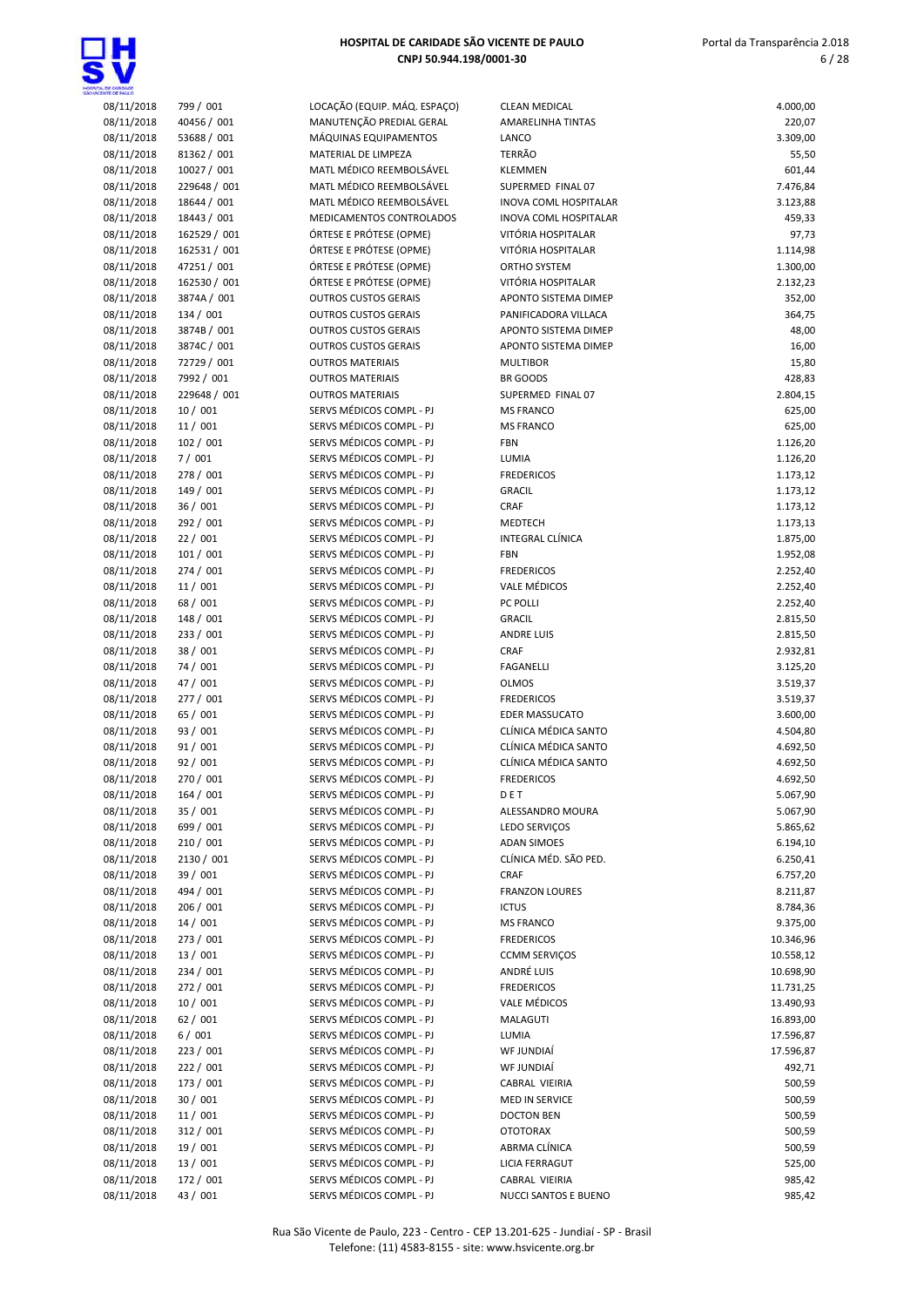| | | | | |
|---|---|---|---|---|
| 08/11/2018 | 799 / 001 | LOCAÇÃO (EQUIP. MÁQ. ESPAÇO) | CLEAN MEDICAL | 4.000,00 |
| 08/11/2018 | 40456 / 001 | MANUTENÇÃO PREDIAL GERAL | AMARELINHA TINTAS | 220,07 |
| 08/11/2018 | 53688 / 001 | MÁQUINAS EQUIPAMENTOS | LANCO | 3.309,00 |
| 08/11/2018 | 81362 / 001 | MATERIAL DE LIMPEZA | TERRÃO | 55,50 |
| 08/11/2018 | 10027 / 001 | MATL MÉDICO REEMBOLSÁVEL | KLEMMEN | 601,44 |
| 08/11/2018 | 229648 / 001 | MATL MÉDICO REEMBOLSÁVEL | SUPERMED FINAL 07 | 7.476,84 |
| 08/11/2018 | 18644 / 001 | MATL MÉDICO REEMBOLSÁVEL | INOVA COML HOSPITALAR | 3.123,88 |
| 08/11/2018 | 18443 / 001 | MEDICAMENTOS CONTROLADOS | INOVA COML HOSPITALAR | 459,33 |
| 08/11/2018 | 162529 / 001 | ÓRTESE E PRÓTESE (OPME) | VITÓRIA HOSPITALAR | 97,73 |
| 08/11/2018 | 162531 / 001 | ÓRTESE E PRÓTESE (OPME) | VITÓRIA HOSPITALAR | 1.114,98 |
| 08/11/2018 | 47251 / 001 | ÓRTESE E PRÓTESE (OPME) | ORTHO SYSTEM | 1.300,00 |
| 08/11/2018 | 162530 / 001 | ÓRTESE E PRÓTESE (OPME) | VITÓRIA HOSPITALAR | 2.132,23 |
| 08/11/2018 | 3874A / 001 | OUTROS CUSTOS GERAIS | APONTO SISTEMA DIMEP | 352,00 |
| 08/11/2018 | 134 / 001 | OUTROS CUSTOS GERAIS | PANIFICADORA VILLACA | 364,75 |
| 08/11/2018 | 3874B / 001 | OUTROS CUSTOS GERAIS | APONTO SISTEMA DIMEP | 48,00 |
| 08/11/2018 | 3874C / 001 | OUTROS CUSTOS GERAIS | APONTO SISTEMA DIMEP | 16,00 |
| 08/11/2018 | 72729 / 001 | OUTROS MATERIAIS | MULTIBOR | 15,80 |
| 08/11/2018 | 7992 / 001 | OUTROS MATERIAIS | BR GOODS | 428,83 |
| 08/11/2018 | 229648 / 001 | OUTROS MATERIAIS | SUPERMED FINAL 07 | 2.804,15 |
| 08/11/2018 | 10 / 001 | SERVS MÉDICOS COMPL - PJ | MS FRANCO | 625,00 |
| 08/11/2018 | 11 / 001 | SERVS MÉDICOS COMPL - PJ | MS FRANCO | 625,00 |
| 08/11/2018 | 102 / 001 | SERVS MÉDICOS COMPL - PJ | FBN | 1.126,20 |
| 08/11/2018 | 7 / 001 | SERVS MÉDICOS COMPL - PJ | LUMIA | 1.126,20 |
| 08/11/2018 | 278 / 001 | SERVS MÉDICOS COMPL - PJ | FREDERICOS | 1.173,12 |
| 08/11/2018 | 149 / 001 | SERVS MÉDICOS COMPL - PJ | GRACIL | 1.173,12 |
| 08/11/2018 | 36 / 001 | SERVS MÉDICOS COMPL - PJ | CRAF | 1.173,12 |
| 08/11/2018 | 292 / 001 | SERVS MÉDICOS COMPL - PJ | MEDTECH | 1.173,13 |
| 08/11/2018 | 22 / 001 | SERVS MÉDICOS COMPL - PJ | INTEGRAL CLÍNICA | 1.875,00 |
| 08/11/2018 | 101 / 001 | SERVS MÉDICOS COMPL - PJ | FBN | 1.952,08 |
| 08/11/2018 | 274 / 001 | SERVS MÉDICOS COMPL - PJ | FREDERICOS | 2.252,40 |
| 08/11/2018 | 11 / 001 | SERVS MÉDICOS COMPL - PJ | VALE MÉDICOS | 2.252,40 |
| 08/11/2018 | 68 / 001 | SERVS MÉDICOS COMPL - PJ | PC POLLI | 2.252,40 |
| 08/11/2018 | 148 / 001 | SERVS MÉDICOS COMPL - PJ | GRACIL | 2.815,50 |
| 08/11/2018 | 233 / 001 | SERVS MÉDICOS COMPL - PJ | ANDRE LUIS | 2.815,50 |
| 08/11/2018 | 38 / 001 | SERVS MÉDICOS COMPL - PJ | CRAF | 2.932,81 |
| 08/11/2018 | 74 / 001 | SERVS MÉDICOS COMPL - PJ | FAGANELLI | 3.125,20 |
| 08/11/2018 | 47 / 001 | SERVS MÉDICOS COMPL - PJ | OLMOS | 3.519,37 |
| 08/11/2018 | 277 / 001 | SERVS MÉDICOS COMPL - PJ | FREDERICOS | 3.519,37 |
| 08/11/2018 | 65 / 001 | SERVS MÉDICOS COMPL - PJ | EDER MASSUCATO | 3.600,00 |
| 08/11/2018 | 93 / 001 | SERVS MÉDICOS COMPL - PJ | CLÍNICA MÉDICA SANTO | 4.504,80 |
| 08/11/2018 | 91 / 001 | SERVS MÉDICOS COMPL - PJ | CLÍNICA MÉDICA SANTO | 4.692,50 |
| 08/11/2018 | 92 / 001 | SERVS MÉDICOS COMPL - PJ | CLÍNICA MÉDICA SANTO | 4.692,50 |
| 08/11/2018 | 270 / 001 | SERVS MÉDICOS COMPL - PJ | FREDERICOS | 4.692,50 |
| 08/11/2018 | 164 / 001 | SERVS MÉDICOS COMPL - PJ | D E T | 5.067,90 |
| 08/11/2018 | 35 / 001 | SERVS MÉDICOS COMPL - PJ | ALESSANDRO MOURA | 5.067,90 |
| 08/11/2018 | 699 / 001 | SERVS MÉDICOS COMPL - PJ | LEDO SERVIÇOS | 5.865,62 |
| 08/11/2018 | 210 / 001 | SERVS MÉDICOS COMPL - PJ | ADAN SIMOES | 6.194,10 |
| 08/11/2018 | 2130 / 001 | SERVS MÉDICOS COMPL - PJ | CLÍNICA MÉD. SÃO PED. | 6.250,41 |
| 08/11/2018 | 39 / 001 | SERVS MÉDICOS COMPL - PJ | CRAF | 6.757,20 |
| 08/11/2018 | 494 / 001 | SERVS MÉDICOS COMPL - PJ | FRANZON LOURES | 8.211,87 |
| 08/11/2018 | 206 / 001 | SERVS MÉDICOS COMPL - PJ | ICTUS | 8.784,36 |
| 08/11/2018 | 14 / 001 | SERVS MÉDICOS COMPL - PJ | MS FRANCO | 9.375,00 |
| 08/11/2018 | 273 / 001 | SERVS MÉDICOS COMPL - PJ | FREDERICOS | 10.346,96 |
| 08/11/2018 | 13 / 001 | SERVS MÉDICOS COMPL - PJ | CCMM SERVIÇOS | 10.558,12 |
| 08/11/2018 | 234 / 001 | SERVS MÉDICOS COMPL - PJ | ANDRÉ LUIS | 10.698,90 |
| 08/11/2018 | 272 / 001 | SERVS MÉDICOS COMPL - PJ | FREDERICOS | 11.731,25 |
| 08/11/2018 | 10 / 001 | SERVS MÉDICOS COMPL - PJ | VALE MÉDICOS | 13.490,93 |
| 08/11/2018 | 62 / 001 | SERVS MÉDICOS COMPL - PJ | MALAGUTI | 16.893,00 |
| 08/11/2018 | 6 / 001 | SERVS MÉDICOS COMPL - PJ | LUMIA | 17.596,87 |
| 08/11/2018 | 223 / 001 | SERVS MÉDICOS COMPL - PJ | WF JUNDIAÍ | 17.596,87 |
| 08/11/2018 | 222 / 001 | SERVS MÉDICOS COMPL - PJ | WF JUNDIAÍ | 492,71 |
| 08/11/2018 | 173 / 001 | SERVS MÉDICOS COMPL - PJ | CABRAL VIEIRIA | 500,59 |
| 08/11/2018 | 30 / 001 | SERVS MÉDICOS COMPL - PJ | MED IN SERVICE | 500,59 |
| 08/11/2018 | 11 / 001 | SERVS MÉDICOS COMPL - PJ | DOCTON BEN | 500,59 |
| 08/11/2018 | 312 / 001 | SERVS MÉDICOS COMPL - PJ | OTOTORAX | 500,59 |
| 08/11/2018 | 19 / 001 | SERVS MÉDICOS COMPL - PJ | ABRMA CLÍNICA | 500,59 |
| 08/11/2018 | 13 / 001 | SERVS MÉDICOS COMPL - PJ | LICIA FERRAGUT | 525,00 |
| 08/11/2018 | 172 / 001 | SERVS MÉDICOS COMPL - PJ | CABRAL VIEIRIA | 985,42 |
| 08/11/2018 | 43 / 001 | SERVS MÉDICOS COMPL - PJ | NUCCI SANTOS E BUENO | 985,42 |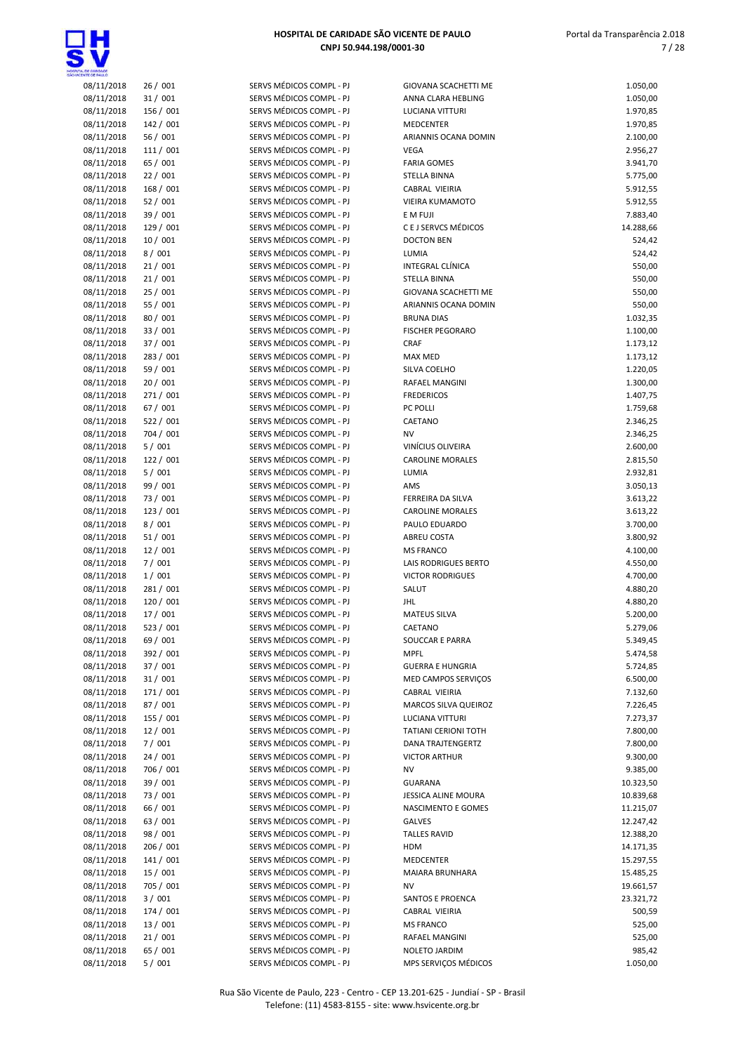| | | | | |
|---|---|---|---|---|
| 08/11/2018 | 26 / 001 | SERVS MÉDICOS COMPL - PJ | GIOVANA SCACHETTI ME | 1.050,00 |
| 08/11/2018 | 31 / 001 | SERVS MÉDICOS COMPL - PJ | ANNA CLARA HEBLING | 1.050,00 |
| 08/11/2018 | 156 / 001 | SERVS MÉDICOS COMPL - PJ | LUCIANA VITTURI | 1.970,85 |
| 08/11/2018 | 142 / 001 | SERVS MÉDICOS COMPL - PJ | MEDCENTER | 1.970,85 |
| 08/11/2018 | 56 / 001 | SERVS MÉDICOS COMPL - PJ | ARIANNIS OCANA DOMIN | 2.100,00 |
| 08/11/2018 | 111 / 001 | SERVS MÉDICOS COMPL - PJ | VEGA | 2.956,27 |
| 08/11/2018 | 65 / 001 | SERVS MÉDICOS COMPL - PJ | FARIA GOMES | 3.941,70 |
| 08/11/2018 | 22 / 001 | SERVS MÉDICOS COMPL - PJ | STELLA BINNA | 5.775,00 |
| 08/11/2018 | 168 / 001 | SERVS MÉDICOS COMPL - PJ | CABRAL VIEIRIA | 5.912,55 |
| 08/11/2018 | 52 / 001 | SERVS MÉDICOS COMPL - PJ | VIEIRA KUMAMOTO | 5.912,55 |
| 08/11/2018 | 39 / 001 | SERVS MÉDICOS COMPL - PJ | E M FUJI | 7.883,40 |
| 08/11/2018 | 129 / 001 | SERVS MÉDICOS COMPL - PJ | C E J SERVCS MÉDICOS | 14.288,66 |
| 08/11/2018 | 10 / 001 | SERVS MÉDICOS COMPL - PJ | DOCTON BEN | 524,42 |
| 08/11/2018 | 8 / 001 | SERVS MÉDICOS COMPL - PJ | LUMIA | 524,42 |
| 08/11/2018 | 21 / 001 | SERVS MÉDICOS COMPL - PJ | INTEGRAL CLÍNICA | 550,00 |
| 08/11/2018 | 21 / 001 | SERVS MÉDICOS COMPL - PJ | STELLA BINNA | 550,00 |
| 08/11/2018 | 25 / 001 | SERVS MÉDICOS COMPL - PJ | GIOVANA SCACHETTI ME | 550,00 |
| 08/11/2018 | 55 / 001 | SERVS MÉDICOS COMPL - PJ | ARIANNIS OCANA DOMIN | 550,00 |
| 08/11/2018 | 80 / 001 | SERVS MÉDICOS COMPL - PJ | BRUNA DIAS | 1.032,35 |
| 08/11/2018 | 33 / 001 | SERVS MÉDICOS COMPL - PJ | FISCHER PEGORARO | 1.100,00 |
| 08/11/2018 | 37 / 001 | SERVS MÉDICOS COMPL - PJ | CRAF | 1.173,12 |
| 08/11/2018 | 283 / 001 | SERVS MÉDICOS COMPL - PJ | MAX MED | 1.173,12 |
| 08/11/2018 | 59 / 001 | SERVS MÉDICOS COMPL - PJ | SILVA COELHO | 1.220,05 |
| 08/11/2018 | 20 / 001 | SERVS MÉDICOS COMPL - PJ | RAFAEL MANGINI | 1.300,00 |
| 08/11/2018 | 271 / 001 | SERVS MÉDICOS COMPL - PJ | FREDERICOS | 1.407,75 |
| 08/11/2018 | 67 / 001 | SERVS MÉDICOS COMPL - PJ | PC POLLI | 1.759,68 |
| 08/11/2018 | 522 / 001 | SERVS MÉDICOS COMPL - PJ | CAETANO | 2.346,25 |
| 08/11/2018 | 704 / 001 | SERVS MÉDICOS COMPL - PJ | NV | 2.346,25 |
| 08/11/2018 | 5 / 001 | SERVS MÉDICOS COMPL - PJ | VINÍCIUS OLIVEIRA | 2.600,00 |
| 08/11/2018 | 122 / 001 | SERVS MÉDICOS COMPL - PJ | CAROLINE MORALES | 2.815,50 |
| 08/11/2018 | 5 / 001 | SERVS MÉDICOS COMPL - PJ | LUMIA | 2.932,81 |
| 08/11/2018 | 99 / 001 | SERVS MÉDICOS COMPL - PJ | AMS | 3.050,13 |
| 08/11/2018 | 73 / 001 | SERVS MÉDICOS COMPL - PJ | FERREIRA DA SILVA | 3.613,22 |
| 08/11/2018 | 123 / 001 | SERVS MÉDICOS COMPL - PJ | CAROLINE MORALES | 3.613,22 |
| 08/11/2018 | 8 / 001 | SERVS MÉDICOS COMPL - PJ | PAULO EDUARDO | 3.700,00 |
| 08/11/2018 | 51 / 001 | SERVS MÉDICOS COMPL - PJ | ABREU COSTA | 3.800,92 |
| 08/11/2018 | 12 / 001 | SERVS MÉDICOS COMPL - PJ | MS FRANCO | 4.100,00 |
| 08/11/2018 | 7 / 001 | SERVS MÉDICOS COMPL - PJ | LAIS RODRIGUES BERTO | 4.550,00 |
| 08/11/2018 | 1 / 001 | SERVS MÉDICOS COMPL - PJ | VICTOR RODRIGUES | 4.700,00 |
| 08/11/2018 | 281 / 001 | SERVS MÉDICOS COMPL - PJ | SALUT | 4.880,20 |
| 08/11/2018 | 120 / 001 | SERVS MÉDICOS COMPL - PJ | JHL | 4.880,20 |
| 08/11/2018 | 17 / 001 | SERVS MÉDICOS COMPL - PJ | MATEUS SILVA | 5.200,00 |
| 08/11/2018 | 523 / 001 | SERVS MÉDICOS COMPL - PJ | CAETANO | 5.279,06 |
| 08/11/2018 | 69 / 001 | SERVS MÉDICOS COMPL - PJ | SOUCCAR E PARRA | 5.349,45 |
| 08/11/2018 | 392 / 001 | SERVS MÉDICOS COMPL - PJ | MPFL | 5.474,58 |
| 08/11/2018 | 37 / 001 | SERVS MÉDICOS COMPL - PJ | GUERRA E HUNGRIA | 5.724,85 |
| 08/11/2018 | 31 / 001 | SERVS MÉDICOS COMPL - PJ | MED CAMPOS SERVIÇOS | 6.500,00 |
| 08/11/2018 | 171 / 001 | SERVS MÉDICOS COMPL - PJ | CABRAL VIEIRIA | 7.132,60 |
| 08/11/2018 | 87 / 001 | SERVS MÉDICOS COMPL - PJ | MARCOS SILVA QUEIROZ | 7.226,45 |
| 08/11/2018 | 155 / 001 | SERVS MÉDICOS COMPL - PJ | LUCIANA VITTURI | 7.273,37 |
| 08/11/2018 | 12 / 001 | SERVS MÉDICOS COMPL - PJ | TATIANI CERIONI TOTH | 7.800,00 |
| 08/11/2018 | 7 / 001 | SERVS MÉDICOS COMPL - PJ | DANA TRAJTENGERTZ | 7.800,00 |
| 08/11/2018 | 24 / 001 | SERVS MÉDICOS COMPL - PJ | VICTOR ARTHUR | 9.300,00 |
| 08/11/2018 | 706 / 001 | SERVS MÉDICOS COMPL - PJ | NV | 9.385,00 |
| 08/11/2018 | 39 / 001 | SERVS MÉDICOS COMPL - PJ | GUARANA | 10.323,50 |
| 08/11/2018 | 73 / 001 | SERVS MÉDICOS COMPL - PJ | JESSICA ALINE MOURA | 10.839,68 |
| 08/11/2018 | 66 / 001 | SERVS MÉDICOS COMPL - PJ | NASCIMENTO E GOMES | 11.215,07 |
| 08/11/2018 | 63 / 001 | SERVS MÉDICOS COMPL - PJ | GALVES | 12.247,42 |
| 08/11/2018 | 98 / 001 | SERVS MÉDICOS COMPL - PJ | TALLES RAVID | 12.388,20 |
| 08/11/2018 | 206 / 001 | SERVS MÉDICOS COMPL - PJ | HDM | 14.171,35 |
| 08/11/2018 | 141 / 001 | SERVS MÉDICOS COMPL - PJ | MEDCENTER | 15.297,55 |
| 08/11/2018 | 15 / 001 | SERVS MÉDICOS COMPL - PJ | MAIARA BRUNHARA | 15.485,25 |
| 08/11/2018 | 705 / 001 | SERVS MÉDICOS COMPL - PJ | NV | 19.661,57 |
| 08/11/2018 | 3 / 001 | SERVS MÉDICOS COMPL - PJ | SANTOS E PROENCA | 23.321,72 |
| 08/11/2018 | 174 / 001 | SERVS MÉDICOS COMPL - PJ | CABRAL VIEIRIA | 500,59 |
| 08/11/2018 | 13 / 001 | SERVS MÉDICOS COMPL - PJ | MS FRANCO | 525,00 |
| 08/11/2018 | 21 / 001 | SERVS MÉDICOS COMPL - PJ | RAFAEL MANGINI | 525,00 |
| 08/11/2018 | 65 / 001 | SERVS MÉDICOS COMPL - PJ | NOLETO JARDIM | 985,42 |
| 08/11/2018 | 5 / 001 | SERVS MÉDICOS COMPL - PJ | MPS SERVIÇOS MÉDICOS | 1.050,00 |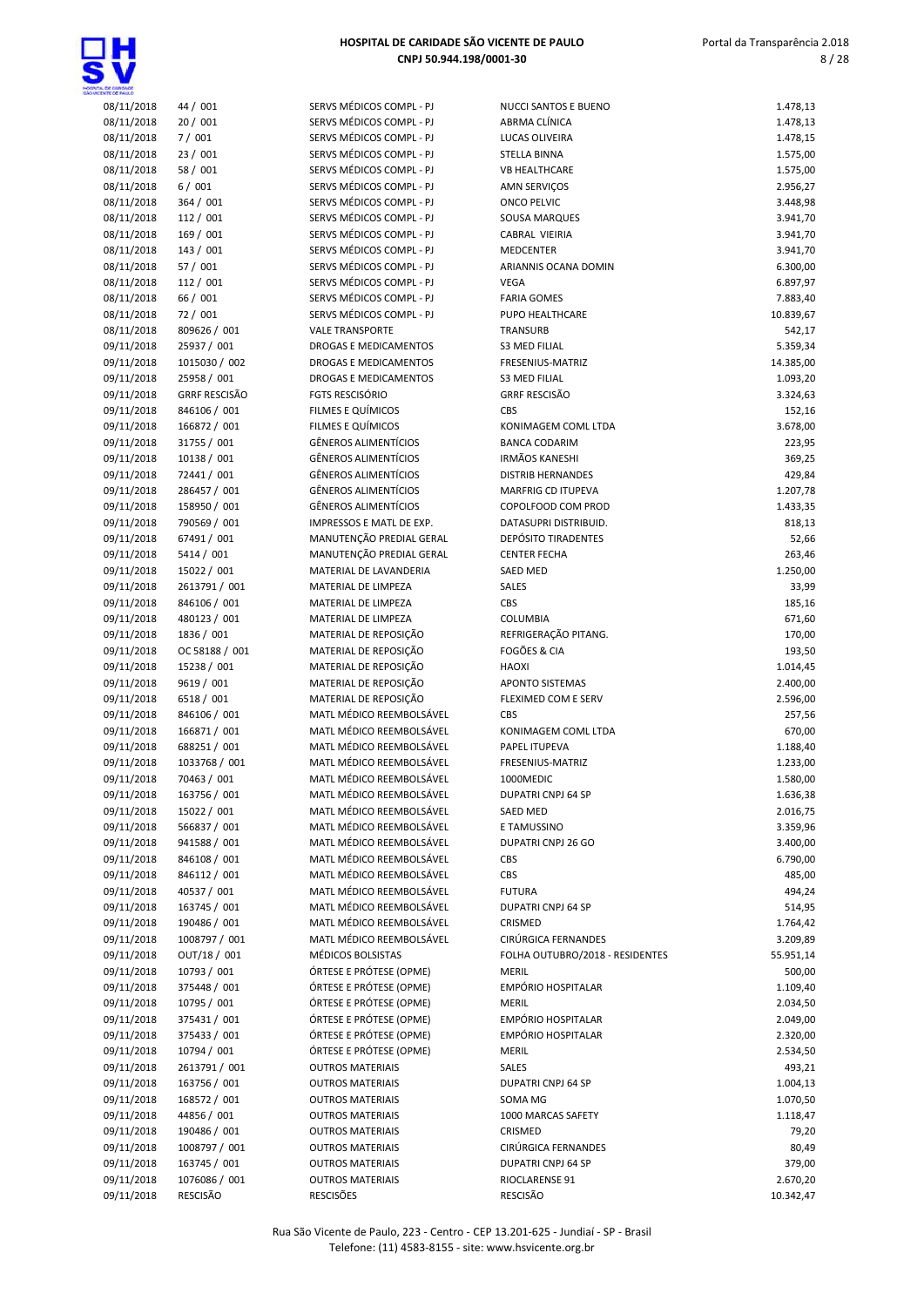| | | | | |
|---|---|---|---|---|
| 08/11/2018 | 44 / 001 | SERVS MÉDICOS COMPL - PJ | NUCCI SANTOS E BUENO | 1.478,13 |
| 08/11/2018 | 20 / 001 | SERVS MÉDICOS COMPL - PJ | ABRMA CLÍNICA | 1.478,13 |
| 08/11/2018 | 7 / 001 | SERVS MÉDICOS COMPL - PJ | LUCAS OLIVEIRA | 1.478,15 |
| 08/11/2018 | 23 / 001 | SERVS MÉDICOS COMPL - PJ | STELLA BINNA | 1.575,00 |
| 08/11/2018 | 58 / 001 | SERVS MÉDICOS COMPL - PJ | VB HEALTHCARE | 1.575,00 |
| 08/11/2018 | 6 / 001 | SERVS MÉDICOS COMPL - PJ | AMN SERVIÇOS | 2.956,27 |
| 08/11/2018 | 364 / 001 | SERVS MÉDICOS COMPL - PJ | ONCO PELVIC | 3.448,98 |
| 08/11/2018 | 112 / 001 | SERVS MÉDICOS COMPL - PJ | SOUSA MARQUES | 3.941,70 |
| 08/11/2018 | 169 / 001 | SERVS MÉDICOS COMPL - PJ | CABRAL VIEIRIA | 3.941,70 |
| 08/11/2018 | 143 / 001 | SERVS MÉDICOS COMPL - PJ | MEDCENTER | 3.941,70 |
| 08/11/2018 | 57 / 001 | SERVS MÉDICOS COMPL - PJ | ARIANNIS OCANA DOMIN | 6.300,00 |
| 08/11/2018 | 112 / 001 | SERVS MÉDICOS COMPL - PJ | VEGA | 6.897,97 |
| 08/11/2018 | 66 / 001 | SERVS MÉDICOS COMPL - PJ | FARIA GOMES | 7.883,40 |
| 08/11/2018 | 72 / 001 | SERVS MÉDICOS COMPL - PJ | PUPO HEALTHCARE | 10.839,67 |
| 08/11/2018 | 809626 / 001 | VALE TRANSPORTE | TRANSURB | 542,17 |
| 09/11/2018 | 25937 / 001 | DROGAS E MEDICAMENTOS | S3 MED FILIAL | 5.359,34 |
| 09/11/2018 | 1015030 / 002 | DROGAS E MEDICAMENTOS | FRESENIUS-MATRIZ | 14.385,00 |
| 09/11/2018 | 25958 / 001 | DROGAS E MEDICAMENTOS | S3 MED FILIAL | 1.093,20 |
| 09/11/2018 | GRRF RESCISÃO | FGTS RESCISÓRIO | GRRF RESCISÃO | 3.324,63 |
| 09/11/2018 | 846106 / 001 | FILMES E QUÍMICOS | CBS | 152,16 |
| 09/11/2018 | 166872 / 001 | FILMES E QUÍMICOS | KONIMAGEM COML LTDA | 3.678,00 |
| 09/11/2018 | 31755 / 001 | GÊNEROS ALIMENTÍCIOS | BANCA CODARIM | 223,95 |
| 09/11/2018 | 10138 / 001 | GÊNEROS ALIMENTÍCIOS | IRMÃOS KANESHI | 369,25 |
| 09/11/2018 | 72441 / 001 | GÊNEROS ALIMENTÍCIOS | DISTRIB HERNANDES | 429,84 |
| 09/11/2018 | 286457 / 001 | GÊNEROS ALIMENTÍCIOS | MARFRIG CD ITUPEVA | 1.207,78 |
| 09/11/2018 | 158950 / 001 | GÊNEROS ALIMENTÍCIOS | COPOLFOOD COM PROD | 1.433,35 |
| 09/11/2018 | 790569 / 001 | IMPRESSOS E MATL DE EXP. | DATASUPRI DISTRIBUID. | 818,13 |
| 09/11/2018 | 67491 / 001 | MANUTENÇÃO PREDIAL GERAL | DEPÓSITO TIRADENTES | 52,66 |
| 09/11/2018 | 5414 / 001 | MANUTENÇÃO PREDIAL GERAL | CENTER FECHA | 263,46 |
| 09/11/2018 | 15022 / 001 | MATERIAL DE LAVANDERIA | SAED MED | 1.250,00 |
| 09/11/2018 | 2613791 / 001 | MATERIAL DE LIMPEZA | SALES | 33,99 |
| 09/11/2018 | 846106 / 001 | MATERIAL DE LIMPEZA | CBS | 185,16 |
| 09/11/2018 | 480123 / 001 | MATERIAL DE LIMPEZA | COLUMBIA | 671,60 |
| 09/11/2018 | 1836 / 001 | MATERIAL DE REPOSIÇÃO | REFRIGERAÇÃO PITANG. | 170,00 |
| 09/11/2018 | OC 58188 / 001 | MATERIAL DE REPOSIÇÃO | FOGÕES & CIA | 193,50 |
| 09/11/2018 | 15238 / 001 | MATERIAL DE REPOSIÇÃO | HAOXI | 1.014,45 |
| 09/11/2018 | 9619 / 001 | MATERIAL DE REPOSIÇÃO | APONTO SISTEMAS | 2.400,00 |
| 09/11/2018 | 6518 / 001 | MATERIAL DE REPOSIÇÃO | FLEXIMED COM E SERV | 2.596,00 |
| 09/11/2018 | 846106 / 001 | MATL MÉDICO REEMBOLSÁVEL | CBS | 257,56 |
| 09/11/2018 | 166871 / 001 | MATL MÉDICO REEMBOLSÁVEL | KONIMAGEM COML LTDA | 670,00 |
| 09/11/2018 | 688251 / 001 | MATL MÉDICO REEMBOLSÁVEL | PAPEL ITUPEVA | 1.188,40 |
| 09/11/2018 | 1033768 / 001 | MATL MÉDICO REEMBOLSÁVEL | FRESENIUS-MATRIZ | 1.233,00 |
| 09/11/2018 | 70463 / 001 | MATL MÉDICO REEMBOLSÁVEL | 1000MEDIC | 1.580,00 |
| 09/11/2018 | 163756 / 001 | MATL MÉDICO REEMBOLSÁVEL | DUPATRI CNPJ 64 SP | 1.636,38 |
| 09/11/2018 | 15022 / 001 | MATL MÉDICO REEMBOLSÁVEL | SAED MED | 2.016,75 |
| 09/11/2018 | 566837 / 001 | MATL MÉDICO REEMBOLSÁVEL | E TAMUSSINO | 3.359,96 |
| 09/11/2018 | 941588 / 001 | MATL MÉDICO REEMBOLSÁVEL | DUPATRI CNPJ 26 GO | 3.400,00 |
| 09/11/2018 | 846108 / 001 | MATL MÉDICO REEMBOLSÁVEL | CBS | 6.790,00 |
| 09/11/2018 | 846112 / 001 | MATL MÉDICO REEMBOLSÁVEL | CBS | 485,00 |
| 09/11/2018 | 40537 / 001 | MATL MÉDICO REEMBOLSÁVEL | FUTURA | 494,24 |
| 09/11/2018 | 163745 / 001 | MATL MÉDICO REEMBOLSÁVEL | DUPATRI CNPJ 64 SP | 514,95 |
| 09/11/2018 | 190486 / 001 | MATL MÉDICO REEMBOLSÁVEL | CRISMED | 1.764,42 |
| 09/11/2018 | 1008797 / 001 | MATL MÉDICO REEMBOLSÁVEL | CIRÚRGICA FERNANDES | 3.209,89 |
| 09/11/2018 | OUT/18 / 001 | MÉDICOS BOLSISTAS | FOLHA OUTUBRO/2018 - RESIDENTES | 55.951,14 |
| 09/11/2018 | 10793 / 001 | ÓRTESE E PRÓTESE (OPME) | MERIL | 500,00 |
| 09/11/2018 | 375448 / 001 | ÓRTESE E PRÓTESE (OPME) | EMPÓRIO HOSPITALAR | 1.109,40 |
| 09/11/2018 | 10795 / 001 | ÓRTESE E PRÓTESE (OPME) | MERIL | 2.034,50 |
| 09/11/2018 | 375431 / 001 | ÓRTESE E PRÓTESE (OPME) | EMPÓRIO HOSPITALAR | 2.049,00 |
| 09/11/2018 | 375433 / 001 | ÓRTESE E PRÓTESE (OPME) | EMPÓRIO HOSPITALAR | 2.320,00 |
| 09/11/2018 | 10794 / 001 | ÓRTESE E PRÓTESE (OPME) | MERIL | 2.534,50 |
| 09/11/2018 | 2613791 / 001 | OUTROS MATERIAIS | SALES | 493,21 |
| 09/11/2018 | 163756 / 001 | OUTROS MATERIAIS | DUPATRI CNPJ 64 SP | 1.004,13 |
| 09/11/2018 | 168572 / 001 | OUTROS MATERIAIS | SOMA MG | 1.070,50 |
| 09/11/2018 | 44856 / 001 | OUTROS MATERIAIS | 1000 MARCAS SAFETY | 1.118,47 |
| 09/11/2018 | 190486 / 001 | OUTROS MATERIAIS | CRISMED | 79,20 |
| 09/11/2018 | 1008797 / 001 | OUTROS MATERIAIS | CIRÚRGICA FERNANDES | 80,49 |
| 09/11/2018 | 163745 / 001 | OUTROS MATERIAIS | DUPATRI CNPJ 64 SP | 379,00 |
| 09/11/2018 | 1076086 / 001 | OUTROS MATERIAIS | RIOCLARENSE 91 | 2.670,20 |
| 09/11/2018 | RESCISÃO | RESCISÕES | RESCISÃO | 10.342,47 |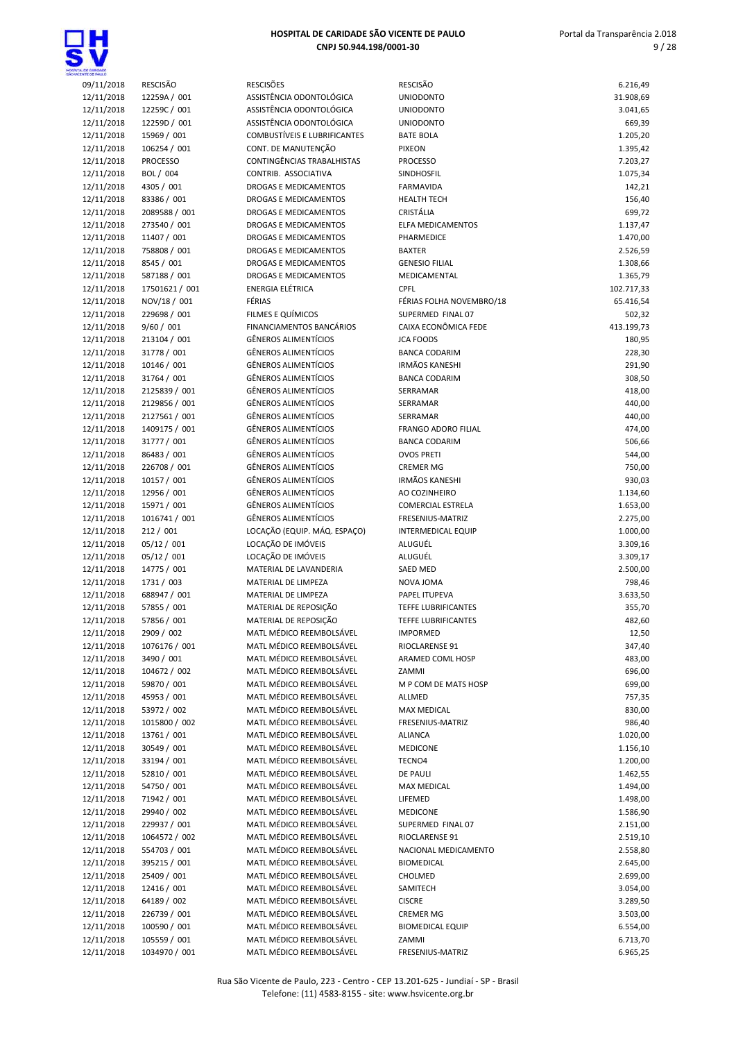| | | | | |
|---|---|---|---|---|
| 09/11/2018 | RESCISÃO | RESCISÕES | RESCISÃO | 6.216,49 |
| 12/11/2018 | 12259A / 001 | ASSISTÊNCIA ODONTOLÓGICA | UNIODONTO | 31.908,69 |
| 12/11/2018 | 12259C / 001 | ASSISTÊNCIA ODONTOLÓGICA | UNIODONTO | 3.041,65 |
| 12/11/2018 | 12259D / 001 | ASSISTÊNCIA ODONTOLÓGICA | UNIODONTO | 669,39 |
| 12/11/2018 | 15969 / 001 | COMBUSTÍVEIS E LUBRIFICANTES | BATE BOLA | 1.205,20 |
| 12/11/2018 | 106254 / 001 | CONT. DE MANUTENÇÃO | PIXEON | 1.395,42 |
| 12/11/2018 | PROCESSO | CONTINGÊNCIAS TRABALHISTAS | PROCESSO | 7.203,27 |
| 12/11/2018 | BOL / 004 | CONTRIB. ASSOCIATIVA | SINDHOSFIL | 1.075,34 |
| 12/11/2018 | 4305 / 001 | DROGAS E MEDICAMENTOS | FARMAVIDA | 142,21 |
| 12/11/2018 | 83386 / 001 | DROGAS E MEDICAMENTOS | HEALTH TECH | 156,40 |
| 12/11/2018 | 2089588 / 001 | DROGAS E MEDICAMENTOS | CRISTÁLIA | 699,72 |
| 12/11/2018 | 273540 / 001 | DROGAS E MEDICAMENTOS | ELFA MEDICAMENTOS | 1.137,47 |
| 12/11/2018 | 11407 / 001 | DROGAS E MEDICAMENTOS | PHARMEDICE | 1.470,00 |
| 12/11/2018 | 758808 / 001 | DROGAS E MEDICAMENTOS | BAXTER | 2.526,59 |
| 12/11/2018 | 8545 / 001 | DROGAS E MEDICAMENTOS | GENESIO FILIAL | 1.308,66 |
| 12/11/2018 | 587188 / 001 | DROGAS E MEDICAMENTOS | MEDICAMENTAL | 1.365,79 |
| 12/11/2018 | 17501621 / 001 | ENERGIA ELÉTRICA | CPFL | 102.717,33 |
| 12/11/2018 | NOV/18 / 001 | FÉRIAS | FÉRIAS FOLHA NOVEMBRO/18 | 65.416,54 |
| 12/11/2018 | 229698 / 001 | FILMES E QUÍMICOS | SUPERMED FINAL 07 | 502,32 |
| 12/11/2018 | 9/60 / 001 | FINANCIAMENTOS BANCÁRIOS | CAIXA ECONÔMICA FEDE | 413.199,73 |
| 12/11/2018 | 213104 / 001 | GÊNEROS ALIMENTÍCIOS | JCA FOODS | 180,95 |
| 12/11/2018 | 31778 / 001 | GÊNEROS ALIMENTÍCIOS | BANCA CODARIM | 228,30 |
| 12/11/2018 | 10146 / 001 | GÊNEROS ALIMENTÍCIOS | IRMÃOS KANESHI | 291,90 |
| 12/11/2018 | 31764 / 001 | GÊNEROS ALIMENTÍCIOS | BANCA CODARIM | 308,50 |
| 12/11/2018 | 2125839 / 001 | GÊNEROS ALIMENTÍCIOS | SERRAMAR | 418,00 |
| 12/11/2018 | 2129856 / 001 | GÊNEROS ALIMENTÍCIOS | SERRAMAR | 440,00 |
| 12/11/2018 | 2127561 / 001 | GÊNEROS ALIMENTÍCIOS | SERRAMAR | 440,00 |
| 12/11/2018 | 1409175 / 001 | GÊNEROS ALIMENTÍCIOS | FRANGO ADORO FILIAL | 474,00 |
| 12/11/2018 | 31777 / 001 | GÊNEROS ALIMENTÍCIOS | BANCA CODARIM | 506,66 |
| 12/11/2018 | 86483 / 001 | GÊNEROS ALIMENTÍCIOS | OVOS PRETI | 544,00 |
| 12/11/2018 | 226708 / 001 | GÊNEROS ALIMENTÍCIOS | CREMER MG | 750,00 |
| 12/11/2018 | 10157 / 001 | GÊNEROS ALIMENTÍCIOS | IRMÃOS KANESHI | 930,03 |
| 12/11/2018 | 12956 / 001 | GÊNEROS ALIMENTÍCIOS | AO COZINHEIRO | 1.134,60 |
| 12/11/2018 | 15971 / 001 | GÊNEROS ALIMENTÍCIOS | COMERCIAL ESTRELA | 1.653,00 |
| 12/11/2018 | 1016741 / 001 | GÊNEROS ALIMENTÍCIOS | FRESENIUS-MATRIZ | 2.275,00 |
| 12/11/2018 | 212 / 001 | LOCAÇÃO (EQUIP. MÁQ. ESPAÇO) | INTERMEDICAL EQUIP | 1.000,00 |
| 12/11/2018 | 05/12 / 001 | LOCAÇÃO DE IMÓVEIS | ALUGUÉL | 3.309,16 |
| 12/11/2018 | 05/12 / 001 | LOCAÇÃO DE IMÓVEIS | ALUGUÉL | 3.309,17 |
| 12/11/2018 | 14775 / 001 | MATERIAL DE LAVANDERIA | SAED MED | 2.500,00 |
| 12/11/2018 | 1731 / 003 | MATERIAL DE LIMPEZA | NOVA JOMA | 798,46 |
| 12/11/2018 | 688947 / 001 | MATERIAL DE LIMPEZA | PAPEL ITUPEVA | 3.633,50 |
| 12/11/2018 | 57855 / 001 | MATERIAL DE REPOSIÇÃO | TEFFE LUBRIFICANTES | 355,70 |
| 12/11/2018 | 57856 / 001 | MATERIAL DE REPOSIÇÃO | TEFFE LUBRIFICANTES | 482,60 |
| 12/11/2018 | 2909 / 002 | MATL MÉDICO REEMBOLSÁVEL | IMPORMED | 12,50 |
| 12/11/2018 | 1076176 / 001 | MATL MÉDICO REEMBOLSÁVEL | RIOCLARENSE 91 | 347,40 |
| 12/11/2018 | 3490 / 001 | MATL MÉDICO REEMBOLSÁVEL | ARAMED COML HOSP | 483,00 |
| 12/11/2018 | 104672 / 002 | MATL MÉDICO REEMBOLSÁVEL | ZAMMI | 696,00 |
| 12/11/2018 | 59870 / 001 | MATL MÉDICO REEMBOLSÁVEL | M P COM DE MATS HOSP | 699,00 |
| 12/11/2018 | 45953 / 001 | MATL MÉDICO REEMBOLSÁVEL | ALLMED | 757,35 |
| 12/11/2018 | 53972 / 002 | MATL MÉDICO REEMBOLSÁVEL | MAX MEDICAL | 830,00 |
| 12/11/2018 | 1015800 / 002 | MATL MÉDICO REEMBOLSÁVEL | FRESENIUS-MATRIZ | 986,40 |
| 12/11/2018 | 13761 / 001 | MATL MÉDICO REEMBOLSÁVEL | ALIANCA | 1.020,00 |
| 12/11/2018 | 30549 / 001 | MATL MÉDICO REEMBOLSÁVEL | MEDICONE | 1.156,10 |
| 12/11/2018 | 33194 / 001 | MATL MÉDICO REEMBOLSÁVEL | TECNO4 | 1.200,00 |
| 12/11/2018 | 52810 / 001 | MATL MÉDICO REEMBOLSÁVEL | DE PAULI | 1.462,55 |
| 12/11/2018 | 54750 / 001 | MATL MÉDICO REEMBOLSÁVEL | MAX MEDICAL | 1.494,00 |
| 12/11/2018 | 71942 / 001 | MATL MÉDICO REEMBOLSÁVEL | LIFEMED | 1.498,00 |
| 12/11/2018 | 29940 / 002 | MATL MÉDICO REEMBOLSÁVEL | MEDICONE | 1.586,90 |
| 12/11/2018 | 229937 / 001 | MATL MÉDICO REEMBOLSÁVEL | SUPERMED FINAL 07 | 2.151,00 |
| 12/11/2018 | 1064572 / 002 | MATL MÉDICO REEMBOLSÁVEL | RIOCLARENSE 91 | 2.519,10 |
| 12/11/2018 | 554703 / 001 | MATL MÉDICO REEMBOLSÁVEL | NACIONAL MEDICAMENTO | 2.558,80 |
| 12/11/2018 | 395215 / 001 | MATL MÉDICO REEMBOLSÁVEL | BIOMEDICAL | 2.645,00 |
| 12/11/2018 | 25409 / 001 | MATL MÉDICO REEMBOLSÁVEL | CHOLMED | 2.699,00 |
| 12/11/2018 | 12416 / 001 | MATL MÉDICO REEMBOLSÁVEL | SAMITECH | 3.054,00 |
| 12/11/2018 | 64189 / 002 | MATL MÉDICO REEMBOLSÁVEL | CISCRE | 3.289,50 |
| 12/11/2018 | 226739 / 001 | MATL MÉDICO REEMBOLSÁVEL | CREMER MG | 3.503,00 |
| 12/11/2018 | 100590 / 001 | MATL MÉDICO REEMBOLSÁVEL | BIOMEDICAL EQUIP | 6.554,00 |
| 12/11/2018 | 105559 / 001 | MATL MÉDICO REEMBOLSÁVEL | ZAMMI | 6.713,70 |
| 12/11/2018 | 1034970 / 001 | MATL MÉDICO REEMBOLSÁVEL | FRESENIUS-MATRIZ | 6.965,25 |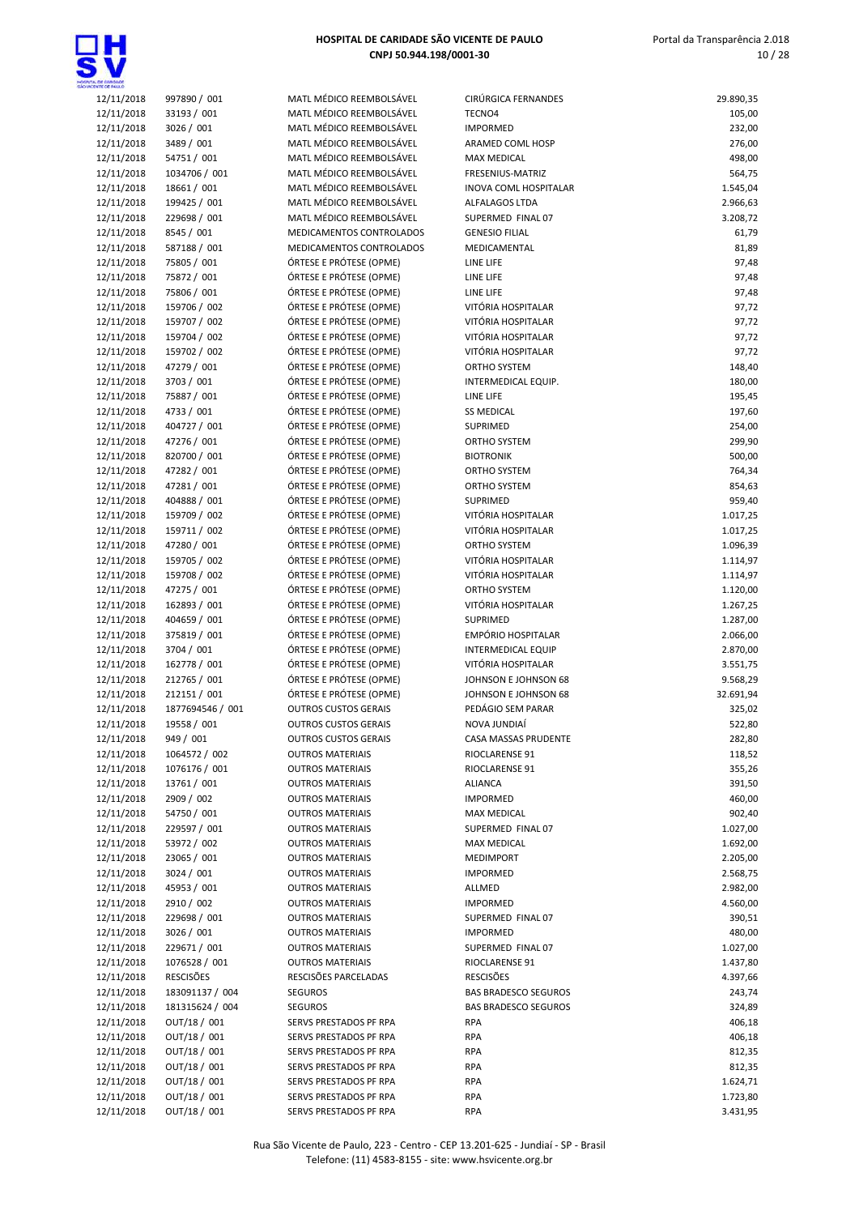| | | | | |
|---|---|---|---|---|
| 12/11/2018 | 997890 / 001 | MATL MÉDICO REEMBOLSÁVEL | CIRÚRGICA FERNANDES | 29.890,35 |
| 12/11/2018 | 33193 / 001 | MATL MÉDICO REEMBOLSÁVEL | TECNO4 | 105,00 |
| 12/11/2018 | 3026 / 001 | MATL MÉDICO REEMBOLSÁVEL | IMPORMED | 232,00 |
| 12/11/2018 | 3489 / 001 | MATL MÉDICO REEMBOLSÁVEL | ARAMED COML HOSP | 276,00 |
| 12/11/2018 | 54751 / 001 | MATL MÉDICO REEMBOLSÁVEL | MAX MEDICAL | 498,00 |
| 12/11/2018 | 1034706 / 001 | MATL MÉDICO REEMBOLSÁVEL | FRESENIUS-MATRIZ | 564,75 |
| 12/11/2018 | 18661 / 001 | MATL MÉDICO REEMBOLSÁVEL | INOVA COML HOSPITALAR | 1.545,04 |
| 12/11/2018 | 199425 / 001 | MATL MÉDICO REEMBOLSÁVEL | ALFALAGOS LTDA | 2.966,63 |
| 12/11/2018 | 229698 / 001 | MATL MÉDICO REEMBOLSÁVEL | SUPERMED FINAL 07 | 3.208,72 |
| 12/11/2018 | 8545 / 001 | MEDICAMENTOS CONTROLADOS | GENESIO FILIAL | 61,79 |
| 12/11/2018 | 587188 / 001 | MEDICAMENTOS CONTROLADOS | MEDICAMENTAL | 81,89 |
| 12/11/2018 | 75805 / 001 | ÓRTESE E PRÓTESE (OPME) | LINE LIFE | 97,48 |
| 12/11/2018 | 75872 / 001 | ÓRTESE E PRÓTESE (OPME) | LINE LIFE | 97,48 |
| 12/11/2018 | 75806 / 001 | ÓRTESE E PRÓTESE (OPME) | LINE LIFE | 97,48 |
| 12/11/2018 | 159706 / 002 | ÓRTESE E PRÓTESE (OPME) | VITÓRIA HOSPITALAR | 97,72 |
| 12/11/2018 | 159707 / 002 | ÓRTESE E PRÓTESE (OPME) | VITÓRIA HOSPITALAR | 97,72 |
| 12/11/2018 | 159704 / 002 | ÓRTESE E PRÓTESE (OPME) | VITÓRIA HOSPITALAR | 97,72 |
| 12/11/2018 | 159702 / 002 | ÓRTESE E PRÓTESE (OPME) | VITÓRIA HOSPITALAR | 97,72 |
| 12/11/2018 | 47279 / 001 | ÓRTESE E PRÓTESE (OPME) | ORTHO SYSTEM | 148,40 |
| 12/11/2018 | 3703 / 001 | ÓRTESE E PRÓTESE (OPME) | INTERMEDICAL EQUIP. | 180,00 |
| 12/11/2018 | 75887 / 001 | ÓRTESE E PRÓTESE (OPME) | LINE LIFE | 195,45 |
| 12/11/2018 | 4733 / 001 | ÓRTESE E PRÓTESE (OPME) | SS MEDICAL | 197,60 |
| 12/11/2018 | 404727 / 001 | ÓRTESE E PRÓTESE (OPME) | SUPRIMED | 254,00 |
| 12/11/2018 | 47276 / 001 | ÓRTESE E PRÓTESE (OPME) | ORTHO SYSTEM | 299,90 |
| 12/11/2018 | 820700 / 001 | ÓRTESE E PRÓTESE (OPME) | BIOTRONIK | 500,00 |
| 12/11/2018 | 47282 / 001 | ÓRTESE E PRÓTESE (OPME) | ORTHO SYSTEM | 764,34 |
| 12/11/2018 | 47281 / 001 | ÓRTESE E PRÓTESE (OPME) | ORTHO SYSTEM | 854,63 |
| 12/11/2018 | 404888 / 001 | ÓRTESE E PRÓTESE (OPME) | SUPRIMED | 959,40 |
| 12/11/2018 | 159709 / 002 | ÓRTESE E PRÓTESE (OPME) | VITÓRIA HOSPITALAR | 1.017,25 |
| 12/11/2018 | 159711 / 002 | ÓRTESE E PRÓTESE (OPME) | VITÓRIA HOSPITALAR | 1.017,25 |
| 12/11/2018 | 47280 / 001 | ÓRTESE E PRÓTESE (OPME) | ORTHO SYSTEM | 1.096,39 |
| 12/11/2018 | 159705 / 002 | ÓRTESE E PRÓTESE (OPME) | VITÓRIA HOSPITALAR | 1.114,97 |
| 12/11/2018 | 159708 / 002 | ÓRTESE E PRÓTESE (OPME) | VITÓRIA HOSPITALAR | 1.114,97 |
| 12/11/2018 | 47275 / 001 | ÓRTESE E PRÓTESE (OPME) | ORTHO SYSTEM | 1.120,00 |
| 12/11/2018 | 162893 / 001 | ÓRTESE E PRÓTESE (OPME) | VITÓRIA HOSPITALAR | 1.267,25 |
| 12/11/2018 | 404659 / 001 | ÓRTESE E PRÓTESE (OPME) | SUPRIMED | 1.287,00 |
| 12/11/2018 | 375819 / 001 | ÓRTESE E PRÓTESE (OPME) | EMPÓRIO HOSPITALAR | 2.066,00 |
| 12/11/2018 | 3704 / 001 | ÓRTESE E PRÓTESE (OPME) | INTERMEDICAL EQUIP | 2.870,00 |
| 12/11/2018 | 162778 / 001 | ÓRTESE E PRÓTESE (OPME) | VITÓRIA HOSPITALAR | 3.551,75 |
| 12/11/2018 | 212765 / 001 | ÓRTESE E PRÓTESE (OPME) | JOHNSON E JOHNSON 68 | 9.568,29 |
| 12/11/2018 | 212151 / 001 | ÓRTESE E PRÓTESE (OPME) | JOHNSON E JOHNSON 68 | 32.691,94 |
| 12/11/2018 | 1877694546 / 001 | OUTROS CUSTOS GERAIS | PEDÁGIO SEM PARAR | 325,02 |
| 12/11/2018 | 19558 / 001 | OUTROS CUSTOS GERAIS | NOVA JUNDIAÍ | 522,80 |
| 12/11/2018 | 949 / 001 | OUTROS CUSTOS GERAIS | CASA MASSAS PRUDENTE | 282,80 |
| 12/11/2018 | 1064572 / 002 | OUTROS MATERIAIS | RIOCLARENSE 91 | 118,52 |
| 12/11/2018 | 1076176 / 001 | OUTROS MATERIAIS | RIOCLARENSE 91 | 355,26 |
| 12/11/2018 | 13761 / 001 | OUTROS MATERIAIS | ALIANCA | 391,50 |
| 12/11/2018 | 2909 / 002 | OUTROS MATERIAIS | IMPORMED | 460,00 |
| 12/11/2018 | 54750 / 001 | OUTROS MATERIAIS | MAX MEDICAL | 902,40 |
| 12/11/2018 | 229597 / 001 | OUTROS MATERIAIS | SUPERMED FINAL 07 | 1.027,00 |
| 12/11/2018 | 53972 / 002 | OUTROS MATERIAIS | MAX MEDICAL | 1.692,00 |
| 12/11/2018 | 23065 / 001 | OUTROS MATERIAIS | MEDIMPORT | 2.205,00 |
| 12/11/2018 | 3024 / 001 | OUTROS MATERIAIS | IMPORMED | 2.568,75 |
| 12/11/2018 | 45953 / 001 | OUTROS MATERIAIS | ALLMED | 2.982,00 |
| 12/11/2018 | 2910 / 002 | OUTROS MATERIAIS | IMPORMED | 4.560,00 |
| 12/11/2018 | 229698 / 001 | OUTROS MATERIAIS | SUPERMED FINAL 07 | 390,51 |
| 12/11/2018 | 3026 / 001 | OUTROS MATERIAIS | IMPORMED | 480,00 |
| 12/11/2018 | 229671 / 001 | OUTROS MATERIAIS | SUPERMED FINAL 07 | 1.027,00 |
| 12/11/2018 | 1076528 / 001 | OUTROS MATERIAIS | RIOCLARENSE 91 | 1.437,80 |
| 12/11/2018 | RESCISÕES | RESCISÕES PARCELADAS | RESCISÕES | 4.397,66 |
| 12/11/2018 | 183091137 / 004 | SEGUROS | BAS BRADESCO SEGUROS | 243,74 |
| 12/11/2018 | 181315624 / 004 | SEGUROS | BAS BRADESCO SEGUROS | 324,89 |
| 12/11/2018 | OUT/18 / 001 | SERVS PRESTADOS PF RPA | RPA | 406,18 |
| 12/11/2018 | OUT/18 / 001 | SERVS PRESTADOS PF RPA | RPA | 406,18 |
| 12/11/2018 | OUT/18 / 001 | SERVS PRESTADOS PF RPA | RPA | 812,35 |
| 12/11/2018 | OUT/18 / 001 | SERVS PRESTADOS PF RPA | RPA | 812,35 |
| 12/11/2018 | OUT/18 / 001 | SERVS PRESTADOS PF RPA | RPA | 1.624,71 |
| 12/11/2018 | OUT/18 / 001 | SERVS PRESTADOS PF RPA | RPA | 1.723,80 |
| 12/11/2018 | OUT/18 / 001 | SERVS PRESTADOS PF RPA | RPA | 3.431,95 |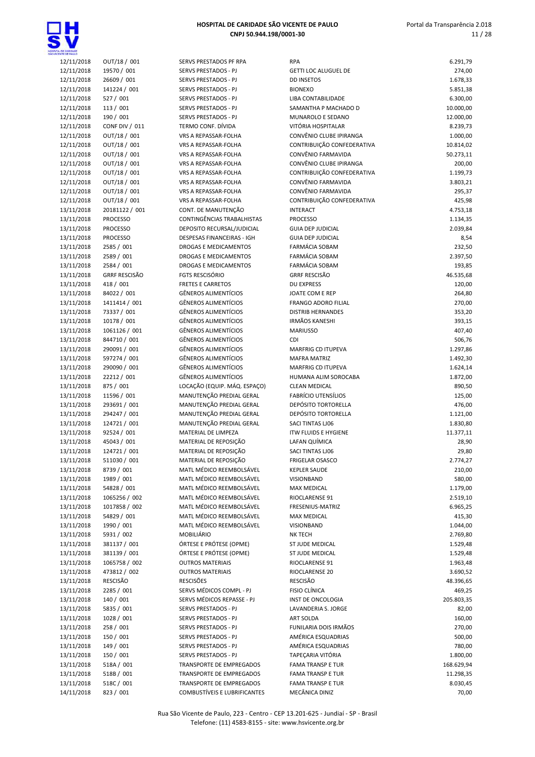| | | | | |
|---|---|---|---|---|
| 12/11/2018 | OUT/18 / 001 | SERVS PRESTADOS PF RPA | RPA | 6.291,79 |
| 12/11/2018 | 19570 / 001 | SERVS PRESTADOS - PJ | GETTI LOC ALUGUEL DE | 274,00 |
| 12/11/2018 | 26609 / 001 | SERVS PRESTADOS - PJ | DD INSETOS | 1.678,33 |
| 12/11/2018 | 141224 / 001 | SERVS PRESTADOS - PJ | BIONEXO | 5.851,38 |
| 12/11/2018 | 527 / 001 | SERVS PRESTADOS - PJ | LIBA CONTABILIDADE | 6.300,00 |
| 12/11/2018 | 113 / 001 | SERVS PRESTADOS - PJ | SAMANTHA P MACHADO D | 10.000,00 |
| 12/11/2018 | 190 / 001 | SERVS PRESTADOS - PJ | MUNAROLO E SEDANO | 12.000,00 |
| 12/11/2018 | CONF DIV / 011 | TERMO CONF. DÍVIDA | VITÓRIA HOSPITALAR | 8.239,73 |
| 12/11/2018 | OUT/18 / 001 | VRS A REPASSAR-FOLHA | CONVÊNIO CLUBE IPIRANGA | 1.000,00 |
| 12/11/2018 | OUT/18 / 001 | VRS A REPASSAR-FOLHA | CONTRIBUIÇÃO CONFEDERATIVA | 10.814,02 |
| 12/11/2018 | OUT/18 / 001 | VRS A REPASSAR-FOLHA | CONVÊNIO FARMAVIDA | 50.273,11 |
| 12/11/2018 | OUT/18 / 001 | VRS A REPASSAR-FOLHA | CONVÊNIO CLUBE IPIRANGA | 200,00 |
| 12/11/2018 | OUT/18 / 001 | VRS A REPASSAR-FOLHA | CONTRIBUIÇÃO CONFEDERATIVA | 1.199,73 |
| 12/11/2018 | OUT/18 / 001 | VRS A REPASSAR-FOLHA | CONVÊNIO FARMAVIDA | 3.803,21 |
| 12/11/2018 | OUT/18 / 001 | VRS A REPASSAR-FOLHA | CONVÊNIO FARMAVIDA | 295,37 |
| 12/11/2018 | OUT/18 / 001 | VRS A REPASSAR-FOLHA | CONTRIBUIÇÃO CONFEDERATIVA | 425,98 |
| 13/11/2018 | 20181122 / 001 | CONT. DE MANUTENÇÃO | INTERACT | 4.753,18 |
| 13/11/2018 | PROCESSO | CONTINGÊNCIAS TRABALHISTAS | PROCESSO | 1.134,35 |
| 13/11/2018 | PROCESSO | DEPOSITO RECURSAL/JUDICIAL | GUIA DEP JUDICIAL | 2.039,84 |
| 13/11/2018 | PROCESSO | DESPESAS FINANCEIRAS - IGH | GUIA DEP JUDICIAL | 8,54 |
| 13/11/2018 | 2585 / 001 | DROGAS E MEDICAMENTOS | FARMÁCIA SOBAM | 232,50 |
| 13/11/2018 | 2589 / 001 | DROGAS E MEDICAMENTOS | FARMÁCIA SOBAM | 2.397,50 |
| 13/11/2018 | 2584 / 001 | DROGAS E MEDICAMENTOS | FARMÁCIA SOBAM | 193,85 |
| 13/11/2018 | GRRF RESCISÃO | FGTS RESCISÓRIO | GRRF RESCISÃO | 46.535,68 |
| 13/11/2018 | 418 / 001 | FRETES E CARRETOS | DU EXPRESS | 120,00 |
| 13/11/2018 | 84022 / 001 | GÊNEROS ALIMENTÍCIOS | JOATE COM E REP | 264,80 |
| 13/11/2018 | 1411414 / 001 | GÊNEROS ALIMENTÍCIOS | FRANGO ADORO FILIAL | 270,00 |
| 13/11/2018 | 73337 / 001 | GÊNEROS ALIMENTÍCIOS | DISTRIB HERNANDES | 353,20 |
| 13/11/2018 | 10178 / 001 | GÊNEROS ALIMENTÍCIOS | IRMÃOS KANESHI | 393,15 |
| 13/11/2018 | 1061126 / 001 | GÊNEROS ALIMENTÍCIOS | MARIUSSO | 407,40 |
| 13/11/2018 | 844710 / 001 | GÊNEROS ALIMENTÍCIOS | CDI | 506,76 |
| 13/11/2018 | 290091 / 001 | GÊNEROS ALIMENTÍCIOS | MARFRIG CD ITUPEVA | 1.297,86 |
| 13/11/2018 | 597274 / 001 | GÊNEROS ALIMENTÍCIOS | MAFRA MATRIZ | 1.492,30 |
| 13/11/2018 | 290090 / 001 | GÊNEROS ALIMENTÍCIOS | MARFRIG CD ITUPEVA | 1.624,14 |
| 13/11/2018 | 22212 / 001 | GÊNEROS ALIMENTÍCIOS | HUMANA ALIM SOROCABA | 1.872,00 |
| 13/11/2018 | 875 / 001 | LOCAÇÃO (EQUIP. MÁQ. ESPAÇO) | CLEAN MEDICAL | 890,50 |
| 13/11/2018 | 11596 / 001 | MANUTENÇÃO PREDIAL GERAL | FABRÍCIO UTENSÍLIOS | 125,00 |
| 13/11/2018 | 293691 / 001 | MANUTENÇÃO PREDIAL GERAL | DEPÓSITO TORTORELLA | 476,00 |
| 13/11/2018 | 294247 / 001 | MANUTENÇÃO PREDIAL GERAL | DEPÓSITO TORTORELLA | 1.121,00 |
| 13/11/2018 | 124721 / 001 | MANUTENÇÃO PREDIAL GERAL | SACI TINTAS LJ06 | 1.830,80 |
| 13/11/2018 | 92524 / 001 | MATERIAL DE LIMPEZA | ITW FLUIDS E HYGIENE | 11.377,11 |
| 13/11/2018 | 45043 / 001 | MATERIAL DE REPOSIÇÃO | LAFAN QUÍMICA | 28,90 |
| 13/11/2018 | 124721 / 001 | MATERIAL DE REPOSIÇÃO | SACI TINTAS LJ06 | 29,80 |
| 13/11/2018 | 511030 / 001 | MATERIAL DE REPOSIÇÃO | FRIGELAR OSASCO | 2.774,27 |
| 13/11/2018 | 8739 / 001 | MATL MÉDICO REEMBOLSÁVEL | KEPLER SAUDE | 210,00 |
| 13/11/2018 | 1989 / 001 | MATL MÉDICO REEMBOLSÁVEL | VISIONBAND | 580,00 |
| 13/11/2018 | 54828 / 001 | MATL MÉDICO REEMBOLSÁVEL | MAX MEDICAL | 1.179,00 |
| 13/11/2018 | 1065256 / 002 | MATL MÉDICO REEMBOLSÁVEL | RIOCLARENSE 91 | 2.519,10 |
| 13/11/2018 | 1017858 / 002 | MATL MÉDICO REEMBOLSÁVEL | FRESENIUS-MATRIZ | 6.965,25 |
| 13/11/2018 | 54829 / 001 | MATL MÉDICO REEMBOLSÁVEL | MAX MEDICAL | 415,30 |
| 13/11/2018 | 1990 / 001 | MATL MÉDICO REEMBOLSÁVEL | VISIONBAND | 1.044,00 |
| 13/11/2018 | 5931 / 002 | MOBILIÁRIO | NK TECH | 2.769,80 |
| 13/11/2018 | 381137 / 001 | ÓRTESE E PRÓTESE (OPME) | ST JUDE MEDICAL | 1.529,48 |
| 13/11/2018 | 381139 / 001 | ÓRTESE E PRÓTESE (OPME) | ST JUDE MEDICAL | 1.529,48 |
| 13/11/2018 | 1065758 / 002 | OUTROS MATERIAIS | RIOCLARENSE 91 | 1.963,48 |
| 13/11/2018 | 473812 / 002 | OUTROS MATERIAIS | RIOCLARENSE 20 | 3.690,52 |
| 13/11/2018 | RESCISÃO | RESCISÕES | RESCISÃO | 48.396,65 |
| 13/11/2018 | 2285 / 001 | SERVS MÉDICOS COMPL - PJ | FISIO CLÍNICA | 469,25 |
| 13/11/2018 | 140 / 001 | SERVS MÉDICOS REPASSE - PJ | INST DE ONCOLOGIA | 205.803,35 |
| 13/11/2018 | 5835 / 001 | SERVS PRESTADOS - PJ | LAVANDERIA S. JORGE | 82,00 |
| 13/11/2018 | 1028 / 001 | SERVS PRESTADOS - PJ | ART SOLDA | 160,00 |
| 13/11/2018 | 258 / 001 | SERVS PRESTADOS - PJ | FUNILARIA DOIS IRMÃOS | 270,00 |
| 13/11/2018 | 150 / 001 | SERVS PRESTADOS - PJ | AMÉRICA ESQUADRIAS | 500,00 |
| 13/11/2018 | 149 / 001 | SERVS PRESTADOS - PJ | AMÉRICA ESQUADRIAS | 780,00 |
| 13/11/2018 | 150 / 001 | SERVS PRESTADOS - PJ | TAPEÇARIA VITÓRIA | 1.800,00 |
| 13/11/2018 | 518A / 001 | TRANSPORTE DE EMPREGADOS | FAMA TRANSP E TUR | 168.629,94 |
| 13/11/2018 | 518B / 001 | TRANSPORTE DE EMPREGADOS | FAMA TRANSP E TUR | 11.298,35 |
| 13/11/2018 | 518C / 001 | TRANSPORTE DE EMPREGADOS | FAMA TRANSP E TUR | 8.030,45 |
| 14/11/2018 | 823 / 001 | COMBUSTÍVEIS E LUBRIFICANTES | MECÂNICA DINIZ | 70,00 |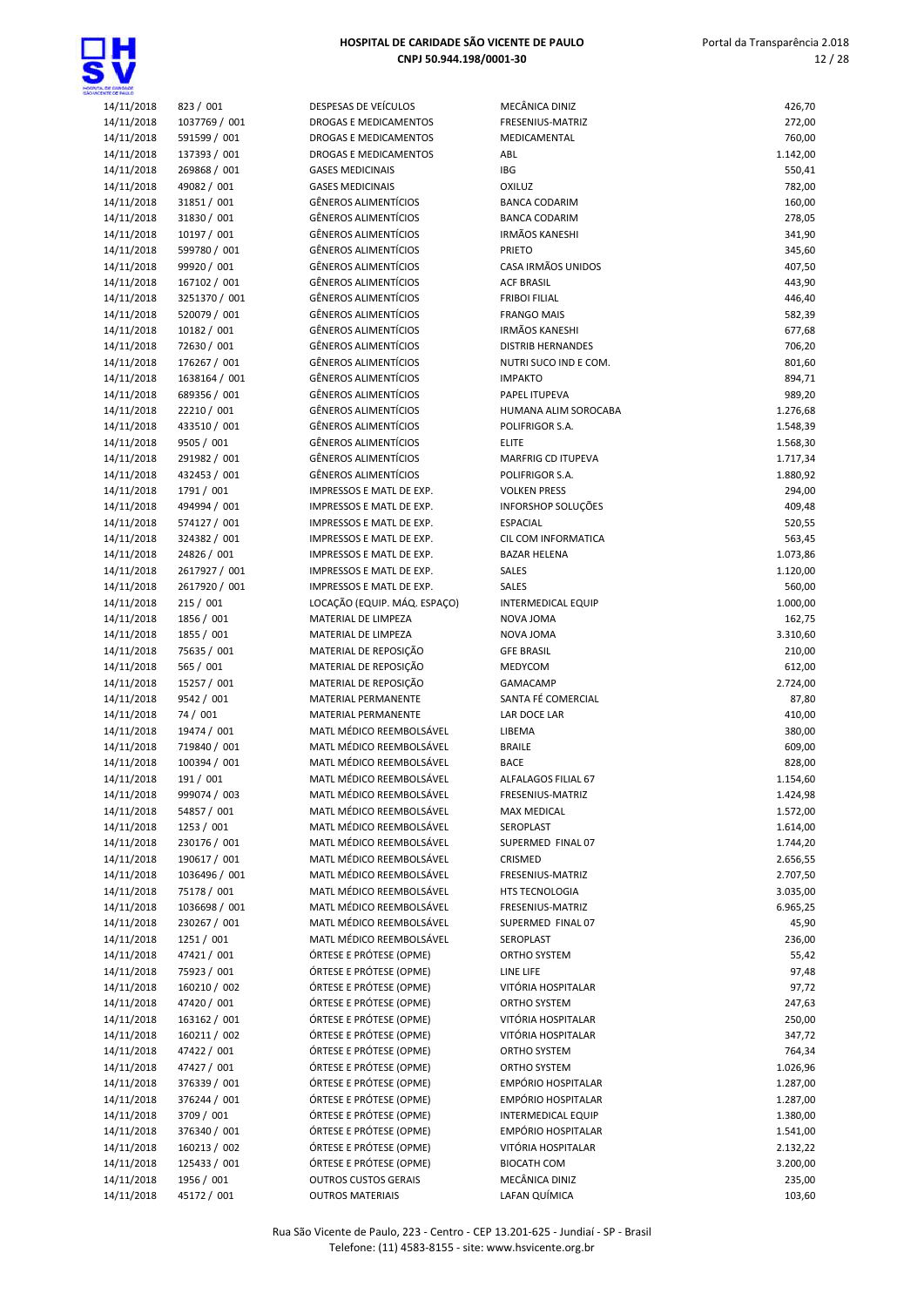| | | | | |
|---|---|---|---|---|
| 14/11/2018 | 823 / 001 | DESPESAS DE VEÍCULOS | MECÂNICA DINIZ | 426,70 |
| 14/11/2018 | 1037769 / 001 | DROGAS E MEDICAMENTOS | FRESENIUS-MATRIZ | 272,00 |
| 14/11/2018 | 591599 / 001 | DROGAS E MEDICAMENTOS | MEDICAMENTAL | 760,00 |
| 14/11/2018 | 137393 / 001 | DROGAS E MEDICAMENTOS | ABL | 1.142,00 |
| 14/11/2018 | 269868 / 001 | GASES MEDICINAIS | IBG | 550,41 |
| 14/11/2018 | 49082 / 001 | GASES MEDICINAIS | OXILUZ | 782,00 |
| 14/11/2018 | 31851 / 001 | GÊNEROS ALIMENTÍCIOS | BANCA CODARIM | 160,00 |
| 14/11/2018 | 31830 / 001 | GÊNEROS ALIMENTÍCIOS | BANCA CODARIM | 278,05 |
| 14/11/2018 | 10197 / 001 | GÊNEROS ALIMENTÍCIOS | IRMÃOS KANESHI | 341,90 |
| 14/11/2018 | 599780 / 001 | GÊNEROS ALIMENTÍCIOS | PRIETO | 345,60 |
| 14/11/2018 | 99920 / 001 | GÊNEROS ALIMENTÍCIOS | CASA IRMÃOS UNIDOS | 407,50 |
| 14/11/2018 | 167102 / 001 | GÊNEROS ALIMENTÍCIOS | ACF BRASIL | 443,90 |
| 14/11/2018 | 3251370 / 001 | GÊNEROS ALIMENTÍCIOS | FRIBOI FILIAL | 446,40 |
| 14/11/2018 | 520079 / 001 | GÊNEROS ALIMENTÍCIOS | FRANGO MAIS | 582,39 |
| 14/11/2018 | 10182 / 001 | GÊNEROS ALIMENTÍCIOS | IRMÃOS KANESHI | 677,68 |
| 14/11/2018 | 72630 / 001 | GÊNEROS ALIMENTÍCIOS | DISTRIB HERNANDES | 706,20 |
| 14/11/2018 | 176267 / 001 | GÊNEROS ALIMENTÍCIOS | NUTRI SUCO IND E COM. | 801,60 |
| 14/11/2018 | 1638164 / 001 | GÊNEROS ALIMENTÍCIOS | IMPAKTO | 894,71 |
| 14/11/2018 | 689356 / 001 | GÊNEROS ALIMENTÍCIOS | PAPEL ITUPEVA | 989,20 |
| 14/11/2018 | 22210 / 001 | GÊNEROS ALIMENTÍCIOS | HUMANA ALIM SOROCABA | 1.276,68 |
| 14/11/2018 | 433510 / 001 | GÊNEROS ALIMENTÍCIOS | POLIFRIGOR S.A. | 1.548,39 |
| 14/11/2018 | 9505 / 001 | GÊNEROS ALIMENTÍCIOS | ELITE | 1.568,30 |
| 14/11/2018 | 291982 / 001 | GÊNEROS ALIMENTÍCIOS | MARFRIG CD ITUPEVA | 1.717,34 |
| 14/11/2018 | 432453 / 001 | GÊNEROS ALIMENTÍCIOS | POLIFRIGOR S.A. | 1.880,92 |
| 14/11/2018 | 1791 / 001 | IMPRESSOS E MATL DE EXP. | VOLKEN PRESS | 294,00 |
| 14/11/2018 | 494994 / 001 | IMPRESSOS E MATL DE EXP. | INFORSHOP SOLUÇÕES | 409,48 |
| 14/11/2018 | 574127 / 001 | IMPRESSOS E MATL DE EXP. | ESPACIAL | 520,55 |
| 14/11/2018 | 324382 / 001 | IMPRESSOS E MATL DE EXP. | CIL COM INFORMATICA | 563,45 |
| 14/11/2018 | 24826 / 001 | IMPRESSOS E MATL DE EXP. | BAZAR HELENA | 1.073,86 |
| 14/11/2018 | 2617927 / 001 | IMPRESSOS E MATL DE EXP. | SALES | 1.120,00 |
| 14/11/2018 | 2617920 / 001 | IMPRESSOS E MATL DE EXP. | SALES | 560,00 |
| 14/11/2018 | 215 / 001 | LOCAÇÃO (EQUIP. MÁQ. ESPAÇO) | INTERMEDICAL EQUIP | 1.000,00 |
| 14/11/2018 | 1856 / 001 | MATERIAL DE LIMPEZA | NOVA JOMA | 162,75 |
| 14/11/2018 | 1855 / 001 | MATERIAL DE LIMPEZA | NOVA JOMA | 3.310,60 |
| 14/11/2018 | 75635 / 001 | MATERIAL DE REPOSIÇÃO | GFE BRASIL | 210,00 |
| 14/11/2018 | 565 / 001 | MATERIAL DE REPOSIÇÃO | MEDYCOM | 612,00 |
| 14/11/2018 | 15257 / 001 | MATERIAL DE REPOSIÇÃO | GAMACAMP | 2.724,00 |
| 14/11/2018 | 9542 / 001 | MATERIAL PERMANENTE | SANTA FÉ COMERCIAL | 87,80 |
| 14/11/2018 | 74 / 001 | MATERIAL PERMANENTE | LAR DOCE LAR | 410,00 |
| 14/11/2018 | 19474 / 001 | MATL MÉDICO REEMBOLSÁVEL | LIBEMA | 380,00 |
| 14/11/2018 | 719840 / 001 | MATL MÉDICO REEMBOLSÁVEL | BRAILE | 609,00 |
| 14/11/2018 | 100394 / 001 | MATL MÉDICO REEMBOLSÁVEL | BACE | 828,00 |
| 14/11/2018 | 191 / 001 | MATL MÉDICO REEMBOLSÁVEL | ALFALAGOS FILIAL 67 | 1.154,60 |
| 14/11/2018 | 999074 / 003 | MATL MÉDICO REEMBOLSÁVEL | FRESENIUS-MATRIZ | 1.424,98 |
| 14/11/2018 | 54857 / 001 | MATL MÉDICO REEMBOLSÁVEL | MAX MEDICAL | 1.572,00 |
| 14/11/2018 | 1253 / 001 | MATL MÉDICO REEMBOLSÁVEL | SEROPLAST | 1.614,00 |
| 14/11/2018 | 230176 / 001 | MATL MÉDICO REEMBOLSÁVEL | SUPERMED FINAL 07 | 1.744,20 |
| 14/11/2018 | 190617 / 001 | MATL MÉDICO REEMBOLSÁVEL | CRISMED | 2.656,55 |
| 14/11/2018 | 1036496 / 001 | MATL MÉDICO REEMBOLSÁVEL | FRESENIUS-MATRIZ | 2.707,50 |
| 14/11/2018 | 75178 / 001 | MATL MÉDICO REEMBOLSÁVEL | HTS TECNOLOGIA | 3.035,00 |
| 14/11/2018 | 1036698 / 001 | MATL MÉDICO REEMBOLSÁVEL | FRESENIUS-MATRIZ | 6.965,25 |
| 14/11/2018 | 230267 / 001 | MATL MÉDICO REEMBOLSÁVEL | SUPERMED FINAL 07 | 45,90 |
| 14/11/2018 | 1251 / 001 | MATL MÉDICO REEMBOLSÁVEL | SEROPLAST | 236,00 |
| 14/11/2018 | 47421 / 001 | ÓRTESE E PRÓTESE (OPME) | ORTHO SYSTEM | 55,42 |
| 14/11/2018 | 75923 / 001 | ÓRTESE E PRÓTESE (OPME) | LINE LIFE | 97,48 |
| 14/11/2018 | 160210 / 002 | ÓRTESE E PRÓTESE (OPME) | VITÓRIA HOSPITALAR | 97,72 |
| 14/11/2018 | 47420 / 001 | ÓRTESE E PRÓTESE (OPME) | ORTHO SYSTEM | 247,63 |
| 14/11/2018 | 163162 / 001 | ÓRTESE E PRÓTESE (OPME) | VITÓRIA HOSPITALAR | 250,00 |
| 14/11/2018 | 160211 / 002 | ÓRTESE E PRÓTESE (OPME) | VITÓRIA HOSPITALAR | 347,72 |
| 14/11/2018 | 47422 / 001 | ÓRTESE E PRÓTESE (OPME) | ORTHO SYSTEM | 764,34 |
| 14/11/2018 | 47427 / 001 | ÓRTESE E PRÓTESE (OPME) | ORTHO SYSTEM | 1.026,96 |
| 14/11/2018 | 376339 / 001 | ÓRTESE E PRÓTESE (OPME) | EMPÓRIO HOSPITALAR | 1.287,00 |
| 14/11/2018 | 376244 / 001 | ÓRTESE E PRÓTESE (OPME) | EMPÓRIO HOSPITALAR | 1.287,00 |
| 14/11/2018 | 3709 / 001 | ÓRTESE E PRÓTESE (OPME) | INTERMEDICAL EQUIP | 1.380,00 |
| 14/11/2018 | 376340 / 001 | ÓRTESE E PRÓTESE (OPME) | EMPÓRIO HOSPITALAR | 1.541,00 |
| 14/11/2018 | 160213 / 002 | ÓRTESE E PRÓTESE (OPME) | VITÓRIA HOSPITALAR | 2.132,22 |
| 14/11/2018 | 125433 / 001 | ÓRTESE E PRÓTESE (OPME) | BIOCATH COM | 3.200,00 |
| 14/11/2018 | 1956 / 001 | OUTROS CUSTOS GERAIS | MECÂNICA DINIZ | 235,00 |
| 14/11/2018 | 45172 / 001 | OUTROS MATERIAIS | LAFAN QUÍMICA | 103,60 |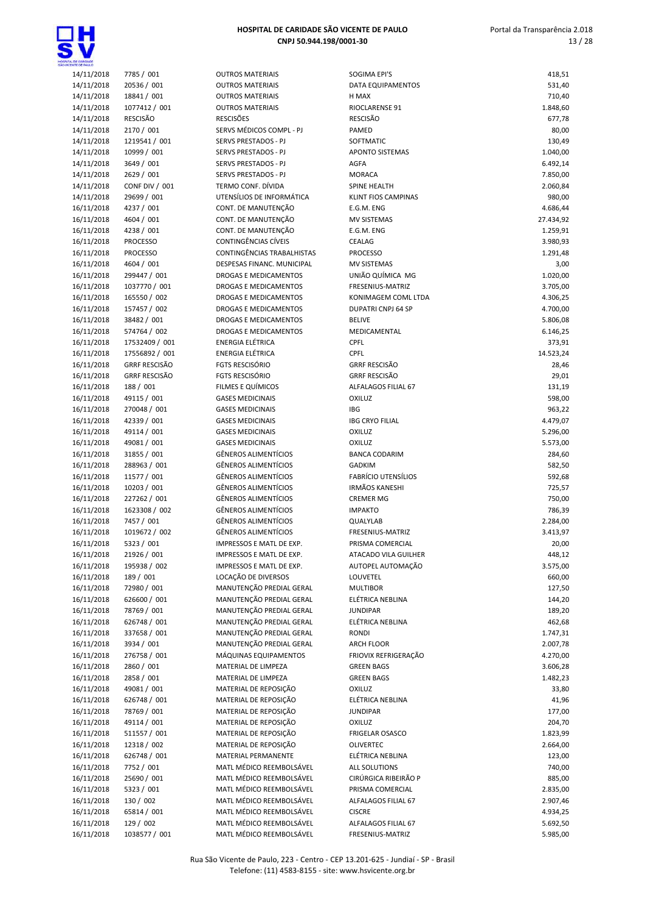| | | | | |
|---|---|---|---|---|
| 14/11/2018 | 7785 / 001 | OUTROS MATERIAIS | SOGIMA EPI'S | 418,51 |
| 14/11/2018 | 20536 / 001 | OUTROS MATERIAIS | DATA EQUIPAMENTOS | 531,40 |
| 14/11/2018 | 18841 / 001 | OUTROS MATERIAIS | H MAX | 710,40 |
| 14/11/2018 | 1077412 / 001 | OUTROS MATERIAIS | RIOCLARENSE 91 | 1.848,60 |
| 14/11/2018 | RESCISÃO | RESCISÕES | RESCISÃO | 677,78 |
| 14/11/2018 | 2170 / 001 | SERVS MÉDICOS COMPL - PJ | PAMED | 80,00 |
| 14/11/2018 | 1219541 / 001 | SERVS PRESTADOS - PJ | SOFTMATIC | 130,49 |
| 14/11/2018 | 10999 / 001 | SERVS PRESTADOS - PJ | APONTO SISTEMAS | 1.040,00 |
| 14/11/2018 | 3649 / 001 | SERVS PRESTADOS - PJ | AGFA | 6.492,14 |
| 14/11/2018 | 2629 / 001 | SERVS PRESTADOS - PJ | MORACA | 7.850,00 |
| 14/11/2018 | CONF DIV / 001 | TERMO CONF. DÍVIDA | SPINE HEALTH | 2.060,84 |
| 14/11/2018 | 29699 / 001 | UTENSÍLIOS DE INFORMÁTICA | KLINT FIOS CAMPINAS | 980,00 |
| 16/11/2018 | 4237 / 001 | CONT. DE MANUTENÇÃO | E.G.M. ENG | 4.686,44 |
| 16/11/2018 | 4604 / 001 | CONT. DE MANUTENÇÃO | MV SISTEMAS | 27.434,92 |
| 16/11/2018 | 4238 / 001 | CONT. DE MANUTENÇÃO | E.G.M. ENG | 1.259,91 |
| 16/11/2018 | PROCESSO | CONTINGÊNCIAS CÍVEIS | CEALAG | 3.980,93 |
| 16/11/2018 | PROCESSO | CONTINGÊNCIAS TRABALHISTAS | PROCESSO | 1.291,48 |
| 16/11/2018 | 4604 / 001 | DESPESAS FINANC. MUNICIPAL | MV SISTEMAS | 3,00 |
| 16/11/2018 | 299447 / 001 | DROGAS E MEDICAMENTOS | UNIÃO QUÍMICA MG | 1.020,00 |
| 16/11/2018 | 1037770 / 001 | DROGAS E MEDICAMENTOS | FRESENIUS-MATRIZ | 3.705,00 |
| 16/11/2018 | 165550 / 002 | DROGAS E MEDICAMENTOS | KONIMAGEM COML LTDA | 4.306,25 |
| 16/11/2018 | 157457 / 002 | DROGAS E MEDICAMENTOS | DUPATRI CNPJ 64 SP | 4.700,00 |
| 16/11/2018 | 38482 / 001 | DROGAS E MEDICAMENTOS | BELIVE | 5.806,08 |
| 16/11/2018 | 574764 / 002 | DROGAS E MEDICAMENTOS | MEDICAMENTAL | 6.146,25 |
| 16/11/2018 | 17532409 / 001 | ENERGIA ELÉTRICA | CPFL | 373,91 |
| 16/11/2018 | 17556892 / 001 | ENERGIA ELÉTRICA | CPFL | 14.523,24 |
| 16/11/2018 | GRRF RESCISÃO | FGTS RESCISÓRIO | GRRF RESCISÃO | 28,46 |
| 16/11/2018 | GRRF RESCISÃO | FGTS RESCISÓRIO | GRRF RESCISÃO | 29,01 |
| 16/11/2018 | 188 / 001 | FILMES E QUÍMICOS | ALFALAGOS FILIAL 67 | 131,19 |
| 16/11/2018 | 49115 / 001 | GASES MEDICINAIS | OXILUZ | 598,00 |
| 16/11/2018 | 270048 / 001 | GASES MEDICINAIS | IBG | 963,22 |
| 16/11/2018 | 42339 / 001 | GASES MEDICINAIS | IBG CRYO FILIAL | 4.479,07 |
| 16/11/2018 | 49114 / 001 | GASES MEDICINAIS | OXILUZ | 5.296,00 |
| 16/11/2018 | 49081 / 001 | GASES MEDICINAIS | OXILUZ | 5.573,00 |
| 16/11/2018 | 31855 / 001 | GÊNEROS ALIMENTÍCIOS | BANCA CODARIM | 284,60 |
| 16/11/2018 | 288963 / 001 | GÊNEROS ALIMENTÍCIOS | GADKIM | 582,50 |
| 16/11/2018 | 11577 / 001 | GÊNEROS ALIMENTÍCIOS | FABRÍCIO UTENSÍLIOS | 592,68 |
| 16/11/2018 | 10203 / 001 | GÊNEROS ALIMENTÍCIOS | IRMÃOS KANESHI | 725,57 |
| 16/11/2018 | 227262 / 001 | GÊNEROS ALIMENTÍCIOS | CREMER MG | 750,00 |
| 16/11/2018 | 1623308 / 002 | GÊNEROS ALIMENTÍCIOS | IMPAKTO | 786,39 |
| 16/11/2018 | 7457 / 001 | GÊNEROS ALIMENTÍCIOS | QUALYLAB | 2.284,00 |
| 16/11/2018 | 1019672 / 002 | GÊNEROS ALIMENTÍCIOS | FRESENIUS-MATRIZ | 3.413,97 |
| 16/11/2018 | 5323 / 001 | IMPRESSOS E MATL DE EXP. | PRISMA COMERCIAL | 20,00 |
| 16/11/2018 | 21926 / 001 | IMPRESSOS E MATL DE EXP. | ATACADO VILA GUILHER | 448,12 |
| 16/11/2018 | 195938 / 002 | IMPRESSOS E MATL DE EXP. | AUTOPEL AUTOMAÇÃO | 3.575,00 |
| 16/11/2018 | 189 / 001 | LOCAÇÃO DE DIVERSOS | LOUVETEL | 660,00 |
| 16/11/2018 | 72980 / 001 | MANUTENÇÃO PREDIAL GERAL | MULTIBOR | 127,50 |
| 16/11/2018 | 626600 / 001 | MANUTENÇÃO PREDIAL GERAL | ELÉTRICA NEBLINA | 144,20 |
| 16/11/2018 | 78769 / 001 | MANUTENÇÃO PREDIAL GERAL | JUNDIPAR | 189,20 |
| 16/11/2018 | 626748 / 001 | MANUTENÇÃO PREDIAL GERAL | ELÉTRICA NEBLINA | 462,68 |
| 16/11/2018 | 337658 / 001 | MANUTENÇÃO PREDIAL GERAL | RONDI | 1.747,31 |
| 16/11/2018 | 3934 / 001 | MANUTENÇÃO PREDIAL GERAL | ARCH FLOOR | 2.007,78 |
| 16/11/2018 | 276758 / 001 | MÁQUINAS EQUIPAMENTOS | FRIOVIX REFRIGERAÇÃO | 4.270,00 |
| 16/11/2018 | 2860 / 001 | MATERIAL DE LIMPEZA | GREEN BAGS | 3.606,28 |
| 16/11/2018 | 2858 / 001 | MATERIAL DE LIMPEZA | GREEN BAGS | 1.482,23 |
| 16/11/2018 | 49081 / 001 | MATERIAL DE REPOSIÇÃO | OXILUZ | 33,80 |
| 16/11/2018 | 626748 / 001 | MATERIAL DE REPOSIÇÃO | ELÉTRICA NEBLINA | 41,96 |
| 16/11/2018 | 78769 / 001 | MATERIAL DE REPOSIÇÃO | JUNDIPAR | 177,00 |
| 16/11/2018 | 49114 / 001 | MATERIAL DE REPOSIÇÃO | OXILUZ | 204,70 |
| 16/11/2018 | 511557 / 001 | MATERIAL DE REPOSIÇÃO | FRIGELAR OSASCO | 1.823,99 |
| 16/11/2018 | 12318 / 002 | MATERIAL DE REPOSIÇÃO | OLIVERTEC | 2.664,00 |
| 16/11/2018 | 626748 / 001 | MATERIAL PERMANENTE | ELÉTRICA NEBLINA | 123,00 |
| 16/11/2018 | 7752 / 001 | MATL MÉDICO REEMBOLSÁVEL | ALL SOLUTIONS | 740,00 |
| 16/11/2018 | 25690 / 001 | MATL MÉDICO REEMBOLSÁVEL | CIRÚRGICA RIBEIRÃO P | 885,00 |
| 16/11/2018 | 5323 / 001 | MATL MÉDICO REEMBOLSÁVEL | PRISMA COMERCIAL | 2.835,00 |
| 16/11/2018 | 130 / 002 | MATL MÉDICO REEMBOLSÁVEL | ALFALAGOS FILIAL 67 | 2.907,46 |
| 16/11/2018 | 65814 / 001 | MATL MÉDICO REEMBOLSÁVEL | CISCRE | 4.934,25 |
| 16/11/2018 | 129 / 002 | MATL MÉDICO REEMBOLSÁVEL | ALFALAGOS FILIAL 67 | 5.692,50 |
| 16/11/2018 | 1038577 / 001 | MATL MÉDICO REEMBOLSÁVEL | FRESENIUS-MATRIZ | 5.985,00 |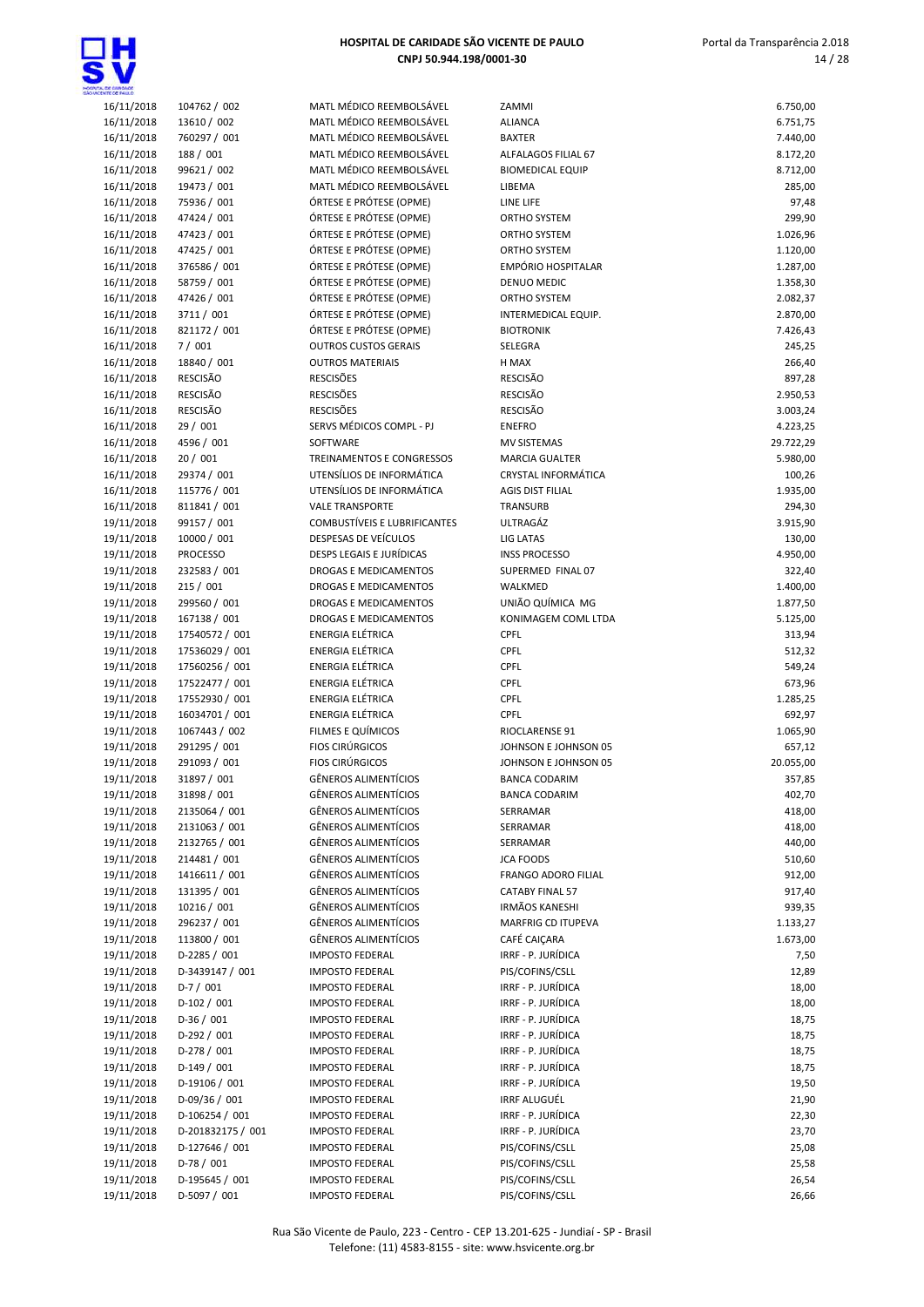| | | | | |
|---|---|---|---|---|
| 16/11/2018 | 104762 / 002 | MATL MÉDICO REEMBOLSÁVEL | ZAMMI | 6.750,00 |
| 16/11/2018 | 13610 / 002 | MATL MÉDICO REEMBOLSÁVEL | ALIANCA | 6.751,75 |
| 16/11/2018 | 760297 / 001 | MATL MÉDICO REEMBOLSÁVEL | BAXTER | 7.440,00 |
| 16/11/2018 | 188 / 001 | MATL MÉDICO REEMBOLSÁVEL | ALFALAGOS FILIAL 67 | 8.172,20 |
| 16/11/2018 | 99621 / 002 | MATL MÉDICO REEMBOLSÁVEL | BIOMEDICAL EQUIP | 8.712,00 |
| 16/11/2018 | 19473 / 001 | MATL MÉDICO REEMBOLSÁVEL | LIBEMA | 285,00 |
| 16/11/2018 | 75936 / 001 | ÓRTESE E PRÓTESE (OPME) | LINE LIFE | 97,48 |
| 16/11/2018 | 47424 / 001 | ÓRTESE E PRÓTESE (OPME) | ORTHO SYSTEM | 299,90 |
| 16/11/2018 | 47423 / 001 | ÓRTESE E PRÓTESE (OPME) | ORTHO SYSTEM | 1.026,96 |
| 16/11/2018 | 47425 / 001 | ÓRTESE E PRÓTESE (OPME) | ORTHO SYSTEM | 1.120,00 |
| 16/11/2018 | 376586 / 001 | ÓRTESE E PRÓTESE (OPME) | EMPÓRIO HOSPITALAR | 1.287,00 |
| 16/11/2018 | 58759 / 001 | ÓRTESE E PRÓTESE (OPME) | DENUO MEDIC | 1.358,30 |
| 16/11/2018 | 47426 / 001 | ÓRTESE E PRÓTESE (OPME) | ORTHO SYSTEM | 2.082,37 |
| 16/11/2018 | 3711 / 001 | ÓRTESE E PRÓTESE (OPME) | INTERMEDICAL EQUIP. | 2.870,00 |
| 16/11/2018 | 821172 / 001 | ÓRTESE E PRÓTESE (OPME) | BIOTRONIK | 7.426,43 |
| 16/11/2018 | 7 / 001 | OUTROS CUSTOS GERAIS | SELEGRA | 245,25 |
| 16/11/2018 | 18840 / 001 | OUTROS MATERIAIS | H MAX | 266,40 |
| 16/11/2018 | RESCISÃO | RESCISÕES | RESCISÃO | 897,28 |
| 16/11/2018 | RESCISÃO | RESCISÕES | RESCISÃO | 2.950,53 |
| 16/11/2018 | RESCISÃO | RESCISÕES | RESCISÃO | 3.003,24 |
| 16/11/2018 | 29 / 001 | SERVS MÉDICOS COMPL - PJ | ENEFRO | 4.223,25 |
| 16/11/2018 | 4596 / 001 | SOFTWARE | MV SISTEMAS | 29.722,29 |
| 16/11/2018 | 20 / 001 | TREINAMENTOS E CONGRESSOS | MARCIA GUALTER | 5.980,00 |
| 16/11/2018 | 29374 / 001 | UTENSÍLIOS DE INFORMÁTICA | CRYSTAL INFORMÁTICA | 100,26 |
| 16/11/2018 | 115776 / 001 | UTENSÍLIOS DE INFORMÁTICA | AGIS DIST FILIAL | 1.935,00 |
| 16/11/2018 | 811841 / 001 | VALE TRANSPORTE | TRANSURB | 294,30 |
| 19/11/2018 | 99157 / 001 | COMBUSTÍVEIS E LUBRIFICANTES | ULTRAGÁZ | 3.915,90 |
| 19/11/2018 | 10000 / 001 | DESPESAS DE VEÍCULOS | LIG LATAS | 130,00 |
| 19/11/2018 | PROCESSO | DESPS LEGAIS E JURÍDICAS | INSS PROCESSO | 4.950,00 |
| 19/11/2018 | 232583 / 001 | DROGAS E MEDICAMENTOS | SUPERMED FINAL 07 | 322,40 |
| 19/11/2018 | 215 / 001 | DROGAS E MEDICAMENTOS | WALKMED | 1.400,00 |
| 19/11/2018 | 299560 / 001 | DROGAS E MEDICAMENTOS | UNIÃO QUÍMICA MG | 1.877,50 |
| 19/11/2018 | 167138 / 001 | DROGAS E MEDICAMENTOS | KONIMAGEM COML LTDA | 5.125,00 |
| 19/11/2018 | 17540572 / 001 | ENERGIA ELÉTRICA | CPFL | 313,94 |
| 19/11/2018 | 17536029 / 001 | ENERGIA ELÉTRICA | CPFL | 512,32 |
| 19/11/2018 | 17560256 / 001 | ENERGIA ELÉTRICA | CPFL | 549,24 |
| 19/11/2018 | 17522477 / 001 | ENERGIA ELÉTRICA | CPFL | 673,96 |
| 19/11/2018 | 17552930 / 001 | ENERGIA ELÉTRICA | CPFL | 1.285,25 |
| 19/11/2018 | 16034701 / 001 | ENERGIA ELÉTRICA | CPFL | 692,97 |
| 19/11/2018 | 1067443 / 002 | FILMES E QUÍMICOS | RIOCLARENSE 91 | 1.065,90 |
| 19/11/2018 | 291295 / 001 | FIOS CIRÚRGICOS | JOHNSON E JOHNSON 05 | 657,12 |
| 19/11/2018 | 291093 / 001 | FIOS CIRÚRGICOS | JOHNSON E JOHNSON 05 | 20.055,00 |
| 19/11/2018 | 31897 / 001 | GÊNEROS ALIMENTÍCIOS | BANCA CODARIM | 357,85 |
| 19/11/2018 | 31898 / 001 | GÊNEROS ALIMENTÍCIOS | BANCA CODARIM | 402,70 |
| 19/11/2018 | 2135064 / 001 | GÊNEROS ALIMENTÍCIOS | SERRAMAR | 418,00 |
| 19/11/2018 | 2131063 / 001 | GÊNEROS ALIMENTÍCIOS | SERRAMAR | 418,00 |
| 19/11/2018 | 2132765 / 001 | GÊNEROS ALIMENTÍCIOS | SERRAMAR | 440,00 |
| 19/11/2018 | 214481 / 001 | GÊNEROS ALIMENTÍCIOS | JCA FOODS | 510,60 |
| 19/11/2018 | 1416611 / 001 | GÊNEROS ALIMENTÍCIOS | FRANGO ADORO FILIAL | 912,00 |
| 19/11/2018 | 131395 / 001 | GÊNEROS ALIMENTÍCIOS | CATABY FINAL 57 | 917,40 |
| 19/11/2018 | 10216 / 001 | GÊNEROS ALIMENTÍCIOS | IRMÃOS KANESHI | 939,35 |
| 19/11/2018 | 296237 / 001 | GÊNEROS ALIMENTÍCIOS | MARFRIG CD ITUPEVA | 1.133,27 |
| 19/11/2018 | 113800 / 001 | GÊNEROS ALIMENTÍCIOS | CAFÉ CAIÇARA | 1.673,00 |
| 19/11/2018 | D-2285 / 001 | IMPOSTO FEDERAL | IRRF - P. JURÍDICA | 7,50 |
| 19/11/2018 | D-3439147 / 001 | IMPOSTO FEDERAL | PIS/COFINS/CSLL | 12,89 |
| 19/11/2018 | D-7 / 001 | IMPOSTO FEDERAL | IRRF - P. JURÍDICA | 18,00 |
| 19/11/2018 | D-102 / 001 | IMPOSTO FEDERAL | IRRF - P. JURÍDICA | 18,00 |
| 19/11/2018 | D-36 / 001 | IMPOSTO FEDERAL | IRRF - P. JURÍDICA | 18,75 |
| 19/11/2018 | D-292 / 001 | IMPOSTO FEDERAL | IRRF - P. JURÍDICA | 18,75 |
| 19/11/2018 | D-278 / 001 | IMPOSTO FEDERAL | IRRF - P. JURÍDICA | 18,75 |
| 19/11/2018 | D-149 / 001 | IMPOSTO FEDERAL | IRRF - P. JURÍDICA | 18,75 |
| 19/11/2018 | D-19106 / 001 | IMPOSTO FEDERAL | IRRF - P. JURÍDICA | 19,50 |
| 19/11/2018 | D-09/36 / 001 | IMPOSTO FEDERAL | IRRF ALUGUÉL | 21,90 |
| 19/11/2018 | D-106254 / 001 | IMPOSTO FEDERAL | IRRF - P. JURÍDICA | 22,30 |
| 19/11/2018 | D-201832175 / 001 | IMPOSTO FEDERAL | IRRF - P. JURÍDICA | 23,70 |
| 19/11/2018 | D-127646 / 001 | IMPOSTO FEDERAL | PIS/COFINS/CSLL | 25,08 |
| 19/11/2018 | D-78 / 001 | IMPOSTO FEDERAL | PIS/COFINS/CSLL | 25,58 |
| 19/11/2018 | D-195645 / 001 | IMPOSTO FEDERAL | PIS/COFINS/CSLL | 26,54 |
| 19/11/2018 | D-5097 / 001 | IMPOSTO FEDERAL | PIS/COFINS/CSLL | 26,66 |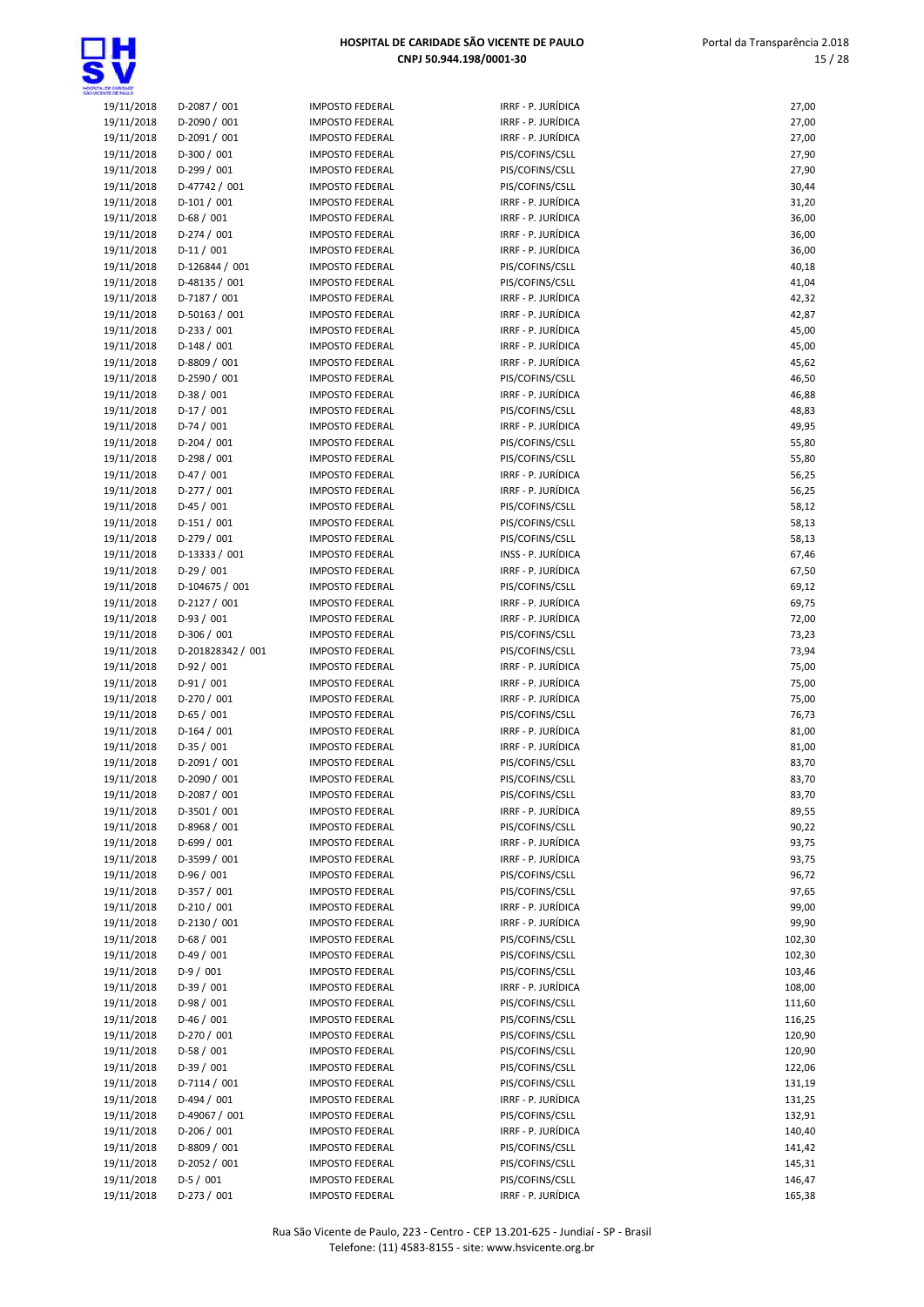| | | | | |
|---|---|---|---|---|
| 19/11/2018 | D-2087 / 001 | IMPOSTO FEDERAL | IRRF - P. JURÍDICA | 27,00 |
| 19/11/2018 | D-2090 / 001 | IMPOSTO FEDERAL | IRRF - P. JURÍDICA | 27,00 |
| 19/11/2018 | D-2091 / 001 | IMPOSTO FEDERAL | IRRF - P. JURÍDICA | 27,00 |
| 19/11/2018 | D-300 / 001 | IMPOSTO FEDERAL | PIS/COFINS/CSLL | 27,90 |
| 19/11/2018 | D-299 / 001 | IMPOSTO FEDERAL | PIS/COFINS/CSLL | 27,90 |
| 19/11/2018 | D-47742 / 001 | IMPOSTO FEDERAL | PIS/COFINS/CSLL | 30,44 |
| 19/11/2018 | D-101 / 001 | IMPOSTO FEDERAL | IRRF - P. JURÍDICA | 31,20 |
| 19/11/2018 | D-68 / 001 | IMPOSTO FEDERAL | IRRF - P. JURÍDICA | 36,00 |
| 19/11/2018 | D-274 / 001 | IMPOSTO FEDERAL | IRRF - P. JURÍDICA | 36,00 |
| 19/11/2018 | D-11 / 001 | IMPOSTO FEDERAL | IRRF - P. JURÍDICA | 36,00 |
| 19/11/2018 | D-126844 / 001 | IMPOSTO FEDERAL | PIS/COFINS/CSLL | 40,18 |
| 19/11/2018 | D-48135 / 001 | IMPOSTO FEDERAL | PIS/COFINS/CSLL | 41,04 |
| 19/11/2018 | D-7187 / 001 | IMPOSTO FEDERAL | IRRF - P. JURÍDICA | 42,32 |
| 19/11/2018 | D-50163 / 001 | IMPOSTO FEDERAL | IRRF - P. JURÍDICA | 42,87 |
| 19/11/2018 | D-233 / 001 | IMPOSTO FEDERAL | IRRF - P. JURÍDICA | 45,00 |
| 19/11/2018 | D-148 / 001 | IMPOSTO FEDERAL | IRRF - P. JURÍDICA | 45,00 |
| 19/11/2018 | D-8809 / 001 | IMPOSTO FEDERAL | IRRF - P. JURÍDICA | 45,62 |
| 19/11/2018 | D-2590 / 001 | IMPOSTO FEDERAL | PIS/COFINS/CSLL | 46,50 |
| 19/11/2018 | D-38 / 001 | IMPOSTO FEDERAL | IRRF - P. JURÍDICA | 46,88 |
| 19/11/2018 | D-17 / 001 | IMPOSTO FEDERAL | PIS/COFINS/CSLL | 48,83 |
| 19/11/2018 | D-74 / 001 | IMPOSTO FEDERAL | IRRF - P. JURÍDICA | 49,95 |
| 19/11/2018 | D-204 / 001 | IMPOSTO FEDERAL | PIS/COFINS/CSLL | 55,80 |
| 19/11/2018 | D-298 / 001 | IMPOSTO FEDERAL | PIS/COFINS/CSLL | 55,80 |
| 19/11/2018 | D-47 / 001 | IMPOSTO FEDERAL | IRRF - P. JURÍDICA | 56,25 |
| 19/11/2018 | D-277 / 001 | IMPOSTO FEDERAL | IRRF - P. JURÍDICA | 56,25 |
| 19/11/2018 | D-45 / 001 | IMPOSTO FEDERAL | PIS/COFINS/CSLL | 58,12 |
| 19/11/2018 | D-151 / 001 | IMPOSTO FEDERAL | PIS/COFINS/CSLL | 58,13 |
| 19/11/2018 | D-279 / 001 | IMPOSTO FEDERAL | PIS/COFINS/CSLL | 58,13 |
| 19/11/2018 | D-13333 / 001 | IMPOSTO FEDERAL | INSS - P. JURÍDICA | 67,46 |
| 19/11/2018 | D-29 / 001 | IMPOSTO FEDERAL | IRRF - P. JURÍDICA | 67,50 |
| 19/11/2018 | D-104675 / 001 | IMPOSTO FEDERAL | PIS/COFINS/CSLL | 69,12 |
| 19/11/2018 | D-2127 / 001 | IMPOSTO FEDERAL | IRRF - P. JURÍDICA | 69,75 |
| 19/11/2018 | D-93 / 001 | IMPOSTO FEDERAL | IRRF - P. JURÍDICA | 72,00 |
| 19/11/2018 | D-306 / 001 | IMPOSTO FEDERAL | PIS/COFINS/CSLL | 73,23 |
| 19/11/2018 | D-201828342 / 001 | IMPOSTO FEDERAL | PIS/COFINS/CSLL | 73,94 |
| 19/11/2018 | D-92 / 001 | IMPOSTO FEDERAL | IRRF - P. JURÍDICA | 75,00 |
| 19/11/2018 | D-91 / 001 | IMPOSTO FEDERAL | IRRF - P. JURÍDICA | 75,00 |
| 19/11/2018 | D-270 / 001 | IMPOSTO FEDERAL | IRRF - P. JURÍDICA | 75,00 |
| 19/11/2018 | D-65 / 001 | IMPOSTO FEDERAL | PIS/COFINS/CSLL | 76,73 |
| 19/11/2018 | D-164 / 001 | IMPOSTO FEDERAL | IRRF - P. JURÍDICA | 81,00 |
| 19/11/2018 | D-35 / 001 | IMPOSTO FEDERAL | IRRF - P. JURÍDICA | 81,00 |
| 19/11/2018 | D-2091 / 001 | IMPOSTO FEDERAL | PIS/COFINS/CSLL | 83,70 |
| 19/11/2018 | D-2090 / 001 | IMPOSTO FEDERAL | PIS/COFINS/CSLL | 83,70 |
| 19/11/2018 | D-2087 / 001 | IMPOSTO FEDERAL | PIS/COFINS/CSLL | 83,70 |
| 19/11/2018 | D-3501 / 001 | IMPOSTO FEDERAL | IRRF - P. JURÍDICA | 89,55 |
| 19/11/2018 | D-8968 / 001 | IMPOSTO FEDERAL | PIS/COFINS/CSLL | 90,22 |
| 19/11/2018 | D-699 / 001 | IMPOSTO FEDERAL | IRRF - P. JURÍDICA | 93,75 |
| 19/11/2018 | D-3599 / 001 | IMPOSTO FEDERAL | IRRF - P. JURÍDICA | 93,75 |
| 19/11/2018 | D-96 / 001 | IMPOSTO FEDERAL | PIS/COFINS/CSLL | 96,72 |
| 19/11/2018 | D-357 / 001 | IMPOSTO FEDERAL | PIS/COFINS/CSLL | 97,65 |
| 19/11/2018 | D-210 / 001 | IMPOSTO FEDERAL | IRRF - P. JURÍDICA | 99,00 |
| 19/11/2018 | D-2130 / 001 | IMPOSTO FEDERAL | IRRF - P. JURÍDICA | 99,90 |
| 19/11/2018 | D-68 / 001 | IMPOSTO FEDERAL | PIS/COFINS/CSLL | 102,30 |
| 19/11/2018 | D-49 / 001 | IMPOSTO FEDERAL | PIS/COFINS/CSLL | 102,30 |
| 19/11/2018 | D-9 / 001 | IMPOSTO FEDERAL | PIS/COFINS/CSLL | 103,46 |
| 19/11/2018 | D-39 / 001 | IMPOSTO FEDERAL | IRRF - P. JURÍDICA | 108,00 |
| 19/11/2018 | D-98 / 001 | IMPOSTO FEDERAL | PIS/COFINS/CSLL | 111,60 |
| 19/11/2018 | D-46 / 001 | IMPOSTO FEDERAL | PIS/COFINS/CSLL | 116,25 |
| 19/11/2018 | D-270 / 001 | IMPOSTO FEDERAL | PIS/COFINS/CSLL | 120,90 |
| 19/11/2018 | D-58 / 001 | IMPOSTO FEDERAL | PIS/COFINS/CSLL | 120,90 |
| 19/11/2018 | D-39 / 001 | IMPOSTO FEDERAL | PIS/COFINS/CSLL | 122,06 |
| 19/11/2018 | D-7114 / 001 | IMPOSTO FEDERAL | PIS/COFINS/CSLL | 131,19 |
| 19/11/2018 | D-494 / 001 | IMPOSTO FEDERAL | IRRF - P. JURÍDICA | 131,25 |
| 19/11/2018 | D-49067 / 001 | IMPOSTO FEDERAL | PIS/COFINS/CSLL | 132,91 |
| 19/11/2018 | D-206 / 001 | IMPOSTO FEDERAL | IRRF - P. JURÍDICA | 140,40 |
| 19/11/2018 | D-8809 / 001 | IMPOSTO FEDERAL | PIS/COFINS/CSLL | 141,42 |
| 19/11/2018 | D-2052 / 001 | IMPOSTO FEDERAL | PIS/COFINS/CSLL | 145,31 |
| 19/11/2018 | D-5 / 001 | IMPOSTO FEDERAL | PIS/COFINS/CSLL | 146,47 |
| 19/11/2018 | D-273 / 001 | IMPOSTO FEDERAL | IRRF - P. JURÍDICA | 165,38 |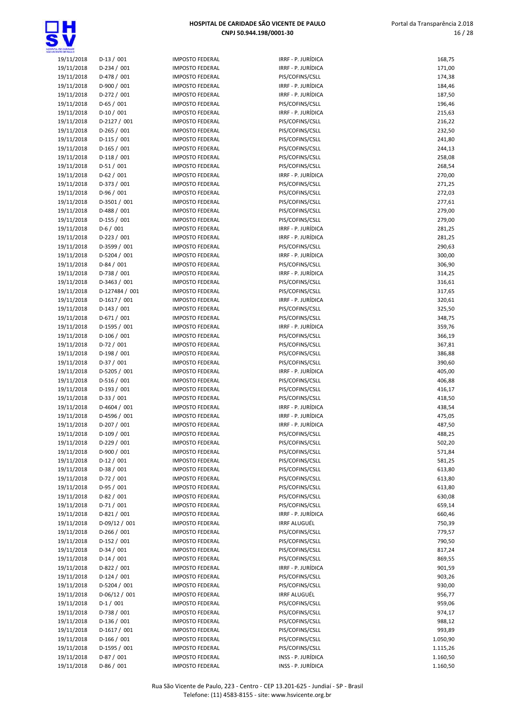| | | | | |
|---|---|---|---|---|
| 19/11/2018 | D-13 / 001 | IMPOSTO FEDERAL | IRRF - P. JURÍDICA | 168,75 |
| 19/11/2018 | D-234 / 001 | IMPOSTO FEDERAL | IRRF - P. JURÍDICA | 171,00 |
| 19/11/2018 | D-478 / 001 | IMPOSTO FEDERAL | PIS/COFINS/CSLL | 174,38 |
| 19/11/2018 | D-900 / 001 | IMPOSTO FEDERAL | IRRF - P. JURÍDICA | 184,46 |
| 19/11/2018 | D-272 / 001 | IMPOSTO FEDERAL | IRRF - P. JURÍDICA | 187,50 |
| 19/11/2018 | D-65 / 001 | IMPOSTO FEDERAL | PIS/COFINS/CSLL | 196,46 |
| 19/11/2018 | D-10 / 001 | IMPOSTO FEDERAL | IRRF - P. JURÍDICA | 215,63 |
| 19/11/2018 | D-2127 / 001 | IMPOSTO FEDERAL | PIS/COFINS/CSLL | 216,22 |
| 19/11/2018 | D-265 / 001 | IMPOSTO FEDERAL | PIS/COFINS/CSLL | 232,50 |
| 19/11/2018 | D-115 / 001 | IMPOSTO FEDERAL | PIS/COFINS/CSLL | 241,80 |
| 19/11/2018 | D-165 / 001 | IMPOSTO FEDERAL | PIS/COFINS/CSLL | 244,13 |
| 19/11/2018 | D-118 / 001 | IMPOSTO FEDERAL | PIS/COFINS/CSLL | 258,08 |
| 19/11/2018 | D-51 / 001 | IMPOSTO FEDERAL | PIS/COFINS/CSLL | 268,54 |
| 19/11/2018 | D-62 / 001 | IMPOSTO FEDERAL | IRRF - P. JURÍDICA | 270,00 |
| 19/11/2018 | D-373 / 001 | IMPOSTO FEDERAL | PIS/COFINS/CSLL | 271,25 |
| 19/11/2018 | D-96 / 001 | IMPOSTO FEDERAL | PIS/COFINS/CSLL | 272,03 |
| 19/11/2018 | D-3501 / 001 | IMPOSTO FEDERAL | PIS/COFINS/CSLL | 277,61 |
| 19/11/2018 | D-488 / 001 | IMPOSTO FEDERAL | PIS/COFINS/CSLL | 279,00 |
| 19/11/2018 | D-155 / 001 | IMPOSTO FEDERAL | PIS/COFINS/CSLL | 279,00 |
| 19/11/2018 | D-6 / 001 | IMPOSTO FEDERAL | IRRF - P. JURÍDICA | 281,25 |
| 19/11/2018 | D-223 / 001 | IMPOSTO FEDERAL | IRRF - P. JURÍDICA | 281,25 |
| 19/11/2018 | D-3599 / 001 | IMPOSTO FEDERAL | PIS/COFINS/CSLL | 290,63 |
| 19/11/2018 | D-5204 / 001 | IMPOSTO FEDERAL | IRRF - P. JURÍDICA | 300,00 |
| 19/11/2018 | D-84 / 001 | IMPOSTO FEDERAL | PIS/COFINS/CSLL | 306,90 |
| 19/11/2018 | D-738 / 001 | IMPOSTO FEDERAL | IRRF - P. JURÍDICA | 314,25 |
| 19/11/2018 | D-3463 / 001 | IMPOSTO FEDERAL | PIS/COFINS/CSLL | 316,61 |
| 19/11/2018 | D-127484 / 001 | IMPOSTO FEDERAL | PIS/COFINS/CSLL | 317,65 |
| 19/11/2018 | D-1617 / 001 | IMPOSTO FEDERAL | IRRF - P. JURÍDICA | 320,61 |
| 19/11/2018 | D-143 / 001 | IMPOSTO FEDERAL | PIS/COFINS/CSLL | 325,50 |
| 19/11/2018 | D-671 / 001 | IMPOSTO FEDERAL | PIS/COFINS/CSLL | 348,75 |
| 19/11/2018 | D-1595 / 001 | IMPOSTO FEDERAL | IRRF - P. JURÍDICA | 359,76 |
| 19/11/2018 | D-106 / 001 | IMPOSTO FEDERAL | PIS/COFINS/CSLL | 366,19 |
| 19/11/2018 | D-72 / 001 | IMPOSTO FEDERAL | PIS/COFINS/CSLL | 367,81 |
| 19/11/2018 | D-198 / 001 | IMPOSTO FEDERAL | PIS/COFINS/CSLL | 386,88 |
| 19/11/2018 | D-37 / 001 | IMPOSTO FEDERAL | PIS/COFINS/CSLL | 390,60 |
| 19/11/2018 | D-5205 / 001 | IMPOSTO FEDERAL | IRRF - P. JURÍDICA | 405,00 |
| 19/11/2018 | D-516 / 001 | IMPOSTO FEDERAL | PIS/COFINS/CSLL | 406,88 |
| 19/11/2018 | D-193 / 001 | IMPOSTO FEDERAL | PIS/COFINS/CSLL | 416,17 |
| 19/11/2018 | D-33 / 001 | IMPOSTO FEDERAL | PIS/COFINS/CSLL | 418,50 |
| 19/11/2018 | D-4604 / 001 | IMPOSTO FEDERAL | IRRF - P. JURÍDICA | 438,54 |
| 19/11/2018 | D-4596 / 001 | IMPOSTO FEDERAL | IRRF - P. JURÍDICA | 475,05 |
| 19/11/2018 | D-207 / 001 | IMPOSTO FEDERAL | IRRF - P. JURÍDICA | 487,50 |
| 19/11/2018 | D-109 / 001 | IMPOSTO FEDERAL | PIS/COFINS/CSLL | 488,25 |
| 19/11/2018 | D-229 / 001 | IMPOSTO FEDERAL | PIS/COFINS/CSLL | 502,20 |
| 19/11/2018 | D-900 / 001 | IMPOSTO FEDERAL | PIS/COFINS/CSLL | 571,84 |
| 19/11/2018 | D-12 / 001 | IMPOSTO FEDERAL | PIS/COFINS/CSLL | 581,25 |
| 19/11/2018 | D-38 / 001 | IMPOSTO FEDERAL | PIS/COFINS/CSLL | 613,80 |
| 19/11/2018 | D-72 / 001 | IMPOSTO FEDERAL | PIS/COFINS/CSLL | 613,80 |
| 19/11/2018 | D-95 / 001 | IMPOSTO FEDERAL | PIS/COFINS/CSLL | 613,80 |
| 19/11/2018 | D-82 / 001 | IMPOSTO FEDERAL | PIS/COFINS/CSLL | 630,08 |
| 19/11/2018 | D-71 / 001 | IMPOSTO FEDERAL | PIS/COFINS/CSLL | 659,14 |
| 19/11/2018 | D-821 / 001 | IMPOSTO FEDERAL | IRRF - P. JURÍDICA | 660,46 |
| 19/11/2018 | D-09/12 / 001 | IMPOSTO FEDERAL | IRRF ALUGUÉL | 750,39 |
| 19/11/2018 | D-266 / 001 | IMPOSTO FEDERAL | PIS/COFINS/CSLL | 779,57 |
| 19/11/2018 | D-152 / 001 | IMPOSTO FEDERAL | PIS/COFINS/CSLL | 790,50 |
| 19/11/2018 | D-34 / 001 | IMPOSTO FEDERAL | PIS/COFINS/CSLL | 817,24 |
| 19/11/2018 | D-14 / 001 | IMPOSTO FEDERAL | PIS/COFINS/CSLL | 869,55 |
| 19/11/2018 | D-822 / 001 | IMPOSTO FEDERAL | IRRF - P. JURÍDICA | 901,59 |
| 19/11/2018 | D-124 / 001 | IMPOSTO FEDERAL | PIS/COFINS/CSLL | 903,26 |
| 19/11/2018 | D-5204 / 001 | IMPOSTO FEDERAL | PIS/COFINS/CSLL | 930,00 |
| 19/11/2018 | D-06/12 / 001 | IMPOSTO FEDERAL | IRRF ALUGUÉL | 956,77 |
| 19/11/2018 | D-1 / 001 | IMPOSTO FEDERAL | PIS/COFINS/CSLL | 959,06 |
| 19/11/2018 | D-738 / 001 | IMPOSTO FEDERAL | PIS/COFINS/CSLL | 974,17 |
| 19/11/2018 | D-136 / 001 | IMPOSTO FEDERAL | PIS/COFINS/CSLL | 988,12 |
| 19/11/2018 | D-1617 / 001 | IMPOSTO FEDERAL | PIS/COFINS/CSLL | 993,89 |
| 19/11/2018 | D-166 / 001 | IMPOSTO FEDERAL | PIS/COFINS/CSLL | 1.050,90 |
| 19/11/2018 | D-1595 / 001 | IMPOSTO FEDERAL | PIS/COFINS/CSLL | 1.115,26 |
| 19/11/2018 | D-87 / 001 | IMPOSTO FEDERAL | INSS - P. JURÍDICA | 1.160,50 |
| 19/11/2018 | D-86 / 001 | IMPOSTO FEDERAL | INSS - P. JURÍDICA | 1.160,50 |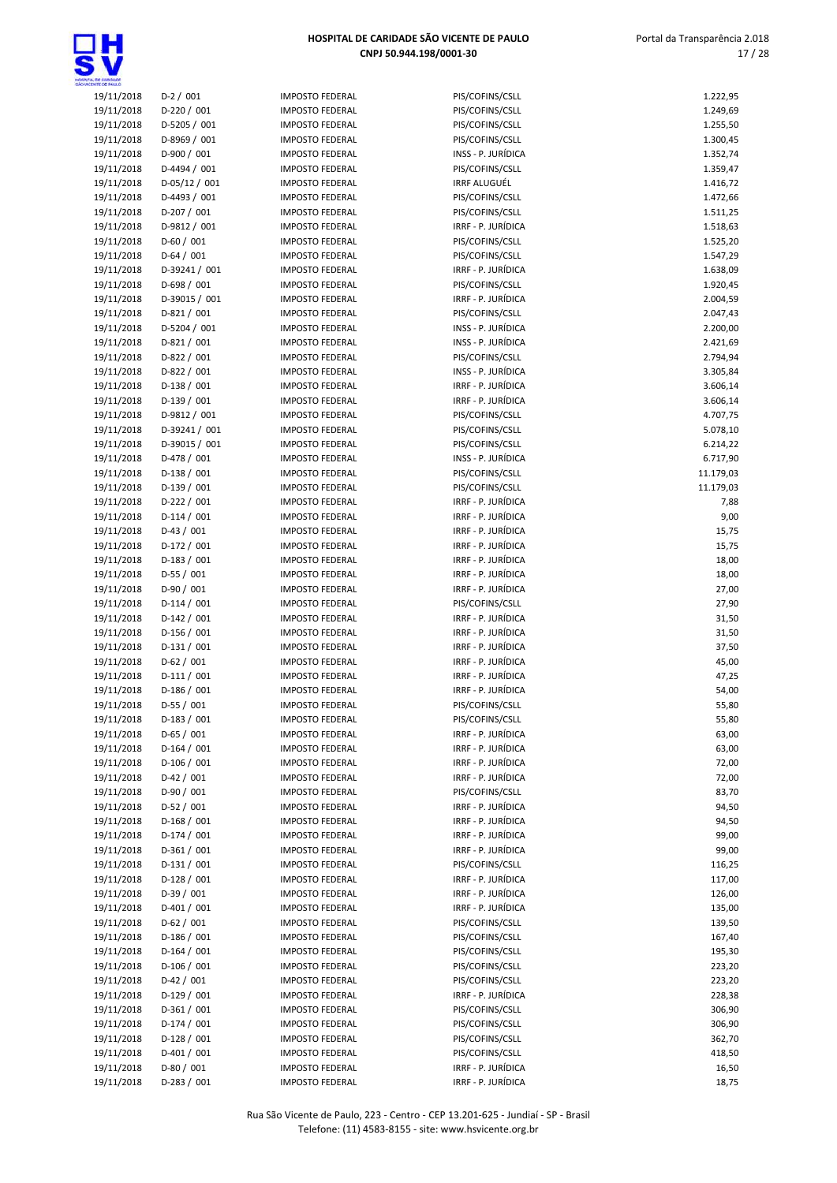| | | | | |
|---|---|---|---|---|
| 19/11/2018 | D-2 / 001 | IMPOSTO FEDERAL | PIS/COFINS/CSLL | 1.222,95 |
| 19/11/2018 | D-220 / 001 | IMPOSTO FEDERAL | PIS/COFINS/CSLL | 1.249,69 |
| 19/11/2018 | D-5205 / 001 | IMPOSTO FEDERAL | PIS/COFINS/CSLL | 1.255,50 |
| 19/11/2018 | D-8969 / 001 | IMPOSTO FEDERAL | PIS/COFINS/CSLL | 1.300,45 |
| 19/11/2018 | D-900 / 001 | IMPOSTO FEDERAL | INSS - P. JURÍDICA | 1.352,74 |
| 19/11/2018 | D-4494 / 001 | IMPOSTO FEDERAL | PIS/COFINS/CSLL | 1.359,47 |
| 19/11/2018 | D-05/12 / 001 | IMPOSTO FEDERAL | IRRF ALUGUÉL | 1.416,72 |
| 19/11/2018 | D-4493 / 001 | IMPOSTO FEDERAL | PIS/COFINS/CSLL | 1.472,66 |
| 19/11/2018 | D-207 / 001 | IMPOSTO FEDERAL | PIS/COFINS/CSLL | 1.511,25 |
| 19/11/2018 | D-9812 / 001 | IMPOSTO FEDERAL | IRRF - P. JURÍDICA | 1.518,63 |
| 19/11/2018 | D-60 / 001 | IMPOSTO FEDERAL | PIS/COFINS/CSLL | 1.525,20 |
| 19/11/2018 | D-64 / 001 | IMPOSTO FEDERAL | PIS/COFINS/CSLL | 1.547,29 |
| 19/11/2018 | D-39241 / 001 | IMPOSTO FEDERAL | IRRF - P. JURÍDICA | 1.638,09 |
| 19/11/2018 | D-698 / 001 | IMPOSTO FEDERAL | PIS/COFINS/CSLL | 1.920,45 |
| 19/11/2018 | D-39015 / 001 | IMPOSTO FEDERAL | IRRF - P. JURÍDICA | 2.004,59 |
| 19/11/2018 | D-821 / 001 | IMPOSTO FEDERAL | PIS/COFINS/CSLL | 2.047,43 |
| 19/11/2018 | D-5204 / 001 | IMPOSTO FEDERAL | INSS - P. JURÍDICA | 2.200,00 |
| 19/11/2018 | D-821 / 001 | IMPOSTO FEDERAL | INSS - P. JURÍDICA | 2.421,69 |
| 19/11/2018 | D-822 / 001 | IMPOSTO FEDERAL | PIS/COFINS/CSLL | 2.794,94 |
| 19/11/2018 | D-822 / 001 | IMPOSTO FEDERAL | INSS - P. JURÍDICA | 3.305,84 |
| 19/11/2018 | D-138 / 001 | IMPOSTO FEDERAL | IRRF - P. JURÍDICA | 3.606,14 |
| 19/11/2018 | D-139 / 001 | IMPOSTO FEDERAL | IRRF - P. JURÍDICA | 3.606,14 |
| 19/11/2018 | D-9812 / 001 | IMPOSTO FEDERAL | PIS/COFINS/CSLL | 4.707,75 |
| 19/11/2018 | D-39241 / 001 | IMPOSTO FEDERAL | PIS/COFINS/CSLL | 5.078,10 |
| 19/11/2018 | D-39015 / 001 | IMPOSTO FEDERAL | PIS/COFINS/CSLL | 6.214,22 |
| 19/11/2018 | D-478 / 001 | IMPOSTO FEDERAL | INSS - P. JURÍDICA | 6.717,90 |
| 19/11/2018 | D-138 / 001 | IMPOSTO FEDERAL | PIS/COFINS/CSLL | 11.179,03 |
| 19/11/2018 | D-139 / 001 | IMPOSTO FEDERAL | PIS/COFINS/CSLL | 11.179,03 |
| 19/11/2018 | D-222 / 001 | IMPOSTO FEDERAL | IRRF - P. JURÍDICA | 7,88 |
| 19/11/2018 | D-114 / 001 | IMPOSTO FEDERAL | IRRF - P. JURÍDICA | 9,00 |
| 19/11/2018 | D-43 / 001 | IMPOSTO FEDERAL | IRRF - P. JURÍDICA | 15,75 |
| 19/11/2018 | D-172 / 001 | IMPOSTO FEDERAL | IRRF - P. JURÍDICA | 15,75 |
| 19/11/2018 | D-183 / 001 | IMPOSTO FEDERAL | IRRF - P. JURÍDICA | 18,00 |
| 19/11/2018 | D-55 / 001 | IMPOSTO FEDERAL | IRRF - P. JURÍDICA | 18,00 |
| 19/11/2018 | D-90 / 001 | IMPOSTO FEDERAL | IRRF - P. JURÍDICA | 27,00 |
| 19/11/2018 | D-114 / 001 | IMPOSTO FEDERAL | PIS/COFINS/CSLL | 27,90 |
| 19/11/2018 | D-142 / 001 | IMPOSTO FEDERAL | IRRF - P. JURÍDICA | 31,50 |
| 19/11/2018 | D-156 / 001 | IMPOSTO FEDERAL | IRRF - P. JURÍDICA | 31,50 |
| 19/11/2018 | D-131 / 001 | IMPOSTO FEDERAL | IRRF - P. JURÍDICA | 37,50 |
| 19/11/2018 | D-62 / 001 | IMPOSTO FEDERAL | IRRF - P. JURÍDICA | 45,00 |
| 19/11/2018 | D-111 / 001 | IMPOSTO FEDERAL | IRRF - P. JURÍDICA | 47,25 |
| 19/11/2018 | D-186 / 001 | IMPOSTO FEDERAL | IRRF - P. JURÍDICA | 54,00 |
| 19/11/2018 | D-55 / 001 | IMPOSTO FEDERAL | PIS/COFINS/CSLL | 55,80 |
| 19/11/2018 | D-183 / 001 | IMPOSTO FEDERAL | PIS/COFINS/CSLL | 55,80 |
| 19/11/2018 | D-65 / 001 | IMPOSTO FEDERAL | IRRF - P. JURÍDICA | 63,00 |
| 19/11/2018 | D-164 / 001 | IMPOSTO FEDERAL | IRRF - P. JURÍDICA | 63,00 |
| 19/11/2018 | D-106 / 001 | IMPOSTO FEDERAL | IRRF - P. JURÍDICA | 72,00 |
| 19/11/2018 | D-42 / 001 | IMPOSTO FEDERAL | IRRF - P. JURÍDICA | 72,00 |
| 19/11/2018 | D-90 / 001 | IMPOSTO FEDERAL | PIS/COFINS/CSLL | 83,70 |
| 19/11/2018 | D-52 / 001 | IMPOSTO FEDERAL | IRRF - P. JURÍDICA | 94,50 |
| 19/11/2018 | D-168 / 001 | IMPOSTO FEDERAL | IRRF - P. JURÍDICA | 94,50 |
| 19/11/2018 | D-174 / 001 | IMPOSTO FEDERAL | IRRF - P. JURÍDICA | 99,00 |
| 19/11/2018 | D-361 / 001 | IMPOSTO FEDERAL | IRRF - P. JURÍDICA | 99,00 |
| 19/11/2018 | D-131 / 001 | IMPOSTO FEDERAL | PIS/COFINS/CSLL | 116,25 |
| 19/11/2018 | D-128 / 001 | IMPOSTO FEDERAL | IRRF - P. JURÍDICA | 117,00 |
| 19/11/2018 | D-39 / 001 | IMPOSTO FEDERAL | IRRF - P. JURÍDICA | 126,00 |
| 19/11/2018 | D-401 / 001 | IMPOSTO FEDERAL | IRRF - P. JURÍDICA | 135,00 |
| 19/11/2018 | D-62 / 001 | IMPOSTO FEDERAL | PIS/COFINS/CSLL | 139,50 |
| 19/11/2018 | D-186 / 001 | IMPOSTO FEDERAL | PIS/COFINS/CSLL | 167,40 |
| 19/11/2018 | D-164 / 001 | IMPOSTO FEDERAL | PIS/COFINS/CSLL | 195,30 |
| 19/11/2018 | D-106 / 001 | IMPOSTO FEDERAL | PIS/COFINS/CSLL | 223,20 |
| 19/11/2018 | D-42 / 001 | IMPOSTO FEDERAL | PIS/COFINS/CSLL | 223,20 |
| 19/11/2018 | D-129 / 001 | IMPOSTO FEDERAL | IRRF - P. JURÍDICA | 228,38 |
| 19/11/2018 | D-361 / 001 | IMPOSTO FEDERAL | PIS/COFINS/CSLL | 306,90 |
| 19/11/2018 | D-174 / 001 | IMPOSTO FEDERAL | PIS/COFINS/CSLL | 306,90 |
| 19/11/2018 | D-128 / 001 | IMPOSTO FEDERAL | PIS/COFINS/CSLL | 362,70 |
| 19/11/2018 | D-401 / 001 | IMPOSTO FEDERAL | PIS/COFINS/CSLL | 418,50 |
| 19/11/2018 | D-80 / 001 | IMPOSTO FEDERAL | IRRF - P. JURÍDICA | 16,50 |
| 19/11/2018 | D-283 / 001 | IMPOSTO FEDERAL | IRRF - P. JURÍDICA | 18,75 |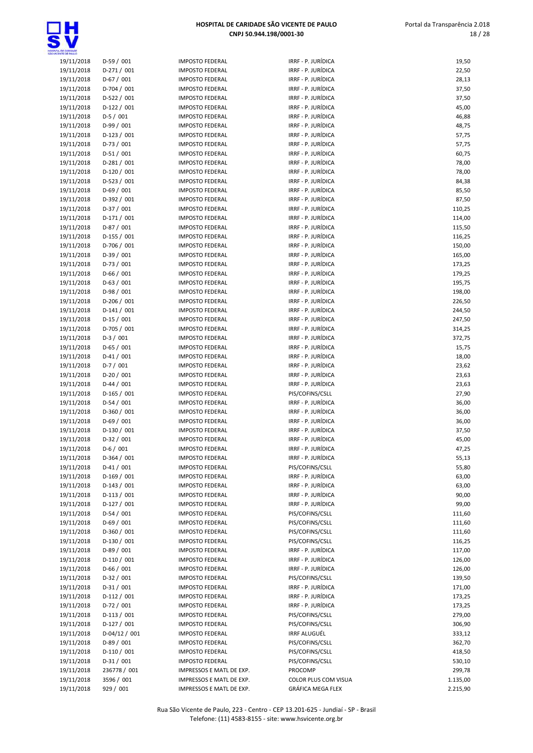| | | | | |
|---|---|---|---|---|
| 19/11/2018 | D-59 / 001 | IMPOSTO FEDERAL | IRRF - P. JURÍDICA | 19,50 |
| 19/11/2018 | D-271 / 001 | IMPOSTO FEDERAL | IRRF - P. JURÍDICA | 22,50 |
| 19/11/2018 | D-67 / 001 | IMPOSTO FEDERAL | IRRF - P. JURÍDICA | 28,13 |
| 19/11/2018 | D-704 / 001 | IMPOSTO FEDERAL | IRRF - P. JURÍDICA | 37,50 |
| 19/11/2018 | D-522 / 001 | IMPOSTO FEDERAL | IRRF - P. JURÍDICA | 37,50 |
| 19/11/2018 | D-122 / 001 | IMPOSTO FEDERAL | IRRF - P. JURÍDICA | 45,00 |
| 19/11/2018 | D-5 / 001 | IMPOSTO FEDERAL | IRRF - P. JURÍDICA | 46,88 |
| 19/11/2018 | D-99 / 001 | IMPOSTO FEDERAL | IRRF - P. JURÍDICA | 48,75 |
| 19/11/2018 | D-123 / 001 | IMPOSTO FEDERAL | IRRF - P. JURÍDICA | 57,75 |
| 19/11/2018 | D-73 / 001 | IMPOSTO FEDERAL | IRRF - P. JURÍDICA | 57,75 |
| 19/11/2018 | D-51 / 001 | IMPOSTO FEDERAL | IRRF - P. JURÍDICA | 60,75 |
| 19/11/2018 | D-281 / 001 | IMPOSTO FEDERAL | IRRF - P. JURÍDICA | 78,00 |
| 19/11/2018 | D-120 / 001 | IMPOSTO FEDERAL | IRRF - P. JURÍDICA | 78,00 |
| 19/11/2018 | D-523 / 001 | IMPOSTO FEDERAL | IRRF - P. JURÍDICA | 84,38 |
| 19/11/2018 | D-69 / 001 | IMPOSTO FEDERAL | IRRF - P. JURÍDICA | 85,50 |
| 19/11/2018 | D-392 / 001 | IMPOSTO FEDERAL | IRRF - P. JURÍDICA | 87,50 |
| 19/11/2018 | D-37 / 001 | IMPOSTO FEDERAL | IRRF - P. JURÍDICA | 110,25 |
| 19/11/2018 | D-171 / 001 | IMPOSTO FEDERAL | IRRF - P. JURÍDICA | 114,00 |
| 19/11/2018 | D-87 / 001 | IMPOSTO FEDERAL | IRRF - P. JURÍDICA | 115,50 |
| 19/11/2018 | D-155 / 001 | IMPOSTO FEDERAL | IRRF - P. JURÍDICA | 116,25 |
| 19/11/2018 | D-706 / 001 | IMPOSTO FEDERAL | IRRF - P. JURÍDICA | 150,00 |
| 19/11/2018 | D-39 / 001 | IMPOSTO FEDERAL | IRRF - P. JURÍDICA | 165,00 |
| 19/11/2018 | D-73 / 001 | IMPOSTO FEDERAL | IRRF - P. JURÍDICA | 173,25 |
| 19/11/2018 | D-66 / 001 | IMPOSTO FEDERAL | IRRF - P. JURÍDICA | 179,25 |
| 19/11/2018 | D-63 / 001 | IMPOSTO FEDERAL | IRRF - P. JURÍDICA | 195,75 |
| 19/11/2018 | D-98 / 001 | IMPOSTO FEDERAL | IRRF - P. JURÍDICA | 198,00 |
| 19/11/2018 | D-206 / 001 | IMPOSTO FEDERAL | IRRF - P. JURÍDICA | 226,50 |
| 19/11/2018 | D-141 / 001 | IMPOSTO FEDERAL | IRRF - P. JURÍDICA | 244,50 |
| 19/11/2018 | D-15 / 001 | IMPOSTO FEDERAL | IRRF - P. JURÍDICA | 247,50 |
| 19/11/2018 | D-705 / 001 | IMPOSTO FEDERAL | IRRF - P. JURÍDICA | 314,25 |
| 19/11/2018 | D-3 / 001 | IMPOSTO FEDERAL | IRRF - P. JURÍDICA | 372,75 |
| 19/11/2018 | D-65 / 001 | IMPOSTO FEDERAL | IRRF - P. JURÍDICA | 15,75 |
| 19/11/2018 | D-41 / 001 | IMPOSTO FEDERAL | IRRF - P. JURÍDICA | 18,00 |
| 19/11/2018 | D-7 / 001 | IMPOSTO FEDERAL | IRRF - P. JURÍDICA | 23,62 |
| 19/11/2018 | D-20 / 001 | IMPOSTO FEDERAL | IRRF - P. JURÍDICA | 23,63 |
| 19/11/2018 | D-44 / 001 | IMPOSTO FEDERAL | IRRF - P. JURÍDICA | 23,63 |
| 19/11/2018 | D-165 / 001 | IMPOSTO FEDERAL | PIS/COFINS/CSLL | 27,90 |
| 19/11/2018 | D-54 / 001 | IMPOSTO FEDERAL | IRRF - P. JURÍDICA | 36,00 |
| 19/11/2018 | D-360 / 001 | IMPOSTO FEDERAL | IRRF - P. JURÍDICA | 36,00 |
| 19/11/2018 | D-69 / 001 | IMPOSTO FEDERAL | IRRF - P. JURÍDICA | 36,00 |
| 19/11/2018 | D-130 / 001 | IMPOSTO FEDERAL | IRRF - P. JURÍDICA | 37,50 |
| 19/11/2018 | D-32 / 001 | IMPOSTO FEDERAL | IRRF - P. JURÍDICA | 45,00 |
| 19/11/2018 | D-6 / 001 | IMPOSTO FEDERAL | IRRF - P. JURÍDICA | 47,25 |
| 19/11/2018 | D-364 / 001 | IMPOSTO FEDERAL | IRRF - P. JURÍDICA | 55,13 |
| 19/11/2018 | D-41 / 001 | IMPOSTO FEDERAL | PIS/COFINS/CSLL | 55,80 |
| 19/11/2018 | D-169 / 001 | IMPOSTO FEDERAL | IRRF - P. JURÍDICA | 63,00 |
| 19/11/2018 | D-143 / 001 | IMPOSTO FEDERAL | IRRF - P. JURÍDICA | 63,00 |
| 19/11/2018 | D-113 / 001 | IMPOSTO FEDERAL | IRRF - P. JURÍDICA | 90,00 |
| 19/11/2018 | D-127 / 001 | IMPOSTO FEDERAL | IRRF - P. JURÍDICA | 99,00 |
| 19/11/2018 | D-54 / 001 | IMPOSTO FEDERAL | PIS/COFINS/CSLL | 111,60 |
| 19/11/2018 | D-69 / 001 | IMPOSTO FEDERAL | PIS/COFINS/CSLL | 111,60 |
| 19/11/2018 | D-360 / 001 | IMPOSTO FEDERAL | PIS/COFINS/CSLL | 111,60 |
| 19/11/2018 | D-130 / 001 | IMPOSTO FEDERAL | PIS/COFINS/CSLL | 116,25 |
| 19/11/2018 | D-89 / 001 | IMPOSTO FEDERAL | IRRF - P. JURÍDICA | 117,00 |
| 19/11/2018 | D-110 / 001 | IMPOSTO FEDERAL | IRRF - P. JURÍDICA | 126,00 |
| 19/11/2018 | D-66 / 001 | IMPOSTO FEDERAL | IRRF - P. JURÍDICA | 126,00 |
| 19/11/2018 | D-32 / 001 | IMPOSTO FEDERAL | PIS/COFINS/CSLL | 139,50 |
| 19/11/2018 | D-31 / 001 | IMPOSTO FEDERAL | IRRF - P. JURÍDICA | 171,00 |
| 19/11/2018 | D-112 / 001 | IMPOSTO FEDERAL | IRRF - P. JURÍDICA | 173,25 |
| 19/11/2018 | D-72 / 001 | IMPOSTO FEDERAL | IRRF - P. JURÍDICA | 173,25 |
| 19/11/2018 | D-113 / 001 | IMPOSTO FEDERAL | PIS/COFINS/CSLL | 279,00 |
| 19/11/2018 | D-127 / 001 | IMPOSTO FEDERAL | PIS/COFINS/CSLL | 306,90 |
| 19/11/2018 | D-04/12 / 001 | IMPOSTO FEDERAL | IRRF ALUGUÉL | 333,12 |
| 19/11/2018 | D-89 / 001 | IMPOSTO FEDERAL | PIS/COFINS/CSLL | 362,70 |
| 19/11/2018 | D-110 / 001 | IMPOSTO FEDERAL | PIS/COFINS/CSLL | 418,50 |
| 19/11/2018 | D-31 / 001 | IMPOSTO FEDERAL | PIS/COFINS/CSLL | 530,10 |
| 19/11/2018 | 236778 / 001 | IMPRESSOS E MATL DE EXP. | PROCOMP | 299,78 |
| 19/11/2018 | 3596 / 001 | IMPRESSOS E MATL DE EXP. | COLOR PLUS COM VISUA | 1.135,00 |
| 19/11/2018 | 929 / 001 | IMPRESSOS E MATL DE EXP. | GRÁFICA MEGA FLEX | 2.215,90 |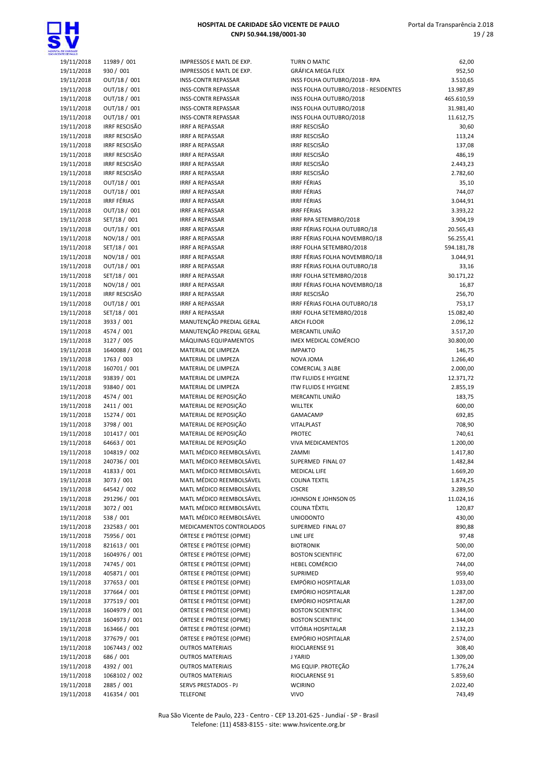| | | | | |
|---|---|---|---|---|
| 19/11/2018 | 11989 / 001 | IMPRESSOS E MATL DE EXP. | TURN O MATIC | 62,00 |
| 19/11/2018 | 930 / 001 | IMPRESSOS E MATL DE EXP. | GRÁFICA MEGA FLEX | 952,50 |
| 19/11/2018 | OUT/18 / 001 | INSS-CONTR REPASSAR | INSS FOLHA OUTUBRO/2018 - RPA | 3.510,65 |
| 19/11/2018 | OUT/18 / 001 | INSS-CONTR REPASSAR | INSS FOLHA OUTUBRO/2018 - RESIDENTES | 13.987,89 |
| 19/11/2018 | OUT/18 / 001 | INSS-CONTR REPASSAR | INSS FOLHA OUTUBRO/2018 | 465.610,59 |
| 19/11/2018 | OUT/18 / 001 | INSS-CONTR REPASSAR | INSS FOLHA OUTUBRO/2018 | 31.981,40 |
| 19/11/2018 | OUT/18 / 001 | INSS-CONTR REPASSAR | INSS FOLHA OUTUBRO/2018 | 11.612,75 |
| 19/11/2018 | IRRF RESCISÃO | IRRF A REPASSAR | IRRF RESCISÃO | 30,60 |
| 19/11/2018 | IRRF RESCISÃO | IRRF A REPASSAR | IRRF RESCISÃO | 113,24 |
| 19/11/2018 | IRRF RESCISÃO | IRRF A REPASSAR | IRRF RESCISÃO | 137,08 |
| 19/11/2018 | IRRF RESCISÃO | IRRF A REPASSAR | IRRF RESCISÃO | 486,19 |
| 19/11/2018 | IRRF RESCISÃO | IRRF A REPASSAR | IRRF RESCISÃO | 2.443,23 |
| 19/11/2018 | IRRF RESCISÃO | IRRF A REPASSAR | IRRF RESCISÃO | 2.782,60 |
| 19/11/2018 | OUT/18 / 001 | IRRF A REPASSAR | IRRF FÉRIAS | 35,10 |
| 19/11/2018 | OUT/18 / 001 | IRRF A REPASSAR | IRRF FÉRIAS | 744,07 |
| 19/11/2018 | IRRF FÉRIAS | IRRF A REPASSAR | IRRF FÉRIAS | 3.044,91 |
| 19/11/2018 | OUT/18 / 001 | IRRF A REPASSAR | IRRF FÉRIAS | 3.393,22 |
| 19/11/2018 | SET/18 / 001 | IRRF A REPASSAR | IRRF RPA SETEMBRO/2018 | 3.904,19 |
| 19/11/2018 | OUT/18 / 001 | IRRF A REPASSAR | IRRF FÉRIAS FOLHA OUTUBRO/18 | 20.565,43 |
| 19/11/2018 | NOV/18 / 001 | IRRF A REPASSAR | IRRF FÉRIAS FOLHA NOVEMBRO/18 | 56.255,41 |
| 19/11/2018 | SET/18 / 001 | IRRF A REPASSAR | IRRF FOLHA SETEMBRO/2018 | 594.181,78 |
| 19/11/2018 | NOV/18 / 001 | IRRF A REPASSAR | IRRF FÉRIAS FOLHA NOVEMBRO/18 | 3.044,91 |
| 19/11/2018 | OUT/18 / 001 | IRRF A REPASSAR | IRRF FÉRIAS FOLHA OUTUBRO/18 | 33,16 |
| 19/11/2018 | SET/18 / 001 | IRRF A REPASSAR | IRRF FOLHA SETEMBRO/2018 | 30.171,22 |
| 19/11/2018 | NOV/18 / 001 | IRRF A REPASSAR | IRRF FÉRIAS FOLHA NOVEMBRO/18 | 16,87 |
| 19/11/2018 | IRRF RESCISÃO | IRRF A REPASSAR | IRRF RESCISÃO | 256,70 |
| 19/11/2018 | OUT/18 / 001 | IRRF A REPASSAR | IRRF FÉRIAS FOLHA OUTUBRO/18 | 753,17 |
| 19/11/2018 | SET/18 / 001 | IRRF A REPASSAR | IRRF FOLHA SETEMBRO/2018 | 15.082,40 |
| 19/11/2018 | 3933 / 001 | MANUTENÇÃO PREDIAL GERAL | ARCH FLOOR | 2.096,12 |
| 19/11/2018 | 4574 / 001 | MANUTENÇÃO PREDIAL GERAL | MERCANTIL UNIÃO | 3.517,20 |
| 19/11/2018 | 3127 / 005 | MÁQUINAS EQUIPAMENTOS | IMEX MEDICAL COMÉRCIO | 30.800,00 |
| 19/11/2018 | 1640088 / 001 | MATERIAL DE LIMPEZA | IMPAKTO | 146,75 |
| 19/11/2018 | 1763 / 003 | MATERIAL DE LIMPEZA | NOVA JOMA | 1.266,40 |
| 19/11/2018 | 160701 / 001 | MATERIAL DE LIMPEZA | COMERCIAL 3 ALBE | 2.000,00 |
| 19/11/2018 | 93839 / 001 | MATERIAL DE LIMPEZA | ITW FLUIDS E HYGIENE | 12.371,72 |
| 19/11/2018 | 93840 / 001 | MATERIAL DE LIMPEZA | ITW FLUIDS E HYGIENE | 2.855,19 |
| 19/11/2018 | 4574 / 001 | MATERIAL DE REPOSIÇÃO | MERCANTIL UNIÃO | 183,75 |
| 19/11/2018 | 2411 / 001 | MATERIAL DE REPOSIÇÃO | WILLTEK | 600,00 |
| 19/11/2018 | 15274 / 001 | MATERIAL DE REPOSIÇÃO | GAMACAMP | 692,85 |
| 19/11/2018 | 3798 / 001 | MATERIAL DE REPOSIÇÃO | VITALPLAST | 708,90 |
| 19/11/2018 | 101417 / 001 | MATERIAL DE REPOSIÇÃO | PROTEC | 740,61 |
| 19/11/2018 | 64663 / 001 | MATERIAL DE REPOSIÇÃO | VIVA MEDICAMENTOS | 1.200,00 |
| 19/11/2018 | 104819 / 002 | MATL MÉDICO REEMBOLSÁVEL | ZAMMI | 1.417,80 |
| 19/11/2018 | 240736 / 001 | MATL MÉDICO REEMBOLSÁVEL | SUPERMED FINAL 07 | 1.482,84 |
| 19/11/2018 | 41833 / 001 | MATL MÉDICO REEMBOLSÁVEL | MEDICAL LIFE | 1.669,20 |
| 19/11/2018 | 3073 / 001 | MATL MÉDICO REEMBOLSÁVEL | COLINA TEXTIL | 1.874,25 |
| 19/11/2018 | 64542 / 002 | MATL MÉDICO REEMBOLSÁVEL | CISCRE | 3.289,50 |
| 19/11/2018 | 291296 / 001 | MATL MÉDICO REEMBOLSÁVEL | JOHNSON E JOHNSON 05 | 11.024,16 |
| 19/11/2018 | 3072 / 001 | MATL MÉDICO REEMBOLSÁVEL | COLINA TÊXTIL | 120,87 |
| 19/11/2018 | 538 / 001 | MATL MÉDICO REEMBOLSÁVEL | UNIODONTO | 430,00 |
| 19/11/2018 | 232583 / 001 | MEDICAMENTOS CONTROLADOS | SUPERMED FINAL 07 | 890,88 |
| 19/11/2018 | 75956 / 001 | ÓRTESE E PRÓTESE (OPME) | LINE LIFE | 97,48 |
| 19/11/2018 | 821613 / 001 | ÓRTESE E PRÓTESE (OPME) | BIOTRONIK | 500,00 |
| 19/11/2018 | 1604976 / 001 | ÓRTESE E PRÓTESE (OPME) | BOSTON SCIENTIFIC | 672,00 |
| 19/11/2018 | 74745 / 001 | ÓRTESE E PRÓTESE (OPME) | HEBEL COMÉRCIO | 744,00 |
| 19/11/2018 | 405871 / 001 | ÓRTESE E PRÓTESE (OPME) | SUPRIMED | 959,40 |
| 19/11/2018 | 377653 / 001 | ÓRTESE E PRÓTESE (OPME) | EMPÓRIO HOSPITALAR | 1.033,00 |
| 19/11/2018 | 377664 / 001 | ÓRTESE E PRÓTESE (OPME) | EMPÓRIO HOSPITALAR | 1.287,00 |
| 19/11/2018 | 377519 / 001 | ÓRTESE E PRÓTESE (OPME) | EMPÓRIO HOSPITALAR | 1.287,00 |
| 19/11/2018 | 1604979 / 001 | ÓRTESE E PRÓTESE (OPME) | BOSTON SCIENTIFIC | 1.344,00 |
| 19/11/2018 | 1604973 / 001 | ÓRTESE E PRÓTESE (OPME) | BOSTON SCIENTIFIC | 1.344,00 |
| 19/11/2018 | 163466 / 001 | ÓRTESE E PRÓTESE (OPME) | VITÓRIA HOSPITALAR | 2.132,23 |
| 19/11/2018 | 377679 / 001 | ÓRTESE E PRÓTESE (OPME) | EMPÓRIO HOSPITALAR | 2.574,00 |
| 19/11/2018 | 1067443 / 002 | OUTROS MATERIAIS | RIOCLARENSE 91 | 308,40 |
| 19/11/2018 | 686 / 001 | OUTROS MATERIAIS | J YARID | 1.309,00 |
| 19/11/2018 | 4392 / 001 | OUTROS MATERIAIS | MG EQUIP. PROTEÇÃO | 1.776,24 |
| 19/11/2018 | 1068102 / 002 | OUTROS MATERIAIS | RIOCLARENSE 91 | 5.859,60 |
| 19/11/2018 | 2885 / 001 | SERVS PRESTADOS - PJ | WCIRINO | 2.022,40 |
| 19/11/2018 | 416354 / 001 | TELEFONE | VIVO | 743,49 |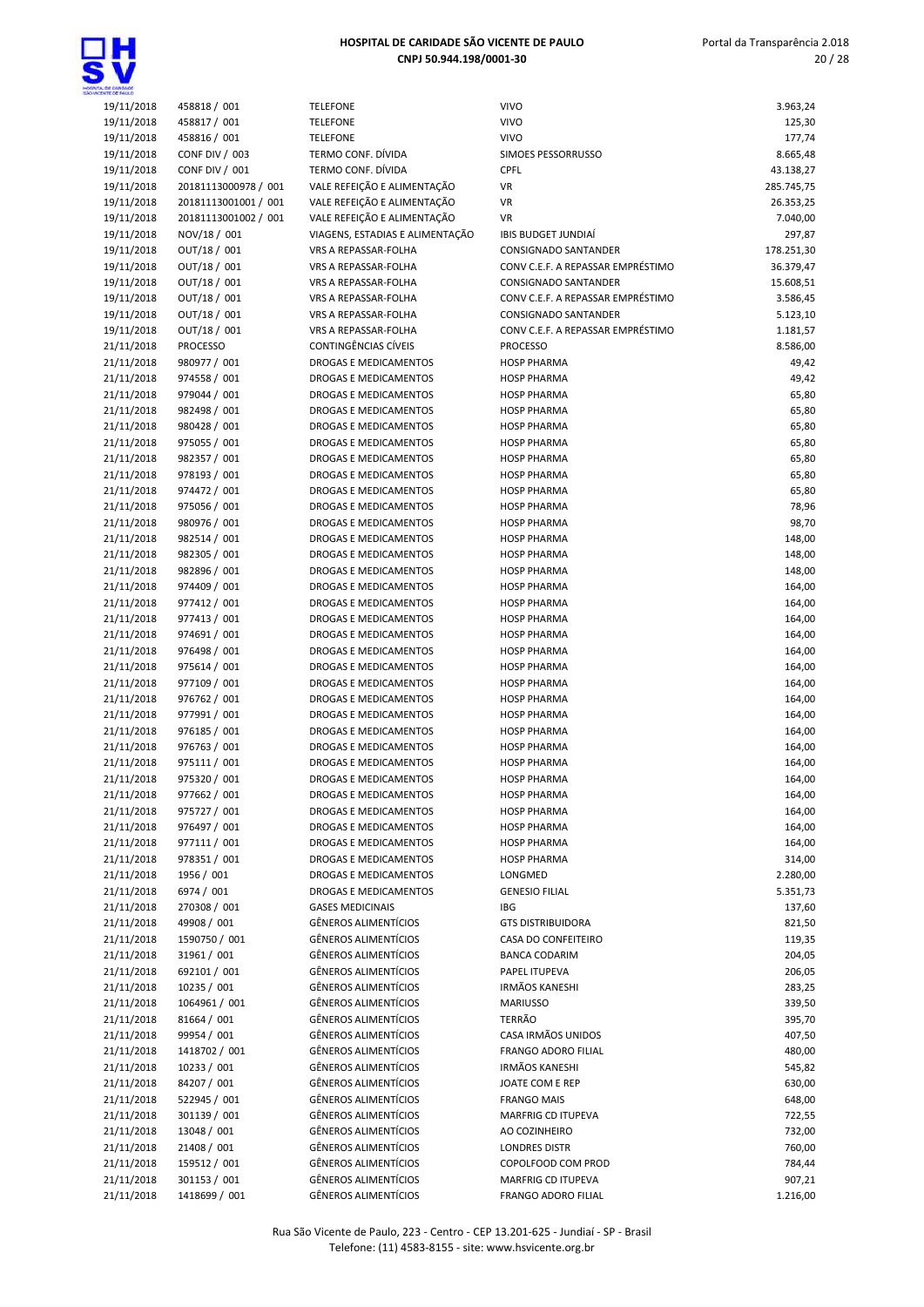| | | | | |
|---|---|---|---|---|
| 19/11/2018 | 458818 / 001 | TELEFONE | VIVO | 3.963,24 |
| 19/11/2018 | 458817 / 001 | TELEFONE | VIVO | 125,30 |
| 19/11/2018 | 458816 / 001 | TELEFONE | VIVO | 177,74 |
| 19/11/2018 | CONF DIV / 003 | TERMO CONF. DÍVIDA | SIMOES PESSORRUSSO | 8.665,48 |
| 19/11/2018 | CONF DIV / 001 | TERMO CONF. DÍVIDA | CPFL | 43.138,27 |
| 19/11/2018 | 20181113000978 / 001 | VALE REFEIÇÃO E ALIMENTAÇÃO | VR | 285.745,75 |
| 19/11/2018 | 20181113001001 / 001 | VALE REFEIÇÃO E ALIMENTAÇÃO | VR | 26.353,25 |
| 19/11/2018 | 20181113001002 / 001 | VALE REFEIÇÃO E ALIMENTAÇÃO | VR | 7.040,00 |
| 19/11/2018 | NOV/18 / 001 | VIAGENS, ESTADIAS E ALIMENTAÇÃO | IBIS BUDGET JUNDIAÍ | 297,87 |
| 19/11/2018 | OUT/18 / 001 | VRS A REPASSAR-FOLHA | CONSIGNADO SANTANDER | 178.251,30 |
| 19/11/2018 | OUT/18 / 001 | VRS A REPASSAR-FOLHA | CONV C.E.F. A REPASSAR EMPRÉSTIMO | 36.379,47 |
| 19/11/2018 | OUT/18 / 001 | VRS A REPASSAR-FOLHA | CONSIGNADO SANTANDER | 15.608,51 |
| 19/11/2018 | OUT/18 / 001 | VRS A REPASSAR-FOLHA | CONV C.E.F. A REPASSAR EMPRÉSTIMO | 3.586,45 |
| 19/11/2018 | OUT/18 / 001 | VRS A REPASSAR-FOLHA | CONSIGNADO SANTANDER | 5.123,10 |
| 19/11/2018 | OUT/18 / 001 | VRS A REPASSAR-FOLHA | CONV C.E.F. A REPASSAR EMPRÉSTIMO | 1.181,57 |
| 21/11/2018 | PROCESSO | CONTINGÊNCIAS CÍVEIS | PROCESSO | 8.586,00 |
| 21/11/2018 | 980977 / 001 | DROGAS E MEDICAMENTOS | HOSP PHARMA | 49,42 |
| 21/11/2018 | 974558 / 001 | DROGAS E MEDICAMENTOS | HOSP PHARMA | 49,42 |
| 21/11/2018 | 979044 / 001 | DROGAS E MEDICAMENTOS | HOSP PHARMA | 65,80 |
| 21/11/2018 | 982498 / 001 | DROGAS E MEDICAMENTOS | HOSP PHARMA | 65,80 |
| 21/11/2018 | 980428 / 001 | DROGAS E MEDICAMENTOS | HOSP PHARMA | 65,80 |
| 21/11/2018 | 975055 / 001 | DROGAS E MEDICAMENTOS | HOSP PHARMA | 65,80 |
| 21/11/2018 | 982357 / 001 | DROGAS E MEDICAMENTOS | HOSP PHARMA | 65,80 |
| 21/11/2018 | 978193 / 001 | DROGAS E MEDICAMENTOS | HOSP PHARMA | 65,80 |
| 21/11/2018 | 974472 / 001 | DROGAS E MEDICAMENTOS | HOSP PHARMA | 65,80 |
| 21/11/2018 | 975056 / 001 | DROGAS E MEDICAMENTOS | HOSP PHARMA | 78,96 |
| 21/11/2018 | 980976 / 001 | DROGAS E MEDICAMENTOS | HOSP PHARMA | 98,70 |
| 21/11/2018 | 982514 / 001 | DROGAS E MEDICAMENTOS | HOSP PHARMA | 148,00 |
| 21/11/2018 | 982305 / 001 | DROGAS E MEDICAMENTOS | HOSP PHARMA | 148,00 |
| 21/11/2018 | 982896 / 001 | DROGAS E MEDICAMENTOS | HOSP PHARMA | 148,00 |
| 21/11/2018 | 974409 / 001 | DROGAS E MEDICAMENTOS | HOSP PHARMA | 164,00 |
| 21/11/2018 | 977412 / 001 | DROGAS E MEDICAMENTOS | HOSP PHARMA | 164,00 |
| 21/11/2018 | 977413 / 001 | DROGAS E MEDICAMENTOS | HOSP PHARMA | 164,00 |
| 21/11/2018 | 974691 / 001 | DROGAS E MEDICAMENTOS | HOSP PHARMA | 164,00 |
| 21/11/2018 | 976498 / 001 | DROGAS E MEDICAMENTOS | HOSP PHARMA | 164,00 |
| 21/11/2018 | 975614 / 001 | DROGAS E MEDICAMENTOS | HOSP PHARMA | 164,00 |
| 21/11/2018 | 977109 / 001 | DROGAS E MEDICAMENTOS | HOSP PHARMA | 164,00 |
| 21/11/2018 | 976762 / 001 | DROGAS E MEDICAMENTOS | HOSP PHARMA | 164,00 |
| 21/11/2018 | 977991 / 001 | DROGAS E MEDICAMENTOS | HOSP PHARMA | 164,00 |
| 21/11/2018 | 976185 / 001 | DROGAS E MEDICAMENTOS | HOSP PHARMA | 164,00 |
| 21/11/2018 | 976763 / 001 | DROGAS E MEDICAMENTOS | HOSP PHARMA | 164,00 |
| 21/11/2018 | 975111 / 001 | DROGAS E MEDICAMENTOS | HOSP PHARMA | 164,00 |
| 21/11/2018 | 975320 / 001 | DROGAS E MEDICAMENTOS | HOSP PHARMA | 164,00 |
| 21/11/2018 | 977662 / 001 | DROGAS E MEDICAMENTOS | HOSP PHARMA | 164,00 |
| 21/11/2018 | 975727 / 001 | DROGAS E MEDICAMENTOS | HOSP PHARMA | 164,00 |
| 21/11/2018 | 976497 / 001 | DROGAS E MEDICAMENTOS | HOSP PHARMA | 164,00 |
| 21/11/2018 | 977111 / 001 | DROGAS E MEDICAMENTOS | HOSP PHARMA | 164,00 |
| 21/11/2018 | 978351 / 001 | DROGAS E MEDICAMENTOS | HOSP PHARMA | 314,00 |
| 21/11/2018 | 1956 / 001 | DROGAS E MEDICAMENTOS | LONGMED | 2.280,00 |
| 21/11/2018 | 6974 / 001 | DROGAS E MEDICAMENTOS | GENESIO FILIAL | 5.351,73 |
| 21/11/2018 | 270308 / 001 | GASES MEDICINAIS | IBG | 137,60 |
| 21/11/2018 | 49908 / 001 | GÊNEROS ALIMENTÍCIOS | GTS DISTRIBUIDORA | 821,50 |
| 21/11/2018 | 1590750 / 001 | GÊNEROS ALIMENTÍCIOS | CASA DO CONFEITEIRO | 119,35 |
| 21/11/2018 | 31961 / 001 | GÊNEROS ALIMENTÍCIOS | BANCA CODARIM | 204,05 |
| 21/11/2018 | 692101 / 001 | GÊNEROS ALIMENTÍCIOS | PAPEL ITUPEVA | 206,05 |
| 21/11/2018 | 10235 / 001 | GÊNEROS ALIMENTÍCIOS | IRMÃOS KANESHI | 283,25 |
| 21/11/2018 | 1064961 / 001 | GÊNEROS ALIMENTÍCIOS | MARIUSSO | 339,50 |
| 21/11/2018 | 81664 / 001 | GÊNEROS ALIMENTÍCIOS | TERRÃO | 395,70 |
| 21/11/2018 | 99954 / 001 | GÊNEROS ALIMENTÍCIOS | CASA IRMÃOS UNIDOS | 407,50 |
| 21/11/2018 | 1418702 / 001 | GÊNEROS ALIMENTÍCIOS | FRANGO ADORO FILIAL | 480,00 |
| 21/11/2018 | 10233 / 001 | GÊNEROS ALIMENTÍCIOS | IRMÃOS KANESHI | 545,82 |
| 21/11/2018 | 84207 / 001 | GÊNEROS ALIMENTÍCIOS | JOATE COM E REP | 630,00 |
| 21/11/2018 | 522945 / 001 | GÊNEROS ALIMENTÍCIOS | FRANGO MAIS | 648,00 |
| 21/11/2018 | 301139 / 001 | GÊNEROS ALIMENTÍCIOS | MARFRIG CD ITUPEVA | 722,55 |
| 21/11/2018 | 13048 / 001 | GÊNEROS ALIMENTÍCIOS | AO COZINHEIRO | 732,00 |
| 21/11/2018 | 21408 / 001 | GÊNEROS ALIMENTÍCIOS | LONDRES DISTR | 760,00 |
| 21/11/2018 | 159512 / 001 | GÊNEROS ALIMENTÍCIOS | COPOLFOOD COM PROD | 784,44 |
| 21/11/2018 | 301153 / 001 | GÊNEROS ALIMENTÍCIOS | MARFRIG CD ITUPEVA | 907,21 |
| 21/11/2018 | 1418699 / 001 | GÊNEROS ALIMENTÍCIOS | FRANGO ADORO FILIAL | 1.216,00 |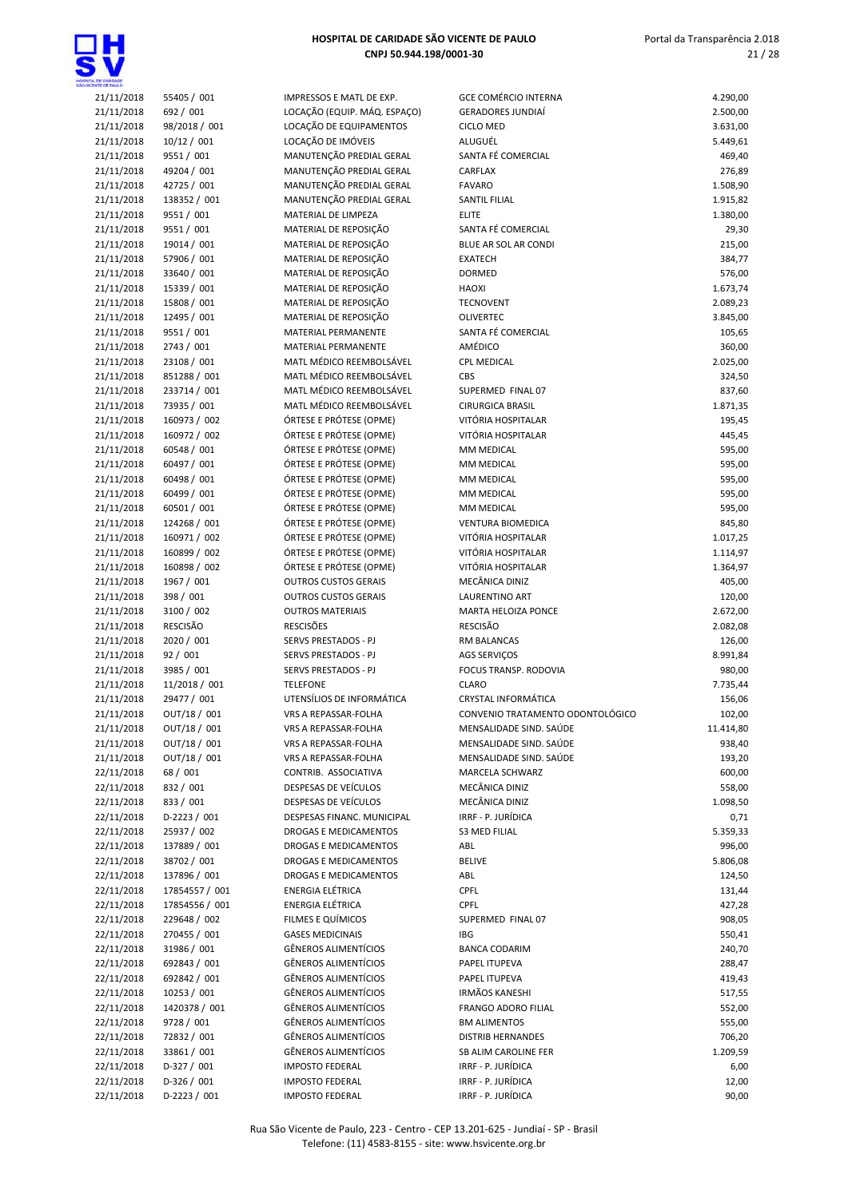| | | | | |
|---|---|---|---|---|
| 21/11/2018 | 55405 / 001 | IMPRESSOS E MATL DE EXP. | GCE COMÉRCIO INTERNA | 4.290,00 |
| 21/11/2018 | 692 / 001 | LOCAÇÃO (EQUIP. MÁQ. ESPAÇO) | GERADORES JUNDIAÍ | 2.500,00 |
| 21/11/2018 | 98/2018 / 001 | LOCAÇÃO DE EQUIPAMENTOS | CICLO MED | 3.631,00 |
| 21/11/2018 | 10/12 / 001 | LOCAÇÃO DE IMÓVEIS | ALUGUÉL | 5.449,61 |
| 21/11/2018 | 9551 / 001 | MANUTENÇÃO PREDIAL GERAL | SANTA FÉ COMERCIAL | 469,40 |
| 21/11/2018 | 49204 / 001 | MANUTENÇÃO PREDIAL GERAL | CARFLAX | 276,89 |
| 21/11/2018 | 42725 / 001 | MANUTENÇÃO PREDIAL GERAL | FAVARO | 1.508,90 |
| 21/11/2018 | 138352 / 001 | MANUTENÇÃO PREDIAL GERAL | SANTIL FILIAL | 1.915,82 |
| 21/11/2018 | 9551 / 001 | MATERIAL DE LIMPEZA | ELITE | 1.380,00 |
| 21/11/2018 | 9551 / 001 | MATERIAL DE REPOSIÇÃO | SANTA FÉ COMERCIAL | 29,30 |
| 21/11/2018 | 19014 / 001 | MATERIAL DE REPOSIÇÃO | BLUE AR SOL AR CONDI | 215,00 |
| 21/11/2018 | 57906 / 001 | MATERIAL DE REPOSIÇÃO | EXATECH | 384,77 |
| 21/11/2018 | 33640 / 001 | MATERIAL DE REPOSIÇÃO | DORMED | 576,00 |
| 21/11/2018 | 15339 / 001 | MATERIAL DE REPOSIÇÃO | HAOXI | 1.673,74 |
| 21/11/2018 | 15808 / 001 | MATERIAL DE REPOSIÇÃO | TECNOVENT | 2.089,23 |
| 21/11/2018 | 12495 / 001 | MATERIAL DE REPOSIÇÃO | OLIVERTEC | 3.845,00 |
| 21/11/2018 | 9551 / 001 | MATERIAL PERMANENTE | SANTA FÉ COMERCIAL | 105,65 |
| 21/11/2018 | 2743 / 001 | MATERIAL PERMANENTE | AMÉDICO | 360,00 |
| 21/11/2018 | 23108 / 001 | MATL MÉDICO REEMBOLSÁVEL | CPL MEDICAL | 2.025,00 |
| 21/11/2018 | 851288 / 001 | MATL MÉDICO REEMBOLSÁVEL | CBS | 324,50 |
| 21/11/2018 | 233714 / 001 | MATL MÉDICO REEMBOLSÁVEL | SUPERMED FINAL 07 | 837,60 |
| 21/11/2018 | 73935 / 001 | MATL MÉDICO REEMBOLSÁVEL | CIRURGICA BRASIL | 1.871,35 |
| 21/11/2018 | 160973 / 002 | ÓRTESE E PRÓTESE (OPME) | VITÓRIA HOSPITALAR | 195,45 |
| 21/11/2018 | 160972 / 002 | ÓRTESE E PRÓTESE (OPME) | VITÓRIA HOSPITALAR | 445,45 |
| 21/11/2018 | 60548 / 001 | ÓRTESE E PRÓTESE (OPME) | MM MEDICAL | 595,00 |
| 21/11/2018 | 60497 / 001 | ÓRTESE E PRÓTESE (OPME) | MM MEDICAL | 595,00 |
| 21/11/2018 | 60498 / 001 | ÓRTESE E PRÓTESE (OPME) | MM MEDICAL | 595,00 |
| 21/11/2018 | 60499 / 001 | ÓRTESE E PRÓTESE (OPME) | MM MEDICAL | 595,00 |
| 21/11/2018 | 60501 / 001 | ÓRTESE E PRÓTESE (OPME) | MM MEDICAL | 595,00 |
| 21/11/2018 | 124268 / 001 | ÓRTESE E PRÓTESE (OPME) | VENTURA BIOMEDICA | 845,80 |
| 21/11/2018 | 160971 / 002 | ÓRTESE E PRÓTESE (OPME) | VITÓRIA HOSPITALAR | 1.017,25 |
| 21/11/2018 | 160899 / 002 | ÓRTESE E PRÓTESE (OPME) | VITÓRIA HOSPITALAR | 1.114,97 |
| 21/11/2018 | 160898 / 002 | ÓRTESE E PRÓTESE (OPME) | VITÓRIA HOSPITALAR | 1.364,97 |
| 21/11/2018 | 1967 / 001 | OUTROS CUSTOS GERAIS | MECÂNICA DINIZ | 405,00 |
| 21/11/2018 | 398 / 001 | OUTROS CUSTOS GERAIS | LAURENTINO ART | 120,00 |
| 21/11/2018 | 3100 / 002 | OUTROS MATERIAIS | MARTA HELOIZA PONCE | 2.672,00 |
| 21/11/2018 | RESCISÃO | RESCISÕES | RESCISÃO | 2.082,08 |
| 21/11/2018 | 2020 / 001 | SERVS PRESTADOS - PJ | RM BALANCAS | 126,00 |
| 21/11/2018 | 92 / 001 | SERVS PRESTADOS - PJ | AGS SERVIÇOS | 8.991,84 |
| 21/11/2018 | 3985 / 001 | SERVS PRESTADOS - PJ | FOCUS TRANSP. RODOVIA | 980,00 |
| 21/11/2018 | 11/2018 / 001 | TELEFONE | CLARO | 7.735,44 |
| 21/11/2018 | 29477 / 001 | UTENSÍLIOS DE INFORMÁTICA | CRYSTAL INFORMÁTICA | 156,06 |
| 21/11/2018 | OUT/18 / 001 | VRS A REPASSAR-FOLHA | CONVENIO TRATAMENTO ODONTOLÓGICO | 102,00 |
| 21/11/2018 | OUT/18 / 001 | VRS A REPASSAR-FOLHA | MENSALIDADE SIND. SAÚDE | 11.414,80 |
| 21/11/2018 | OUT/18 / 001 | VRS A REPASSAR-FOLHA | MENSALIDADE SIND. SAÚDE | 938,40 |
| 21/11/2018 | OUT/18 / 001 | VRS A REPASSAR-FOLHA | MENSALIDADE SIND. SAÚDE | 193,20 |
| 22/11/2018 | 68 / 001 | CONTRIB. ASSOCIATIVA | MARCELA SCHWARZ | 600,00 |
| 22/11/2018 | 832 / 001 | DESPESAS DE VEÍCULOS | MECÂNICA DINIZ | 558,00 |
| 22/11/2018 | 833 / 001 | DESPESAS DE VEÍCULOS | MECÂNICA DINIZ | 1.098,50 |
| 22/11/2018 | D-2223 / 001 | DESPESAS FINANC. MUNICIPAL | IRRF - P. JURÍDICA | 0,71 |
| 22/11/2018 | 25937 / 002 | DROGAS E MEDICAMENTOS | S3 MED FILIAL | 5.359,33 |
| 22/11/2018 | 137889 / 001 | DROGAS E MEDICAMENTOS | ABL | 996,00 |
| 22/11/2018 | 38702 / 001 | DROGAS E MEDICAMENTOS | BELIVE | 5.806,08 |
| 22/11/2018 | 137896 / 001 | DROGAS E MEDICAMENTOS | ABL | 124,50 |
| 22/11/2018 | 17854557 / 001 | ENERGIA ELÉTRICA | CPFL | 131,44 |
| 22/11/2018 | 17854556 / 001 | ENERGIA ELÉTRICA | CPFL | 427,28 |
| 22/11/2018 | 229648 / 002 | FILMES E QUÍMICOS | SUPERMED FINAL 07 | 908,05 |
| 22/11/2018 | 270455 / 001 | GASES MEDICINAIS | IBG | 550,41 |
| 22/11/2018 | 31986 / 001 | GÊNEROS ALIMENTÍCIOS | BANCA CODARIM | 240,70 |
| 22/11/2018 | 692843 / 001 | GÊNEROS ALIMENTÍCIOS | PAPEL ITUPEVA | 288,47 |
| 22/11/2018 | 692842 / 001 | GÊNEROS ALIMENTÍCIOS | PAPEL ITUPEVA | 419,43 |
| 22/11/2018 | 10253 / 001 | GÊNEROS ALIMENTÍCIOS | IRMÃOS KANESHI | 517,55 |
| 22/11/2018 | 1420378 / 001 | GÊNEROS ALIMENTÍCIOS | FRANGO ADORO FILIAL | 552,00 |
| 22/11/2018 | 9728 / 001 | GÊNEROS ALIMENTÍCIOS | BM ALIMENTOS | 555,00 |
| 22/11/2018 | 72832 / 001 | GÊNEROS ALIMENTÍCIOS | DISTRIB HERNANDES | 706,20 |
| 22/11/2018 | 33861 / 001 | GÊNEROS ALIMENTÍCIOS | SB ALIM CAROLINE FER | 1.209,59 |
| 22/11/2018 | D-327 / 001 | IMPOSTO FEDERAL | IRRF - P. JURÍDICA | 6,00 |
| 22/11/2018 | D-326 / 001 | IMPOSTO FEDERAL | IRRF - P. JURÍDICA | 12,00 |
| 22/11/2018 | D-2223 / 001 | IMPOSTO FEDERAL | IRRF - P. JURÍDICA | 90,00 |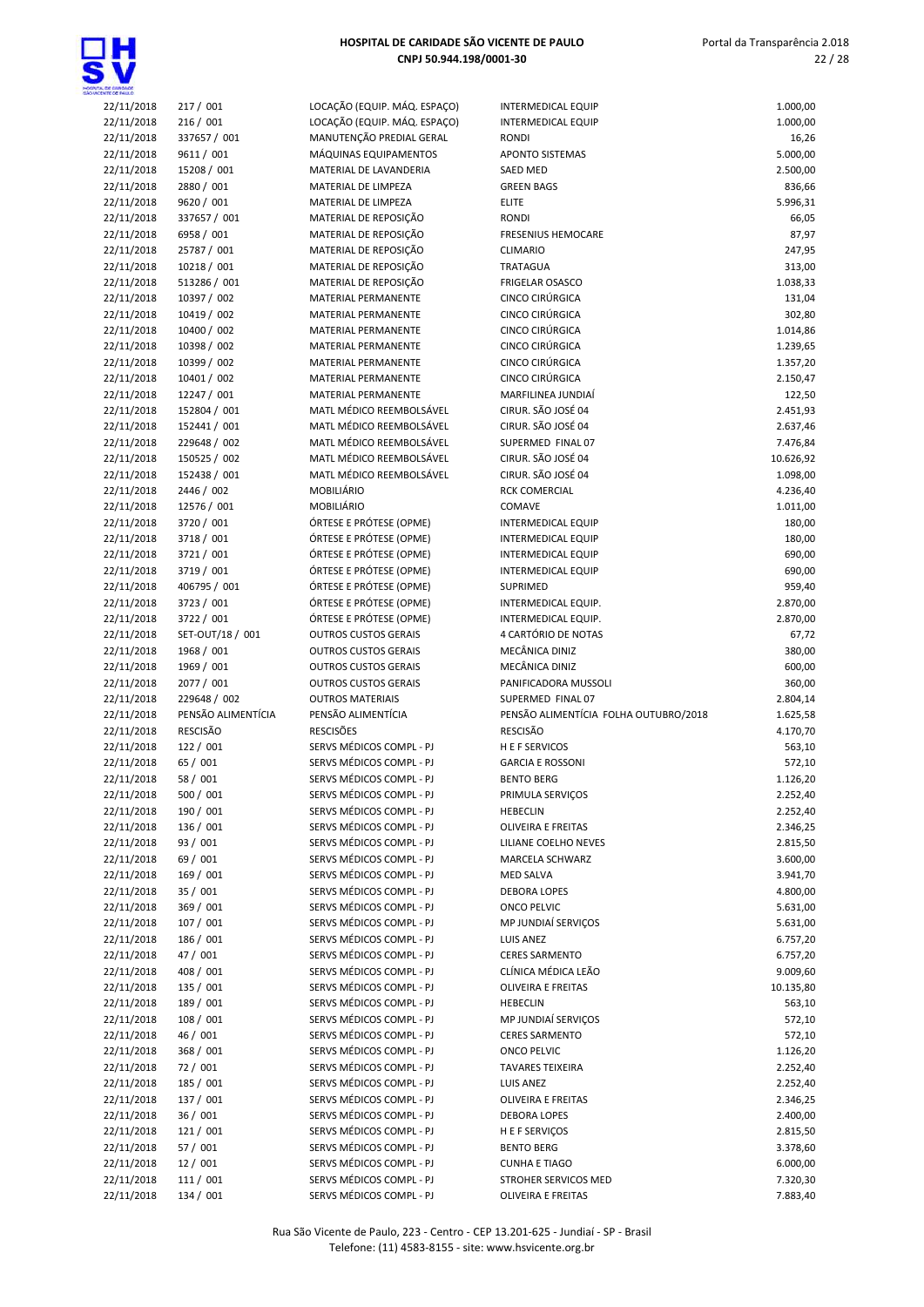| | | | | |
|---|---|---|---|---|
| 22/11/2018 | 217 / 001 | LOCAÇÃO (EQUIP. MÁQ. ESPAÇO) | INTERMEDICAL EQUIP | 1.000,00 |
| 22/11/2018 | 216 / 001 | LOCAÇÃO (EQUIP. MÁQ. ESPAÇO) | INTERMEDICAL EQUIP | 1.000,00 |
| 22/11/2018 | 337657 / 001 | MANUTENÇÃO PREDIAL GERAL | RONDI | 16,26 |
| 22/11/2018 | 9611 / 001 | MÁQUINAS EQUIPAMENTOS | APONTO SISTEMAS | 5.000,00 |
| 22/11/2018 | 15208 / 001 | MATERIAL DE LAVANDERIA | SAED MED | 2.500,00 |
| 22/11/2018 | 2880 / 001 | MATERIAL DE LIMPEZA | GREEN BAGS | 836,66 |
| 22/11/2018 | 9620 / 001 | MATERIAL DE LIMPEZA | ELITE | 5.996,31 |
| 22/11/2018 | 337657 / 001 | MATERIAL DE REPOSIÇÃO | RONDI | 66,05 |
| 22/11/2018 | 6958 / 001 | MATERIAL DE REPOSIÇÃO | FRESENIUS HEMOCARE | 87,97 |
| 22/11/2018 | 25787 / 001 | MATERIAL DE REPOSIÇÃO | CLIMARIO | 247,95 |
| 22/11/2018 | 10218 / 001 | MATERIAL DE REPOSIÇÃO | TRATAGUA | 313,00 |
| 22/11/2018 | 513286 / 001 | MATERIAL DE REPOSIÇÃO | FRIGELAR OSASCO | 1.038,33 |
| 22/11/2018 | 10397 / 002 | MATERIAL PERMANENTE | CINCO CIRÚRGICA | 131,04 |
| 22/11/2018 | 10419 / 002 | MATERIAL PERMANENTE | CINCO CIRÚRGICA | 302,80 |
| 22/11/2018 | 10400 / 002 | MATERIAL PERMANENTE | CINCO CIRÚRGICA | 1.014,86 |
| 22/11/2018 | 10398 / 002 | MATERIAL PERMANENTE | CINCO CIRÚRGICA | 1.239,65 |
| 22/11/2018 | 10399 / 002 | MATERIAL PERMANENTE | CINCO CIRÚRGICA | 1.357,20 |
| 22/11/2018 | 10401 / 002 | MATERIAL PERMANENTE | CINCO CIRÚRGICA | 2.150,47 |
| 22/11/2018 | 12247 / 001 | MATERIAL PERMANENTE | MARFILINEA JUNDIAÍ | 122,50 |
| 22/11/2018 | 152804 / 001 | MATL MÉDICO REEMBOLSÁVEL | CIRUR. SÃO JOSÉ 04 | 2.451,93 |
| 22/11/2018 | 152441 / 001 | MATL MÉDICO REEMBOLSÁVEL | CIRUR. SÃO JOSÉ 04 | 2.637,46 |
| 22/11/2018 | 229648 / 002 | MATL MÉDICO REEMBOLSÁVEL | SUPERMED FINAL 07 | 7.476,84 |
| 22/11/2018 | 150525 / 002 | MATL MÉDICO REEMBOLSÁVEL | CIRUR. SÃO JOSÉ 04 | 10.626,92 |
| 22/11/2018 | 152438 / 001 | MATL MÉDICO REEMBOLSÁVEL | CIRUR. SÃO JOSÉ 04 | 1.098,00 |
| 22/11/2018 | 2446 / 002 | MOBILIÁRIO | RCK COMERCIAL | 4.236,40 |
| 22/11/2018 | 12576 / 001 | MOBILIÁRIO | COMAVE | 1.011,00 |
| 22/11/2018 | 3720 / 001 | ÓRTESE E PRÓTESE (OPME) | INTERMEDICAL EQUIP | 180,00 |
| 22/11/2018 | 3718 / 001 | ÓRTESE E PRÓTESE (OPME) | INTERMEDICAL EQUIP | 180,00 |
| 22/11/2018 | 3721 / 001 | ÓRTESE E PRÓTESE (OPME) | INTERMEDICAL EQUIP | 690,00 |
| 22/11/2018 | 3719 / 001 | ÓRTESE E PRÓTESE (OPME) | INTERMEDICAL EQUIP | 690,00 |
| 22/11/2018 | 406795 / 001 | ÓRTESE E PRÓTESE (OPME) | SUPRIMED | 959,40 |
| 22/11/2018 | 3723 / 001 | ÓRTESE E PRÓTESE (OPME) | INTERMEDICAL EQUIP. | 2.870,00 |
| 22/11/2018 | 3722 / 001 | ÓRTESE E PRÓTESE (OPME) | INTERMEDICAL EQUIP. | 2.870,00 |
| 22/11/2018 | SET-OUT/18 / 001 | OUTROS CUSTOS GERAIS | 4 CARTÓRIO DE NOTAS | 67,72 |
| 22/11/2018 | 1968 / 001 | OUTROS CUSTOS GERAIS | MECÂNICA DINIZ | 380,00 |
| 22/11/2018 | 1969 / 001 | OUTROS CUSTOS GERAIS | MECÂNICA DINIZ | 600,00 |
| 22/11/2018 | 2077 / 001 | OUTROS CUSTOS GERAIS | PANIFICADORA MUSSOLI | 360,00 |
| 22/11/2018 | 229648 / 002 | OUTROS MATERIAIS | SUPERMED FINAL 07 | 2.804,14 |
| 22/11/2018 | PENSÃO ALIMENTÍCIA | PENSÃO ALIMENTÍCIA | PENSÃO ALIMENTÍCIA FOLHA OUTUBRO/2018 | 1.625,58 |
| 22/11/2018 | RESCISÃO | RESCISÕES | RESCISÃO | 4.170,70 |
| 22/11/2018 | 122 / 001 | SERVS MÉDICOS COMPL - PJ | H E F SERVICOS | 563,10 |
| 22/11/2018 | 65 / 001 | SERVS MÉDICOS COMPL - PJ | GARCIA E ROSSONI | 572,10 |
| 22/11/2018 | 58 / 001 | SERVS MÉDICOS COMPL - PJ | BENTO BERG | 1.126,20 |
| 22/11/2018 | 500 / 001 | SERVS MÉDICOS COMPL - PJ | PRIMULA SERVIÇOS | 2.252,40 |
| 22/11/2018 | 190 / 001 | SERVS MÉDICOS COMPL - PJ | HEBECLIN | 2.252,40 |
| 22/11/2018 | 136 / 001 | SERVS MÉDICOS COMPL - PJ | OLIVEIRA E FREITAS | 2.346,25 |
| 22/11/2018 | 93 / 001 | SERVS MÉDICOS COMPL - PJ | LILIANE COELHO NEVES | 2.815,50 |
| 22/11/2018 | 69 / 001 | SERVS MÉDICOS COMPL - PJ | MARCELA SCHWARZ | 3.600,00 |
| 22/11/2018 | 169 / 001 | SERVS MÉDICOS COMPL - PJ | MED SALVA | 3.941,70 |
| 22/11/2018 | 35 / 001 | SERVS MÉDICOS COMPL - PJ | DEBORA LOPES | 4.800,00 |
| 22/11/2018 | 369 / 001 | SERVS MÉDICOS COMPL - PJ | ONCO PELVIC | 5.631,00 |
| 22/11/2018 | 107 / 001 | SERVS MÉDICOS COMPL - PJ | MP JUNDIAÍ SERVIÇOS | 5.631,00 |
| 22/11/2018 | 186 / 001 | SERVS MÉDICOS COMPL - PJ | LUIS ANEZ | 6.757,20 |
| 22/11/2018 | 47 / 001 | SERVS MÉDICOS COMPL - PJ | CERES SARMENTO | 6.757,20 |
| 22/11/2018 | 408 / 001 | SERVS MÉDICOS COMPL - PJ | CLÍNICA MÉDICA LEÃO | 9.009,60 |
| 22/11/2018 | 135 / 001 | SERVS MÉDICOS COMPL - PJ | OLIVEIRA E FREITAS | 10.135,80 |
| 22/11/2018 | 189 / 001 | SERVS MÉDICOS COMPL - PJ | HEBECLIN | 563,10 |
| 22/11/2018 | 108 / 001 | SERVS MÉDICOS COMPL - PJ | MP JUNDIAÍ SERVIÇOS | 572,10 |
| 22/11/2018 | 46 / 001 | SERVS MÉDICOS COMPL - PJ | CERES SARMENTO | 572,10 |
| 22/11/2018 | 368 / 001 | SERVS MÉDICOS COMPL - PJ | ONCO PELVIC | 1.126,20 |
| 22/11/2018 | 72 / 001 | SERVS MÉDICOS COMPL - PJ | TAVARES TEIXEIRA | 2.252,40 |
| 22/11/2018 | 185 / 001 | SERVS MÉDICOS COMPL - PJ | LUIS ANEZ | 2.252,40 |
| 22/11/2018 | 137 / 001 | SERVS MÉDICOS COMPL - PJ | OLIVEIRA E FREITAS | 2.346,25 |
| 22/11/2018 | 36 / 001 | SERVS MÉDICOS COMPL - PJ | DEBORA LOPES | 2.400,00 |
| 22/11/2018 | 121 / 001 | SERVS MÉDICOS COMPL - PJ | H E F SERVIÇOS | 2.815,50 |
| 22/11/2018 | 57 / 001 | SERVS MÉDICOS COMPL - PJ | BENTO BERG | 3.378,60 |
| 22/11/2018 | 12 / 001 | SERVS MÉDICOS COMPL - PJ | CUNHA E TIAGO | 6.000,00 |
| 22/11/2018 | 111 / 001 | SERVS MÉDICOS COMPL - PJ | STROHER SERVICOS MED | 7.320,30 |
| 22/11/2018 | 134 / 001 | SERVS MÉDICOS COMPL - PJ | OLIVEIRA E FREITAS | 7.883,40 |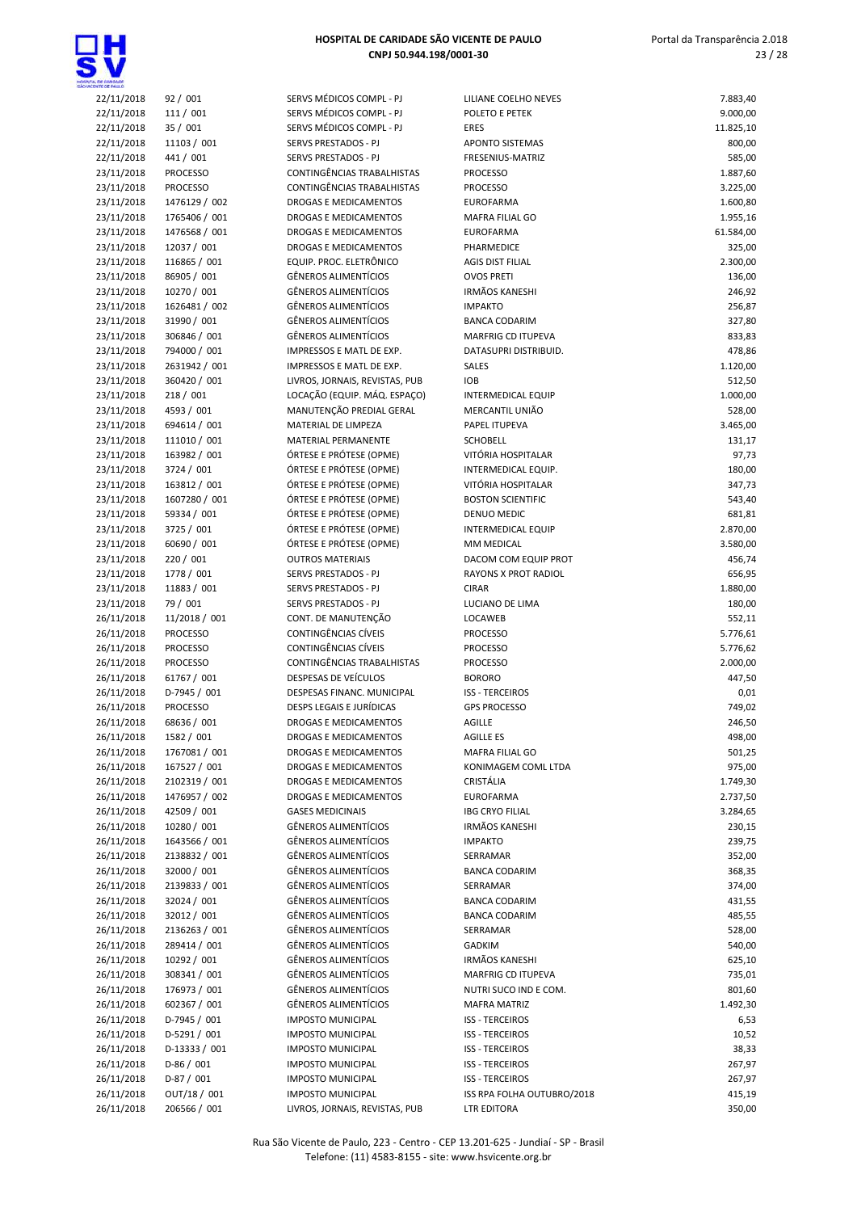| | | | | |
|---|---|---|---|---|
| 22/11/2018 | 92 / 001 | SERVS MÉDICOS COMPL - PJ | LILIANE COELHO NEVES | 7.883,40 |
| 22/11/2018 | 111 / 001 | SERVS MÉDICOS COMPL - PJ | POLETO E PETEK | 9.000,00 |
| 22/11/2018 | 35 / 001 | SERVS MÉDICOS COMPL - PJ | ERES | 11.825,10 |
| 22/11/2018 | 11103 / 001 | SERVS PRESTADOS - PJ | APONTO SISTEMAS | 800,00 |
| 22/11/2018 | 441 / 001 | SERVS PRESTADOS - PJ | FRESENIUS-MATRIZ | 585,00 |
| 23/11/2018 | PROCESSO | CONTINGÊNCIAS TRABALHISTAS | PROCESSO | 1.887,60 |
| 23/11/2018 | PROCESSO | CONTINGÊNCIAS TRABALHISTAS | PROCESSO | 3.225,00 |
| 23/11/2018 | 1476129 / 002 | DROGAS E MEDICAMENTOS | EUROFARMA | 1.600,80 |
| 23/11/2018 | 1765406 / 001 | DROGAS E MEDICAMENTOS | MAFRA FILIAL GO | 1.955,16 |
| 23/11/2018 | 1476568 / 001 | DROGAS E MEDICAMENTOS | EUROFARMA | 61.584,00 |
| 23/11/2018 | 12037 / 001 | DROGAS E MEDICAMENTOS | PHARMEDICE | 325,00 |
| 23/11/2018 | 116865 / 001 | EQUIP. PROC. ELETRÔNICO | AGIS DIST FILIAL | 2.300,00 |
| 23/11/2018 | 86905 / 001 | GÊNEROS ALIMENTÍCIOS | OVOS PRETI | 136,00 |
| 23/11/2018 | 10270 / 001 | GÊNEROS ALIMENTÍCIOS | IRMÃOS KANESHI | 246,92 |
| 23/11/2018 | 1626481 / 002 | GÊNEROS ALIMENTÍCIOS | IMPAKTO | 256,87 |
| 23/11/2018 | 31990 / 001 | GÊNEROS ALIMENTÍCIOS | BANCA CODARIM | 327,80 |
| 23/11/2018 | 306846 / 001 | GÊNEROS ALIMENTÍCIOS | MARFRIG CD ITUPEVA | 833,83 |
| 23/11/2018 | 794000 / 001 | IMPRESSOS E MATL DE EXP. | DATASUPRI DISTRIBUID. | 478,86 |
| 23/11/2018 | 2631942 / 001 | IMPRESSOS E MATL DE EXP. | SALES | 1.120,00 |
| 23/11/2018 | 360420 / 001 | LIVROS, JORNAIS, REVISTAS, PUB | IOB | 512,50 |
| 23/11/2018 | 218 / 001 | LOCAÇÃO (EQUIP. MÁQ. ESPAÇO) | INTERMEDICAL EQUIP | 1.000,00 |
| 23/11/2018 | 4593 / 001 | MANUTENÇÃO PREDIAL GERAL | MERCANTIL UNIÃO | 528,00 |
| 23/11/2018 | 694614 / 001 | MATERIAL DE LIMPEZA | PAPEL ITUPEVA | 3.465,00 |
| 23/11/2018 | 111010 / 001 | MATERIAL PERMANENTE | SCHOBELL | 131,17 |
| 23/11/2018 | 163982 / 001 | ÓRTESE E PRÓTESE (OPME) | VITÓRIA HOSPITALAR | 97,73 |
| 23/11/2018 | 3724 / 001 | ÓRTESE E PRÓTESE (OPME) | INTERMEDICAL EQUIP. | 180,00 |
| 23/11/2018 | 163812 / 001 | ÓRTESE E PRÓTESE (OPME) | VITÓRIA HOSPITALAR | 347,73 |
| 23/11/2018 | 1607280 / 001 | ÓRTESE E PRÓTESE (OPME) | BOSTON SCIENTIFIC | 543,40 |
| 23/11/2018 | 59334 / 001 | ÓRTESE E PRÓTESE (OPME) | DENUO MEDIC | 681,81 |
| 23/11/2018 | 3725 / 001 | ÓRTESE E PRÓTESE (OPME) | INTERMEDICAL EQUIP | 2.870,00 |
| 23/11/2018 | 60690 / 001 | ÓRTESE E PRÓTESE (OPME) | MM MEDICAL | 3.580,00 |
| 23/11/2018 | 220 / 001 | OUTROS MATERIAIS | DACOM COM EQUIP PROT | 456,74 |
| 23/11/2018 | 1778 / 001 | SERVS PRESTADOS - PJ | RAYONS X PROT RADIOL | 656,95 |
| 23/11/2018 | 11883 / 001 | SERVS PRESTADOS - PJ | CIRAR | 1.880,00 |
| 23/11/2018 | 79 / 001 | SERVS PRESTADOS - PJ | LUCIANO DE LIMA | 180,00 |
| 26/11/2018 | 11/2018 / 001 | CONT. DE MANUTENÇÃO | LOCAWEB | 552,11 |
| 26/11/2018 | PROCESSO | CONTINGÊNCIAS CÍVEIS | PROCESSO | 5.776,61 |
| 26/11/2018 | PROCESSO | CONTINGÊNCIAS CÍVEIS | PROCESSO | 5.776,62 |
| 26/11/2018 | PROCESSO | CONTINGÊNCIAS TRABALHISTAS | PROCESSO | 2.000,00 |
| 26/11/2018 | 61767 / 001 | DESPESAS DE VEÍCULOS | BORORO | 447,50 |
| 26/11/2018 | D-7945 / 001 | DESPESAS FINANC. MUNICIPAL | ISS - TERCEIROS | 0,01 |
| 26/11/2018 | PROCESSO | DESPS LEGAIS E JURÍDICAS | GPS PROCESSO | 749,02 |
| 26/11/2018 | 68636 / 001 | DROGAS E MEDICAMENTOS | AGILLE | 246,50 |
| 26/11/2018 | 1582 / 001 | DROGAS E MEDICAMENTOS | AGILLE ES | 498,00 |
| 26/11/2018 | 1767081 / 001 | DROGAS E MEDICAMENTOS | MAFRA FILIAL GO | 501,25 |
| 26/11/2018 | 167527 / 001 | DROGAS E MEDICAMENTOS | KONIMAGEM COML LTDA | 975,00 |
| 26/11/2018 | 2102319 / 001 | DROGAS E MEDICAMENTOS | CRISTÁLIA | 1.749,30 |
| 26/11/2018 | 1476957 / 002 | DROGAS E MEDICAMENTOS | EUROFARMA | 2.737,50 |
| 26/11/2018 | 42509 / 001 | GASES MEDICINAIS | IBG CRYO FILIAL | 3.284,65 |
| 26/11/2018 | 10280 / 001 | GÊNEROS ALIMENTÍCIOS | IRMÃOS KANESHI | 230,15 |
| 26/11/2018 | 1643566 / 001 | GÊNEROS ALIMENTÍCIOS | IMPAKTO | 239,75 |
| 26/11/2018 | 2138832 / 001 | GÊNEROS ALIMENTÍCIOS | SERRAMAR | 352,00 |
| 26/11/2018 | 32000 / 001 | GÊNEROS ALIMENTÍCIOS | BANCA CODARIM | 368,35 |
| 26/11/2018 | 2139833 / 001 | GÊNEROS ALIMENTÍCIOS | SERRAMAR | 374,00 |
| 26/11/2018 | 32024 / 001 | GÊNEROS ALIMENTÍCIOS | BANCA CODARIM | 431,55 |
| 26/11/2018 | 32012 / 001 | GÊNEROS ALIMENTÍCIOS | BANCA CODARIM | 485,55 |
| 26/11/2018 | 2136263 / 001 | GÊNEROS ALIMENTÍCIOS | SERRAMAR | 528,00 |
| 26/11/2018 | 289414 / 001 | GÊNEROS ALIMENTÍCIOS | GADKIM | 540,00 |
| 26/11/2018 | 10292 / 001 | GÊNEROS ALIMENTÍCIOS | IRMÃOS KANESHI | 625,10 |
| 26/11/2018 | 308341 / 001 | GÊNEROS ALIMENTÍCIOS | MARFRIG CD ITUPEVA | 735,01 |
| 26/11/2018 | 176973 / 001 | GÊNEROS ALIMENTÍCIOS | NUTRI SUCO IND E COM. | 801,60 |
| 26/11/2018 | 602367 / 001 | GÊNEROS ALIMENTÍCIOS | MAFRA MATRIZ | 1.492,30 |
| 26/11/2018 | D-7945 / 001 | IMPOSTO MUNICIPAL | ISS - TERCEIROS | 6,53 |
| 26/11/2018 | D-5291 / 001 | IMPOSTO MUNICIPAL | ISS - TERCEIROS | 10,52 |
| 26/11/2018 | D-13333 / 001 | IMPOSTO MUNICIPAL | ISS - TERCEIROS | 38,33 |
| 26/11/2018 | D-86 / 001 | IMPOSTO MUNICIPAL | ISS - TERCEIROS | 267,97 |
| 26/11/2018 | D-87 / 001 | IMPOSTO MUNICIPAL | ISS - TERCEIROS | 267,97 |
| 26/11/2018 | OUT/18 / 001 | IMPOSTO MUNICIPAL | ISS RPA FOLHA OUTUBRO/2018 | 415,19 |
| 26/11/2018 | 206566 / 001 | LIVROS, JORNAIS, REVISTAS, PUB | LTR EDITORA | 350,00 |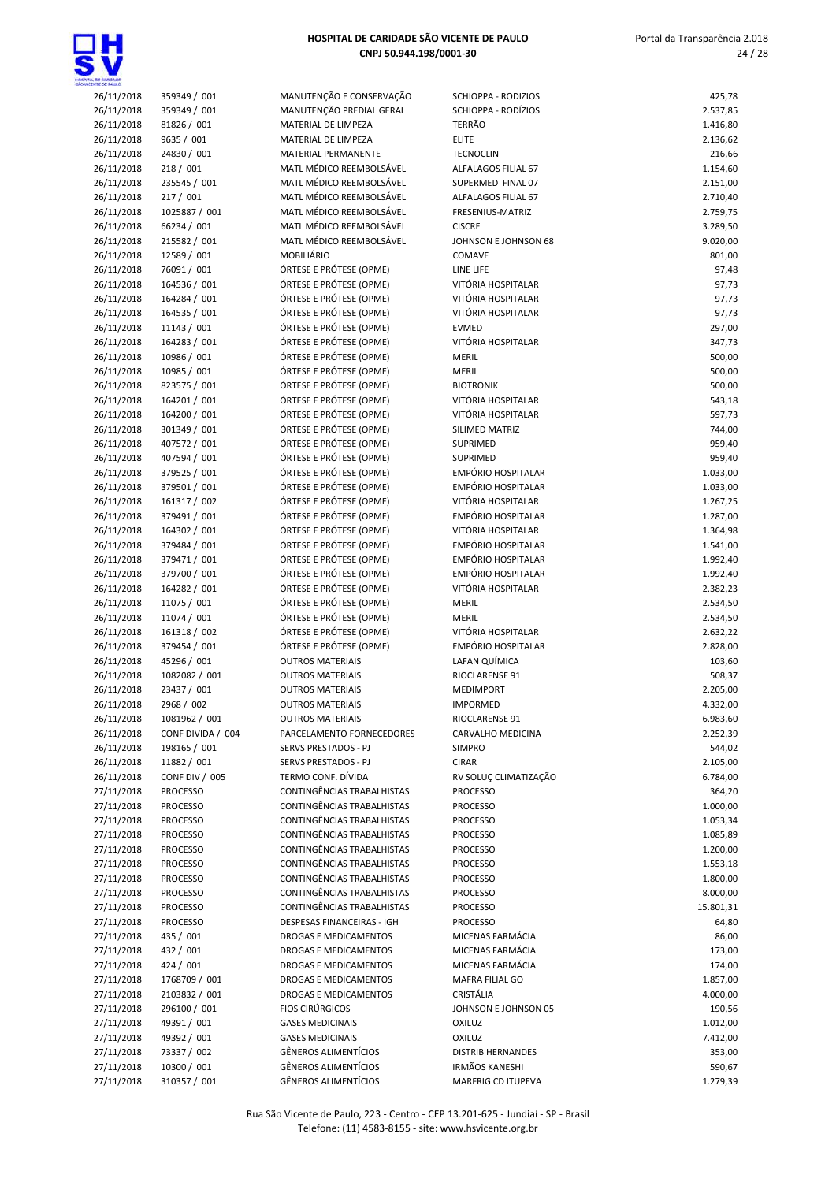| | | | | |
|---|---|---|---|---|
| 26/11/2018 | 359349 / 001 | MANUTENÇÃO E CONSERVAÇÃO | SCHIOPPA - RODIZIOS | 425,78 |
| 26/11/2018 | 359349 / 001 | MANUTENÇÃO PREDIAL GERAL | SCHIOPPA - RODÍZIOS | 2.537,85 |
| 26/11/2018 | 81826 / 001 | MATERIAL DE LIMPEZA | TERRÃO | 1.416,80 |
| 26/11/2018 | 9635 / 001 | MATERIAL DE LIMPEZA | ELITE | 2.136,62 |
| 26/11/2018 | 24830 / 001 | MATERIAL PERMANENTE | TECNOCLIN | 216,66 |
| 26/11/2018 | 218 / 001 | MATL MÉDICO REEMBOLSÁVEL | ALFALAGOS FILIAL 67 | 1.154,60 |
| 26/11/2018 | 235545 / 001 | MATL MÉDICO REEMBOLSÁVEL | SUPERMED FINAL 07 | 2.151,00 |
| 26/11/2018 | 217 / 001 | MATL MÉDICO REEMBOLSÁVEL | ALFALAGOS FILIAL 67 | 2.710,40 |
| 26/11/2018 | 1025887 / 001 | MATL MÉDICO REEMBOLSÁVEL | FRESENIUS-MATRIZ | 2.759,75 |
| 26/11/2018 | 66234 / 001 | MATL MÉDICO REEMBOLSÁVEL | CISCRE | 3.289,50 |
| 26/11/2018 | 215582 / 001 | MATL MÉDICO REEMBOLSÁVEL | JOHNSON E JOHNSON 68 | 9.020,00 |
| 26/11/2018 | 12589 / 001 | MOBILIÁRIO | COMAVE | 801,00 |
| 26/11/2018 | 76091 / 001 | ÓRTESE E PRÓTESE (OPME) | LINE LIFE | 97,48 |
| 26/11/2018 | 164536 / 001 | ÓRTESE E PRÓTESE (OPME) | VITÓRIA HOSPITALAR | 97,73 |
| 26/11/2018 | 164284 / 001 | ÓRTESE E PRÓTESE (OPME) | VITÓRIA HOSPITALAR | 97,73 |
| 26/11/2018 | 164535 / 001 | ÓRTESE E PRÓTESE (OPME) | VITÓRIA HOSPITALAR | 97,73 |
| 26/11/2018 | 11143 / 001 | ÓRTESE E PRÓTESE (OPME) | EVMED | 297,00 |
| 26/11/2018 | 164283 / 001 | ÓRTESE E PRÓTESE (OPME) | VITÓRIA HOSPITALAR | 347,73 |
| 26/11/2018 | 10986 / 001 | ÓRTESE E PRÓTESE (OPME) | MERIL | 500,00 |
| 26/11/2018 | 10985 / 001 | ÓRTESE E PRÓTESE (OPME) | MERIL | 500,00 |
| 26/11/2018 | 823575 / 001 | ÓRTESE E PRÓTESE (OPME) | BIOTRONIK | 500,00 |
| 26/11/2018 | 164201 / 001 | ÓRTESE E PRÓTESE (OPME) | VITÓRIA HOSPITALAR | 543,18 |
| 26/11/2018 | 164200 / 001 | ÓRTESE E PRÓTESE (OPME) | VITÓRIA HOSPITALAR | 597,73 |
| 26/11/2018 | 301349 / 001 | ÓRTESE E PRÓTESE (OPME) | SILIMED MATRIZ | 744,00 |
| 26/11/2018 | 407572 / 001 | ÓRTESE E PRÓTESE (OPME) | SUPRIMED | 959,40 |
| 26/11/2018 | 407594 / 001 | ÓRTESE E PRÓTESE (OPME) | SUPRIMED | 959,40 |
| 26/11/2018 | 379525 / 001 | ÓRTESE E PRÓTESE (OPME) | EMPÓRIO HOSPITALAR | 1.033,00 |
| 26/11/2018 | 379501 / 001 | ÓRTESE E PRÓTESE (OPME) | EMPÓRIO HOSPITALAR | 1.033,00 |
| 26/11/2018 | 161317 / 002 | ÓRTESE E PRÓTESE (OPME) | VITÓRIA HOSPITALAR | 1.267,25 |
| 26/11/2018 | 379491 / 001 | ÓRTESE E PRÓTESE (OPME) | EMPÓRIO HOSPITALAR | 1.287,00 |
| 26/11/2018 | 164302 / 001 | ÓRTESE E PRÓTESE (OPME) | VITÓRIA HOSPITALAR | 1.364,98 |
| 26/11/2018 | 379484 / 001 | ÓRTESE E PRÓTESE (OPME) | EMPÓRIO HOSPITALAR | 1.541,00 |
| 26/11/2018 | 379471 / 001 | ÓRTESE E PRÓTESE (OPME) | EMPÓRIO HOSPITALAR | 1.992,40 |
| 26/11/2018 | 379700 / 001 | ÓRTESE E PRÓTESE (OPME) | EMPÓRIO HOSPITALAR | 1.992,40 |
| 26/11/2018 | 164282 / 001 | ÓRTESE E PRÓTESE (OPME) | VITÓRIA HOSPITALAR | 2.382,23 |
| 26/11/2018 | 11075 / 001 | ÓRTESE E PRÓTESE (OPME) | MERIL | 2.534,50 |
| 26/11/2018 | 11074 / 001 | ÓRTESE E PRÓTESE (OPME) | MERIL | 2.534,50 |
| 26/11/2018 | 161318 / 002 | ÓRTESE E PRÓTESE (OPME) | VITÓRIA HOSPITALAR | 2.632,22 |
| 26/11/2018 | 379454 / 001 | ÓRTESE E PRÓTESE (OPME) | EMPÓRIO HOSPITALAR | 2.828,00 |
| 26/11/2018 | 45296 / 001 | OUTROS MATERIAIS | LAFAN QUÍMICA | 103,60 |
| 26/11/2018 | 1082082 / 001 | OUTROS MATERIAIS | RIOCLARENSE 91 | 508,37 |
| 26/11/2018 | 23437 / 001 | OUTROS MATERIAIS | MEDIMPORT | 2.205,00 |
| 26/11/2018 | 2968 / 002 | OUTROS MATERIAIS | IMPORMED | 4.332,00 |
| 26/11/2018 | 1081962 / 001 | OUTROS MATERIAIS | RIOCLARENSE 91 | 6.983,60 |
| 26/11/2018 | CONF DIVIDA / 004 | PARCELAMENTO FORNECEDORES | CARVALHO MEDICINA | 2.252,39 |
| 26/11/2018 | 198165 / 001 | SERVS PRESTADOS - PJ | SIMPRO | 544,02 |
| 26/11/2018 | 11882 / 001 | SERVS PRESTADOS - PJ | CIRAR | 2.105,00 |
| 26/11/2018 | CONF DIV / 005 | TERMO CONF. DÍVIDA | RV SOLUÇ CLIMATIZAÇÃO | 6.784,00 |
| 27/11/2018 | PROCESSO | CONTINGÊNCIAS TRABALHISTAS | PROCESSO | 364,20 |
| 27/11/2018 | PROCESSO | CONTINGÊNCIAS TRABALHISTAS | PROCESSO | 1.000,00 |
| 27/11/2018 | PROCESSO | CONTINGÊNCIAS TRABALHISTAS | PROCESSO | 1.053,34 |
| 27/11/2018 | PROCESSO | CONTINGÊNCIAS TRABALHISTAS | PROCESSO | 1.085,89 |
| 27/11/2018 | PROCESSO | CONTINGÊNCIAS TRABALHISTAS | PROCESSO | 1.200,00 |
| 27/11/2018 | PROCESSO | CONTINGÊNCIAS TRABALHISTAS | PROCESSO | 1.553,18 |
| 27/11/2018 | PROCESSO | CONTINGÊNCIAS TRABALHISTAS | PROCESSO | 1.800,00 |
| 27/11/2018 | PROCESSO | CONTINGÊNCIAS TRABALHISTAS | PROCESSO | 8.000,00 |
| 27/11/2018 | PROCESSO | CONTINGÊNCIAS TRABALHISTAS | PROCESSO | 15.801,31 |
| 27/11/2018 | PROCESSO | DESPESAS FINANCEIRAS - IGH | PROCESSO | 64,80 |
| 27/11/2018 | 435 / 001 | DROGAS E MEDICAMENTOS | MICENAS FARMÁCIA | 86,00 |
| 27/11/2018 | 432 / 001 | DROGAS E MEDICAMENTOS | MICENAS FARMÁCIA | 173,00 |
| 27/11/2018 | 424 / 001 | DROGAS E MEDICAMENTOS | MICENAS FARMÁCIA | 174,00 |
| 27/11/2018 | 1768709 / 001 | DROGAS E MEDICAMENTOS | MAFRA FILIAL GO | 1.857,00 |
| 27/11/2018 | 2103832 / 001 | DROGAS E MEDICAMENTOS | CRISTÁLIA | 4.000,00 |
| 27/11/2018 | 296100 / 001 | FIOS CIRÚRGICOS | JOHNSON E JOHNSON 05 | 190,56 |
| 27/11/2018 | 49391 / 001 | GASES MEDICINAIS | OXILUZ | 1.012,00 |
| 27/11/2018 | 49392 / 001 | GASES MEDICINAIS | OXILUZ | 7.412,00 |
| 27/11/2018 | 73337 / 002 | GÊNEROS ALIMENTÍCIOS | DISTRIB HERNANDES | 353,00 |
| 27/11/2018 | 10300 / 001 | GÊNEROS ALIMENTÍCIOS | IRMÃOS KANESHI | 590,67 |
| 27/11/2018 | 310357 / 001 | GÊNEROS ALIMENTÍCIOS | MARFRIG CD ITUPEVA | 1.279,39 |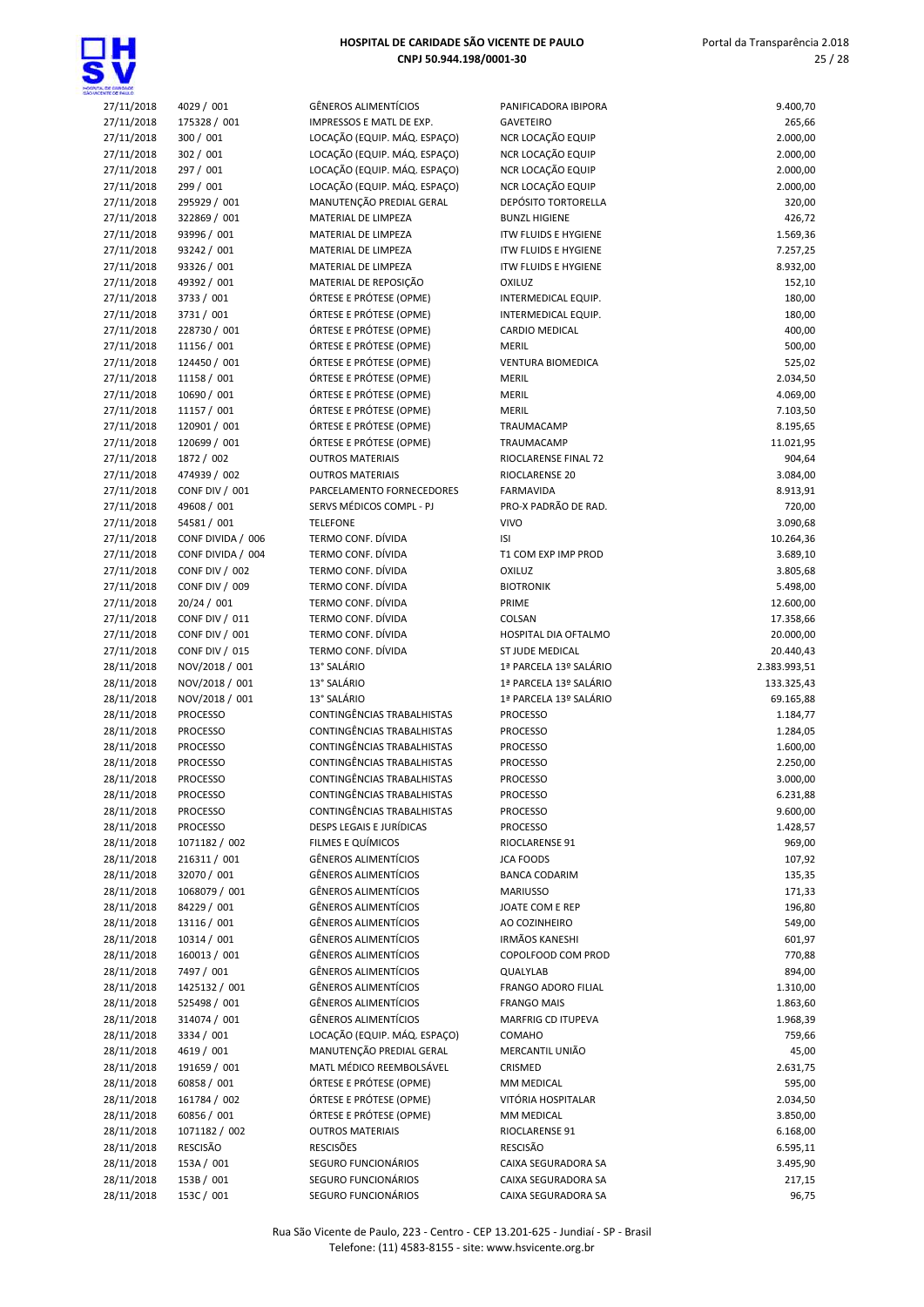| | | | | |
|---|---|---|---|---|
| 27/11/2018 | 4029 / 001 | GÊNEROS ALIMENTÍCIOS | PANIFICADORA IBIPORA | 9.400,70 |
| 27/11/2018 | 175328 / 001 | IMPRESSOS E MATL DE EXP. | GAVETEIRO | 265,66 |
| 27/11/2018 | 300 / 001 | LOCAÇÃO (EQUIP. MÁQ. ESPAÇO) | NCR LOCAÇÃO EQUIP | 2.000,00 |
| 27/11/2018 | 302 / 001 | LOCAÇÃO (EQUIP. MÁQ. ESPAÇO) | NCR LOCAÇÃO EQUIP | 2.000,00 |
| 27/11/2018 | 297 / 001 | LOCAÇÃO (EQUIP. MÁQ. ESPAÇO) | NCR LOCAÇÃO EQUIP | 2.000,00 |
| 27/11/2018 | 299 / 001 | LOCAÇÃO (EQUIP. MÁQ. ESPAÇO) | NCR LOCAÇÃO EQUIP | 2.000,00 |
| 27/11/2018 | 295929 / 001 | MANUTENÇÃO PREDIAL GERAL | DEPÓSITO TORTORELLA | 320,00 |
| 27/11/2018 | 322869 / 001 | MATERIAL DE LIMPEZA | BUNZL HIGIENE | 426,72 |
| 27/11/2018 | 93996 / 001 | MATERIAL DE LIMPEZA | ITW FLUIDS E HYGIENE | 1.569,36 |
| 27/11/2018 | 93242 / 001 | MATERIAL DE LIMPEZA | ITW FLUIDS E HYGIENE | 7.257,25 |
| 27/11/2018 | 93326 / 001 | MATERIAL DE LIMPEZA | ITW FLUIDS E HYGIENE | 8.932,00 |
| 27/11/2018 | 49392 / 001 | MATERIAL DE REPOSIÇÃO | OXILUZ | 152,10 |
| 27/11/2018 | 3733 / 001 | ÓRTESE E PRÓTESE (OPME) | INTERMEDICAL EQUIP. | 180,00 |
| 27/11/2018 | 3731 / 001 | ÓRTESE E PRÓTESE (OPME) | INTERMEDICAL EQUIP. | 180,00 |
| 27/11/2018 | 228730 / 001 | ÓRTESE E PRÓTESE (OPME) | CARDIO MEDICAL | 400,00 |
| 27/11/2018 | 11156 / 001 | ÓRTESE E PRÓTESE (OPME) | MERIL | 500,00 |
| 27/11/2018 | 124450 / 001 | ÓRTESE E PRÓTESE (OPME) | VENTURA BIOMEDICA | 525,02 |
| 27/11/2018 | 11158 / 001 | ÓRTESE E PRÓTESE (OPME) | MERIL | 2.034,50 |
| 27/11/2018 | 10690 / 001 | ÓRTESE E PRÓTESE (OPME) | MERIL | 4.069,00 |
| 27/11/2018 | 11157 / 001 | ÓRTESE E PRÓTESE (OPME) | MERIL | 7.103,50 |
| 27/11/2018 | 120901 / 001 | ÓRTESE E PRÓTESE (OPME) | TRAUMACAMP | 8.195,65 |
| 27/11/2018 | 120699 / 001 | ÓRTESE E PRÓTESE (OPME) | TRAUMACAMP | 11.021,95 |
| 27/11/2018 | 1872 / 002 | OUTROS MATERIAIS | RIOCLARENSE FINAL 72 | 904,64 |
| 27/11/2018 | 474939 / 002 | OUTROS MATERIAIS | RIOCLARENSE 20 | 3.084,00 |
| 27/11/2018 | CONF DIV / 001 | PARCELAMENTO FORNECEDORES | FARMAVIDA | 8.913,91 |
| 27/11/2018 | 49608 / 001 | SERVS MÉDICOS COMPL - PJ | PRO-X PADRÃO DE RAD. | 720,00 |
| 27/11/2018 | 54581 / 001 | TELEFONE | VIVO | 3.090,68 |
| 27/11/2018 | CONF DIVIDA / 006 | TERMO CONF. DÍVIDA | ISI | 10.264,36 |
| 27/11/2018 | CONF DIVIDA / 004 | TERMO CONF. DÍVIDA | T1 COM EXP IMP PROD | 3.689,10 |
| 27/11/2018 | CONF DIV / 002 | TERMO CONF. DÍVIDA | OXILUZ | 3.805,68 |
| 27/11/2018 | CONF DIV / 009 | TERMO CONF. DÍVIDA | BIOTRONIK | 5.498,00 |
| 27/11/2018 | 20/24 / 001 | TERMO CONF. DÍVIDA | PRIME | 12.600,00 |
| 27/11/2018 | CONF DIV / 011 | TERMO CONF. DÍVIDA | COLSAN | 17.358,66 |
| 27/11/2018 | CONF DIV / 001 | TERMO CONF. DÍVIDA | HOSPITAL DIA OFTALMO | 20.000,00 |
| 27/11/2018 | CONF DIV / 015 | TERMO CONF. DÍVIDA | ST JUDE MEDICAL | 20.440,43 |
| 28/11/2018 | NOV/2018 / 001 | 13° SALÁRIO | 1ª PARCELA 13º SALÁRIO | 2.383.993,51 |
| 28/11/2018 | NOV/2018 / 001 | 13° SALÁRIO | 1ª PARCELA 13º SALÁRIO | 133.325,43 |
| 28/11/2018 | NOV/2018 / 001 | 13° SALÁRIO | 1ª PARCELA 13º SALÁRIO | 69.165,88 |
| 28/11/2018 | PROCESSO | CONTINGÊNCIAS TRABALHISTAS | PROCESSO | 1.184,77 |
| 28/11/2018 | PROCESSO | CONTINGÊNCIAS TRABALHISTAS | PROCESSO | 1.284,05 |
| 28/11/2018 | PROCESSO | CONTINGÊNCIAS TRABALHISTAS | PROCESSO | 1.600,00 |
| 28/11/2018 | PROCESSO | CONTINGÊNCIAS TRABALHISTAS | PROCESSO | 2.250,00 |
| 28/11/2018 | PROCESSO | CONTINGÊNCIAS TRABALHISTAS | PROCESSO | 3.000,00 |
| 28/11/2018 | PROCESSO | CONTINGÊNCIAS TRABALHISTAS | PROCESSO | 6.231,88 |
| 28/11/2018 | PROCESSO | CONTINGÊNCIAS TRABALHISTAS | PROCESSO | 9.600,00 |
| 28/11/2018 | PROCESSO | DESPS LEGAIS E JURÍDICAS | PROCESSO | 1.428,57 |
| 28/11/2018 | 1071182 / 002 | FILMES E QUÍMICOS | RIOCLARENSE 91 | 969,00 |
| 28/11/2018 | 216311 / 001 | GÊNEROS ALIMENTÍCIOS | JCA FOODS | 107,92 |
| 28/11/2018 | 32070 / 001 | GÊNEROS ALIMENTÍCIOS | BANCA CODARIM | 135,35 |
| 28/11/2018 | 1068079 / 001 | GÊNEROS ALIMENTÍCIOS | MARIUSSO | 171,33 |
| 28/11/2018 | 84229 / 001 | GÊNEROS ALIMENTÍCIOS | JOATE COM E REP | 196,80 |
| 28/11/2018 | 13116 / 001 | GÊNEROS ALIMENTÍCIOS | AO COZINHEIRO | 549,00 |
| 28/11/2018 | 10314 / 001 | GÊNEROS ALIMENTÍCIOS | IRMÃOS KANESHI | 601,97 |
| 28/11/2018 | 160013 / 001 | GÊNEROS ALIMENTÍCIOS | COPOLFOOD COM PROD | 770,88 |
| 28/11/2018 | 7497 / 001 | GÊNEROS ALIMENTÍCIOS | QUALYLAB | 894,00 |
| 28/11/2018 | 1425132 / 001 | GÊNEROS ALIMENTÍCIOS | FRANGO ADORO FILIAL | 1.310,00 |
| 28/11/2018 | 525498 / 001 | GÊNEROS ALIMENTÍCIOS | FRANGO MAIS | 1.863,60 |
| 28/11/2018 | 314074 / 001 | GÊNEROS ALIMENTÍCIOS | MARFRIG CD ITUPEVA | 1.968,39 |
| 28/11/2018 | 3334 / 001 | LOCAÇÃO (EQUIP. MÁQ. ESPAÇO) | COMAHO | 759,66 |
| 28/11/2018 | 4619 / 001 | MANUTENÇÃO PREDIAL GERAL | MERCANTIL UNIÃO | 45,00 |
| 28/11/2018 | 191659 / 001 | MATL MÉDICO REEMBOLSÁVEL | CRISMED | 2.631,75 |
| 28/11/2018 | 60858 / 001 | ÓRTESE E PRÓTESE (OPME) | MM MEDICAL | 595,00 |
| 28/11/2018 | 161784 / 002 | ÓRTESE E PRÓTESE (OPME) | VITÓRIA HOSPITALAR | 2.034,50 |
| 28/11/2018 | 60856 / 001 | ÓRTESE E PRÓTESE (OPME) | MM MEDICAL | 3.850,00 |
| 28/11/2018 | 1071182 / 002 | OUTROS MATERIAIS | RIOCLARENSE 91 | 6.168,00 |
| 28/11/2018 | RESCISÃO | RESCISÕES | RESCISÃO | 6.595,11 |
| 28/11/2018 | 153A / 001 | SEGURO FUNCIONÁRIOS | CAIXA SEGURADORA SA | 3.495,90 |
| 28/11/2018 | 153B / 001 | SEGURO FUNCIONÁRIOS | CAIXA SEGURADORA SA | 217,15 |
| 28/11/2018 | 153C / 001 | SEGURO FUNCIONÁRIOS | CAIXA SEGURADORA SA | 96,75 |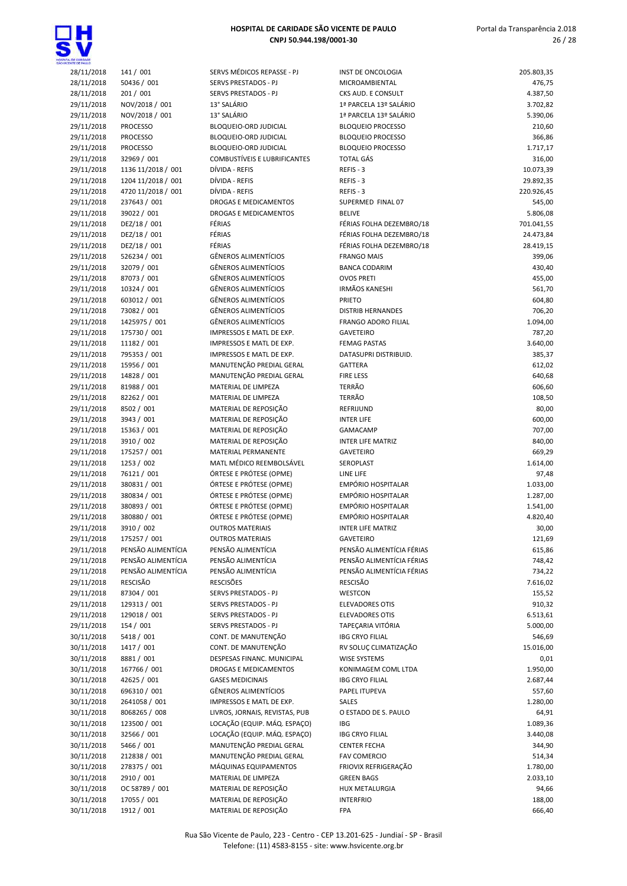| | | | | |
|---|---|---|---|---|
| 28/11/2018 | 141 / 001 | SERVS MÉDICOS REPASSE - PJ | INST DE ONCOLOGIA | 205.803,35 |
| 28/11/2018 | 50436 / 001 | SERVS PRESTADOS - PJ | MICROAMBIENTAL | 476,75 |
| 28/11/2018 | 201 / 001 | SERVS PRESTADOS - PJ | CKS AUD. E CONSULT | 4.387,50 |
| 29/11/2018 | NOV/2018 / 001 | 13° SALÁRIO | 1ª PARCELA 13º SALÁRIO | 3.702,82 |
| 29/11/2018 | NOV/2018 / 001 | 13° SALÁRIO | 1ª PARCELA 13º SALÁRIO | 5.390,06 |
| 29/11/2018 | PROCESSO | BLOQUEIO-ORD JUDICIAL | BLOQUEIO PROCESSO | 210,60 |
| 29/11/2018 | PROCESSO | BLOQUEIO-ORD JUDICIAL | BLOQUEIO PROCESSO | 366,86 |
| 29/11/2018 | PROCESSO | BLOQUEIO-ORD JUDICIAL | BLOQUEIO PROCESSO | 1.717,17 |
| 29/11/2018 | 32969 / 001 | COMBUSTÍVEIS E LUBRIFICANTES | TOTAL GÁS | 316,00 |
| 29/11/2018 | 1136 11/2018 / 001 | DÍVIDA - REFIS | REFIS - 3 | 10.073,39 |
| 29/11/2018 | 1204 11/2018 / 001 | DÍVIDA - REFIS | REFIS - 3 | 29.892,35 |
| 29/11/2018 | 4720 11/2018 / 001 | DÍVIDA - REFIS | REFIS - 3 | 220.926,45 |
| 29/11/2018 | 237643 / 001 | DROGAS E MEDICAMENTOS | SUPERMED FINAL 07 | 545,00 |
| 29/11/2018 | 39022 / 001 | DROGAS E MEDICAMENTOS | BELIVE | 5.806,08 |
| 29/11/2018 | DEZ/18 / 001 | FÉRIAS | FÉRIAS FOLHA DEZEMBRO/18 | 701.041,55 |
| 29/11/2018 | DEZ/18 / 001 | FÉRIAS | FÉRIAS FOLHA DEZEMBRO/18 | 24.473,84 |
| 29/11/2018 | DEZ/18 / 001 | FÉRIAS | FÉRIAS FOLHA DEZEMBRO/18 | 28.419,15 |
| 29/11/2018 | 526234 / 001 | GÊNEROS ALIMENTÍCIOS | FRANGO MAIS | 399,06 |
| 29/11/2018 | 32079 / 001 | GÊNEROS ALIMENTÍCIOS | BANCA CODARIM | 430,40 |
| 29/11/2018 | 87073 / 001 | GÊNEROS ALIMENTÍCIOS | OVOS PRETI | 455,00 |
| 29/11/2018 | 10324 / 001 | GÊNEROS ALIMENTÍCIOS | IRMÃOS KANESHI | 561,70 |
| 29/11/2018 | 603012 / 001 | GÊNEROS ALIMENTÍCIOS | PRIETO | 604,80 |
| 29/11/2018 | 73082 / 001 | GÊNEROS ALIMENTÍCIOS | DISTRIB HERNANDES | 706,20 |
| 29/11/2018 | 1425975 / 001 | GÊNEROS ALIMENTÍCIOS | FRANGO ADORO FILIAL | 1.094,00 |
| 29/11/2018 | 175730 / 001 | IMPRESSOS E MATL DE EXP. | GAVETEIRO | 787,20 |
| 29/11/2018 | 11182 / 001 | IMPRESSOS E MATL DE EXP. | FEMAG PASTAS | 3.640,00 |
| 29/11/2018 | 795353 / 001 | IMPRESSOS E MATL DE EXP. | DATASUPRI DISTRIBUID. | 385,37 |
| 29/11/2018 | 15956 / 001 | MANUTENÇÃO PREDIAL GERAL | GATTERA | 612,02 |
| 29/11/2018 | 14828 / 001 | MANUTENÇÃO PREDIAL GERAL | FIRE LESS | 640,68 |
| 29/11/2018 | 81988 / 001 | MATERIAL DE LIMPEZA | TERRÃO | 606,60 |
| 29/11/2018 | 82262 / 001 | MATERIAL DE LIMPEZA | TERRÃO | 108,50 |
| 29/11/2018 | 8502 / 001 | MATERIAL DE REPOSIÇÃO | REFRIJUND | 80,00 |
| 29/11/2018 | 3943 / 001 | MATERIAL DE REPOSIÇÃO | INTER LIFE | 600,00 |
| 29/11/2018 | 15363 / 001 | MATERIAL DE REPOSIÇÃO | GAMACAMP | 707,00 |
| 29/11/2018 | 3910 / 002 | MATERIAL DE REPOSIÇÃO | INTER LIFE MATRIZ | 840,00 |
| 29/11/2018 | 175257 / 001 | MATERIAL PERMANENTE | GAVETEIRO | 669,29 |
| 29/11/2018 | 1253 / 002 | MATL MÉDICO REEMBOLSÁVEL | SEROPLAST | 1.614,00 |
| 29/11/2018 | 76121 / 001 | ÓRTESE E PRÓTESE (OPME) | LINE LIFE | 97,48 |
| 29/11/2018 | 380831 / 001 | ÓRTESE E PRÓTESE (OPME) | EMPÓRIO HOSPITALAR | 1.033,00 |
| 29/11/2018 | 380834 / 001 | ÓRTESE E PRÓTESE (OPME) | EMPÓRIO HOSPITALAR | 1.287,00 |
| 29/11/2018 | 380893 / 001 | ÓRTESE E PRÓTESE (OPME) | EMPÓRIO HOSPITALAR | 1.541,00 |
| 29/11/2018 | 380880 / 001 | ÓRTESE E PRÓTESE (OPME) | EMPÓRIO HOSPITALAR | 4.820,40 |
| 29/11/2018 | 3910 / 002 | OUTROS MATERIAIS | INTER LIFE MATRIZ | 30,00 |
| 29/11/2018 | 175257 / 001 | OUTROS MATERIAIS | GAVETEIRO | 121,69 |
| 29/11/2018 | PENSÃO ALIMENTÍCIA | PENSÃO ALIMENTÍCIA | PENSÃO ALIMENTÍCIA FÉRIAS | 615,86 |
| 29/11/2018 | PENSÃO ALIMENTÍCIA | PENSÃO ALIMENTÍCIA | PENSÃO ALIMENTÍCIA FÉRIAS | 748,42 |
| 29/11/2018 | PENSÃO ALIMENTÍCIA | PENSÃO ALIMENTÍCIA | PENSÃO ALIMENTÍCIA FÉRIAS | 734,22 |
| 29/11/2018 | RESCISÃO | RESCISÕES | RESCISÃO | 7.616,02 |
| 29/11/2018 | 87304 / 001 | SERVS PRESTADOS - PJ | WESTCON | 155,52 |
| 29/11/2018 | 129313 / 001 | SERVS PRESTADOS - PJ | ELEVADORES OTIS | 910,32 |
| 29/11/2018 | 129018 / 001 | SERVS PRESTADOS - PJ | ELEVADORES OTIS | 6.513,61 |
| 29/11/2018 | 154 / 001 | SERVS PRESTADOS - PJ | TAPEÇARIA VITÓRIA | 5.000,00 |
| 30/11/2018 | 5418 / 001 | CONT. DE MANUTENÇÃO | IBG CRYO FILIAL | 546,69 |
| 30/11/2018 | 1417 / 001 | CONT. DE MANUTENÇÃO | RV SOLUÇ CLIMATIZAÇÃO | 15.016,00 |
| 30/11/2018 | 8881 / 001 | DESPESAS FINANC. MUNICIPAL | WISE SYSTEMS | 0,01 |
| 30/11/2018 | 167766 / 001 | DROGAS E MEDICAMENTOS | KONIMAGEM COML LTDA | 1.950,00 |
| 30/11/2018 | 42625 / 001 | GASES MEDICINAIS | IBG CRYO FILIAL | 2.687,44 |
| 30/11/2018 | 696310 / 001 | GÊNEROS ALIMENTÍCIOS | PAPEL ITUPEVA | 557,60 |
| 30/11/2018 | 2641058 / 001 | IMPRESSOS E MATL DE EXP. | SALES | 1.280,00 |
| 30/11/2018 | 8068265 / 008 | LIVROS, JORNAIS, REVISTAS, PUB | O ESTADO DE S. PAULO | 64,91 |
| 30/11/2018 | 123500 / 001 | LOCAÇÃO (EQUIP. MÁQ. ESPAÇO) | IBG | 1.089,36 |
| 30/11/2018 | 32566 / 001 | LOCAÇÃO (EQUIP. MÁQ. ESPAÇO) | IBG CRYO FILIAL | 3.440,08 |
| 30/11/2018 | 5466 / 001 | MANUTENÇÃO PREDIAL GERAL | CENTER FECHA | 344,90 |
| 30/11/2018 | 212838 / 001 | MANUTENÇÃO PREDIAL GERAL | FAV COMERCIO | 514,34 |
| 30/11/2018 | 278375 / 001 | MÁQUINAS EQUIPAMENTOS | FRIOVIX REFRIGERAÇÃO | 1.780,00 |
| 30/11/2018 | 2910 / 001 | MATERIAL DE LIMPEZA | GREEN BAGS | 2.033,10 |
| 30/11/2018 | OC 58789 / 001 | MATERIAL DE REPOSIÇÃO | HUX METALURGIA | 94,66 |
| 30/11/2018 | 17055 / 001 | MATERIAL DE REPOSIÇÃO | INTERFRIO | 188,00 |
| 30/11/2018 | 1912 / 001 | MATERIAL DE REPOSIÇÃO | FPA | 666,40 |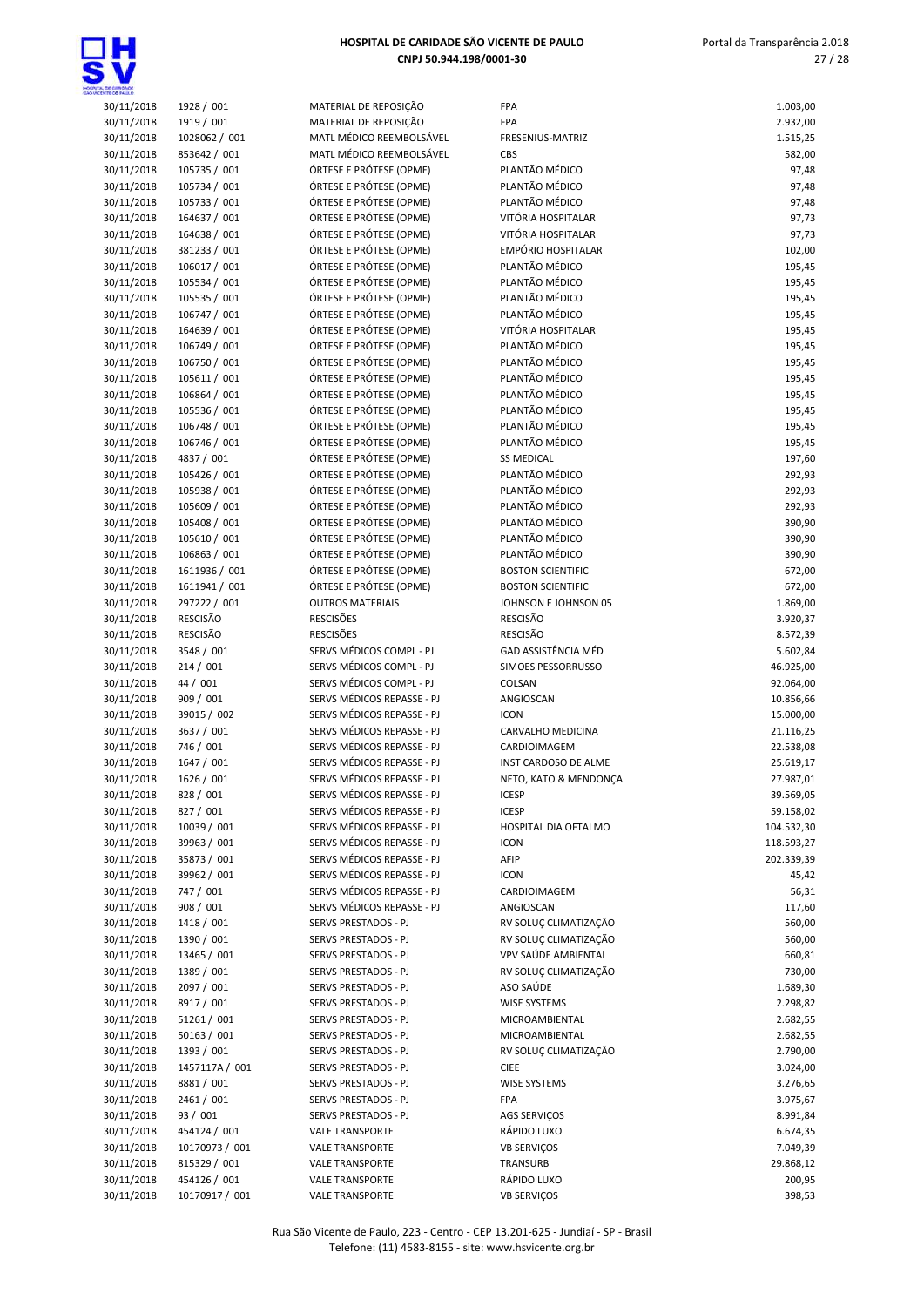| | | | | |
|---|---|---|---|---|
| 30/11/2018 | 1928 / 001 | MATERIAL DE REPOSIÇÃO | FPA | 1.003,00 |
| 30/11/2018 | 1919 / 001 | MATERIAL DE REPOSIÇÃO | FPA | 2.932,00 |
| 30/11/2018 | 1028062 / 001 | MATL MÉDICO REEMBOLSÁVEL | FRESENIUS-MATRIZ | 1.515,25 |
| 30/11/2018 | 853642 / 001 | MATL MÉDICO REEMBOLSÁVEL | CBS | 582,00 |
| 30/11/2018 | 105735 / 001 | ÓRTESE E PRÓTESE (OPME) | PLANTÃO MÉDICO | 97,48 |
| 30/11/2018 | 105734 / 001 | ÓRTESE E PRÓTESE (OPME) | PLANTÃO MÉDICO | 97,48 |
| 30/11/2018 | 105733 / 001 | ÓRTESE E PRÓTESE (OPME) | PLANTÃO MÉDICO | 97,48 |
| 30/11/2018 | 164637 / 001 | ÓRTESE E PRÓTESE (OPME) | VITÓRIA HOSPITALAR | 97,73 |
| 30/11/2018 | 164638 / 001 | ÓRTESE E PRÓTESE (OPME) | VITÓRIA HOSPITALAR | 97,73 |
| 30/11/2018 | 381233 / 001 | ÓRTESE E PRÓTESE (OPME) | EMPÓRIO HOSPITALAR | 102,00 |
| 30/11/2018 | 106017 / 001 | ÓRTESE E PRÓTESE (OPME) | PLANTÃO MÉDICO | 195,45 |
| 30/11/2018 | 105534 / 001 | ÓRTESE E PRÓTESE (OPME) | PLANTÃO MÉDICO | 195,45 |
| 30/11/2018 | 105535 / 001 | ÓRTESE E PRÓTESE (OPME) | PLANTÃO MÉDICO | 195,45 |
| 30/11/2018 | 106747 / 001 | ÓRTESE E PRÓTESE (OPME) | PLANTÃO MÉDICO | 195,45 |
| 30/11/2018 | 164639 / 001 | ÓRTESE E PRÓTESE (OPME) | VITÓRIA HOSPITALAR | 195,45 |
| 30/11/2018 | 106749 / 001 | ÓRTESE E PRÓTESE (OPME) | PLANTÃO MÉDICO | 195,45 |
| 30/11/2018 | 106750 / 001 | ÓRTESE E PRÓTESE (OPME) | PLANTÃO MÉDICO | 195,45 |
| 30/11/2018 | 105611 / 001 | ÓRTESE E PRÓTESE (OPME) | PLANTÃO MÉDICO | 195,45 |
| 30/11/2018 | 106864 / 001 | ÓRTESE E PRÓTESE (OPME) | PLANTÃO MÉDICO | 195,45 |
| 30/11/2018 | 105536 / 001 | ÓRTESE E PRÓTESE (OPME) | PLANTÃO MÉDICO | 195,45 |
| 30/11/2018 | 106748 / 001 | ÓRTESE E PRÓTESE (OPME) | PLANTÃO MÉDICO | 195,45 |
| 30/11/2018 | 106746 / 001 | ÓRTESE E PRÓTESE (OPME) | PLANTÃO MÉDICO | 195,45 |
| 30/11/2018 | 4837 / 001 | ÓRTESE E PRÓTESE (OPME) | SS MEDICAL | 197,60 |
| 30/11/2018 | 105426 / 001 | ÓRTESE E PRÓTESE (OPME) | PLANTÃO MÉDICO | 292,93 |
| 30/11/2018 | 105938 / 001 | ÓRTESE E PRÓTESE (OPME) | PLANTÃO MÉDICO | 292,93 |
| 30/11/2018 | 105609 / 001 | ÓRTESE E PRÓTESE (OPME) | PLANTÃO MÉDICO | 292,93 |
| 30/11/2018 | 105408 / 001 | ÓRTESE E PRÓTESE (OPME) | PLANTÃO MÉDICO | 390,90 |
| 30/11/2018 | 105610 / 001 | ÓRTESE E PRÓTESE (OPME) | PLANTÃO MÉDICO | 390,90 |
| 30/11/2018 | 106863 / 001 | ÓRTESE E PRÓTESE (OPME) | PLANTÃO MÉDICO | 390,90 |
| 30/11/2018 | 1611936 / 001 | ÓRTESE E PRÓTESE (OPME) | BOSTON SCIENTIFIC | 672,00 |
| 30/11/2018 | 1611941 / 001 | ÓRTESE E PRÓTESE (OPME) | BOSTON SCIENTIFIC | 672,00 |
| 30/11/2018 | 297222 / 001 | OUTROS MATERIAIS | JOHNSON E JOHNSON 05 | 1.869,00 |
| 30/11/2018 | RESCISÃO | RESCISÕES | RESCISÃO | 3.920,37 |
| 30/11/2018 | RESCISÃO | RESCISÕES | RESCISÃO | 8.572,39 |
| 30/11/2018 | 3548 / 001 | SERVS MÉDICOS COMPL - PJ | GAD ASSISTÊNCIA MÉD | 5.602,84 |
| 30/11/2018 | 214 / 001 | SERVS MÉDICOS COMPL - PJ | SIMOES PESSORRUSSO | 46.925,00 |
| 30/11/2018 | 44 / 001 | SERVS MÉDICOS COMPL - PJ | COLSAN | 92.064,00 |
| 30/11/2018 | 909 / 001 | SERVS MÉDICOS REPASSE - PJ | ANGIOSCAN | 10.856,66 |
| 30/11/2018 | 39015 / 002 | SERVS MÉDICOS REPASSE - PJ | ICON | 15.000,00 |
| 30/11/2018 | 3637 / 001 | SERVS MÉDICOS REPASSE - PJ | CARVALHO MEDICINA | 21.116,25 |
| 30/11/2018 | 746 / 001 | SERVS MÉDICOS REPASSE - PJ | CARDIOIMAGEM | 22.538,08 |
| 30/11/2018 | 1647 / 001 | SERVS MÉDICOS REPASSE - PJ | INST CARDOSO DE ALME | 25.619,17 |
| 30/11/2018 | 1626 / 001 | SERVS MÉDICOS REPASSE - PJ | NETO, KATO & MENDONÇA | 27.987,01 |
| 30/11/2018 | 828 / 001 | SERVS MÉDICOS REPASSE - PJ | ICESP | 39.569,05 |
| 30/11/2018 | 827 / 001 | SERVS MÉDICOS REPASSE - PJ | ICESP | 59.158,02 |
| 30/11/2018 | 10039 / 001 | SERVS MÉDICOS REPASSE - PJ | HOSPITAL DIA OFTALMO | 104.532,30 |
| 30/11/2018 | 39963 / 001 | SERVS MÉDICOS REPASSE - PJ | ICON | 118.593,27 |
| 30/11/2018 | 35873 / 001 | SERVS MÉDICOS REPASSE - PJ | AFIP | 202.339,39 |
| 30/11/2018 | 39962 / 001 | SERVS MÉDICOS REPASSE - PJ | ICON | 45,42 |
| 30/11/2018 | 747 / 001 | SERVS MÉDICOS REPASSE - PJ | CARDIOIMAGEM | 56,31 |
| 30/11/2018 | 908 / 001 | SERVS MÉDICOS REPASSE - PJ | ANGIOSCAN | 117,60 |
| 30/11/2018 | 1418 / 001 | SERVS PRESTADOS - PJ | RV SOLUÇ CLIMATIZAÇÃO | 560,00 |
| 30/11/2018 | 1390 / 001 | SERVS PRESTADOS - PJ | RV SOLUÇ CLIMATIZAÇÃO | 560,00 |
| 30/11/2018 | 13465 / 001 | SERVS PRESTADOS - PJ | VPV SAÚDE AMBIENTAL | 660,81 |
| 30/11/2018 | 1389 / 001 | SERVS PRESTADOS - PJ | RV SOLUÇ CLIMATIZAÇÃO | 730,00 |
| 30/11/2018 | 2097 / 001 | SERVS PRESTADOS - PJ | ASO SAÚDE | 1.689,30 |
| 30/11/2018 | 8917 / 001 | SERVS PRESTADOS - PJ | WISE SYSTEMS | 2.298,82 |
| 30/11/2018 | 51261 / 001 | SERVS PRESTADOS - PJ | MICROAMBIENTAL | 2.682,55 |
| 30/11/2018 | 50163 / 001 | SERVS PRESTADOS - PJ | MICROAMBIENTAL | 2.682,55 |
| 30/11/2018 | 1393 / 001 | SERVS PRESTADOS - PJ | RV SOLUÇ CLIMATIZAÇÃO | 2.790,00 |
| 30/11/2018 | 1457117A / 001 | SERVS PRESTADOS - PJ | CIEE | 3.024,00 |
| 30/11/2018 | 8881 / 001 | SERVS PRESTADOS - PJ | WISE SYSTEMS | 3.276,65 |
| 30/11/2018 | 2461 / 001 | SERVS PRESTADOS - PJ | FPA | 3.975,67 |
| 30/11/2018 | 93 / 001 | SERVS PRESTADOS - PJ | AGS SERVIÇOS | 8.991,84 |
| 30/11/2018 | 454124 / 001 | VALE TRANSPORTE | RÁPIDO LUXO | 6.674,35 |
| 30/11/2018 | 10170973 / 001 | VALE TRANSPORTE | VB SERVIÇOS | 7.049,39 |
| 30/11/2018 | 815329 / 001 | VALE TRANSPORTE | TRANSURB | 29.868,12 |
| 30/11/2018 | 454126 / 001 | VALE TRANSPORTE | RÁPIDO LUXO | 200,95 |
| 30/11/2018 | 10170917 / 001 | VALE TRANSPORTE | VB SERVIÇOS | 398,53 |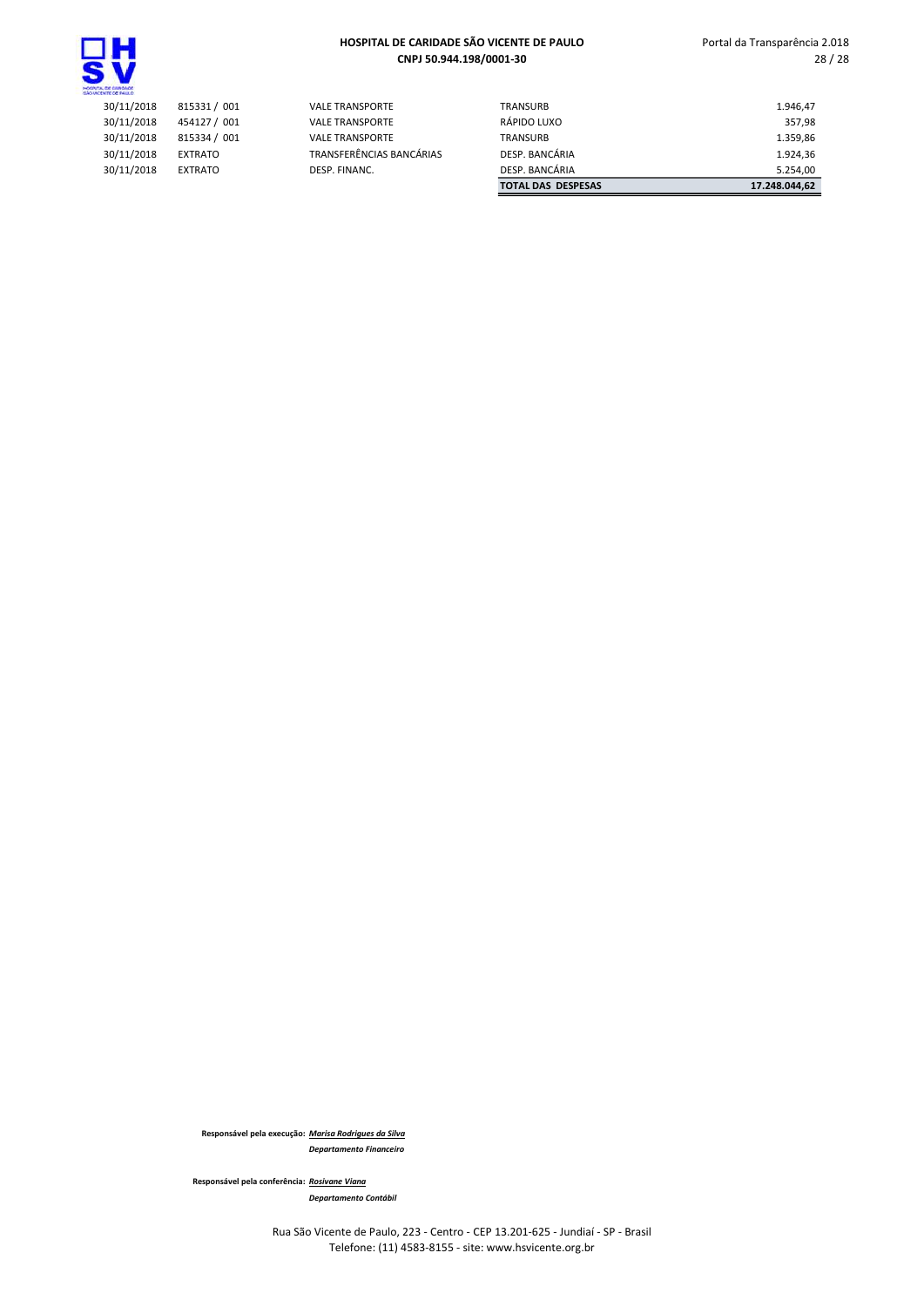| | | | | |
|---|---|---|---|---|
| 30/11/2018 | 815331 / 001 | VALE TRANSPORTE | TRANSURB | 1.946,47 |
| 30/11/2018 | 454127 / 001 | VALE TRANSPORTE | RÁPIDO LUXO | 357,98 |
| 30/11/2018 | 815334 / 001 | VALE TRANSPORTE | TRANSURB | 1.359,86 |
| 30/11/2018 | EXTRATO | TRANSFERÊNCIAS BANCÁRIAS | DESP. BANCÁRIA | 1.924,36 |
| 30/11/2018 | EXTRATO | DESP. FINANC. | DESP. BANCÁRIA | 5.254,00 |
| | | | **TOTAL DAS DESPESAS** | **17.248.044,62** |

**Responsável pela execução:** ***Marisa Rodrigues da Silva***
***Departamento Financeiro***

**Responsável pela conferência:** ***Rosivane Viana***
***Departamento Contábil***

Rua São Vicente de Paulo, 223 - Centro - CEP 13.201-625 - Jundiaí - SP - Brasil
Telefone: (11) 4583-8155 - site: www.hsvicente.org.br